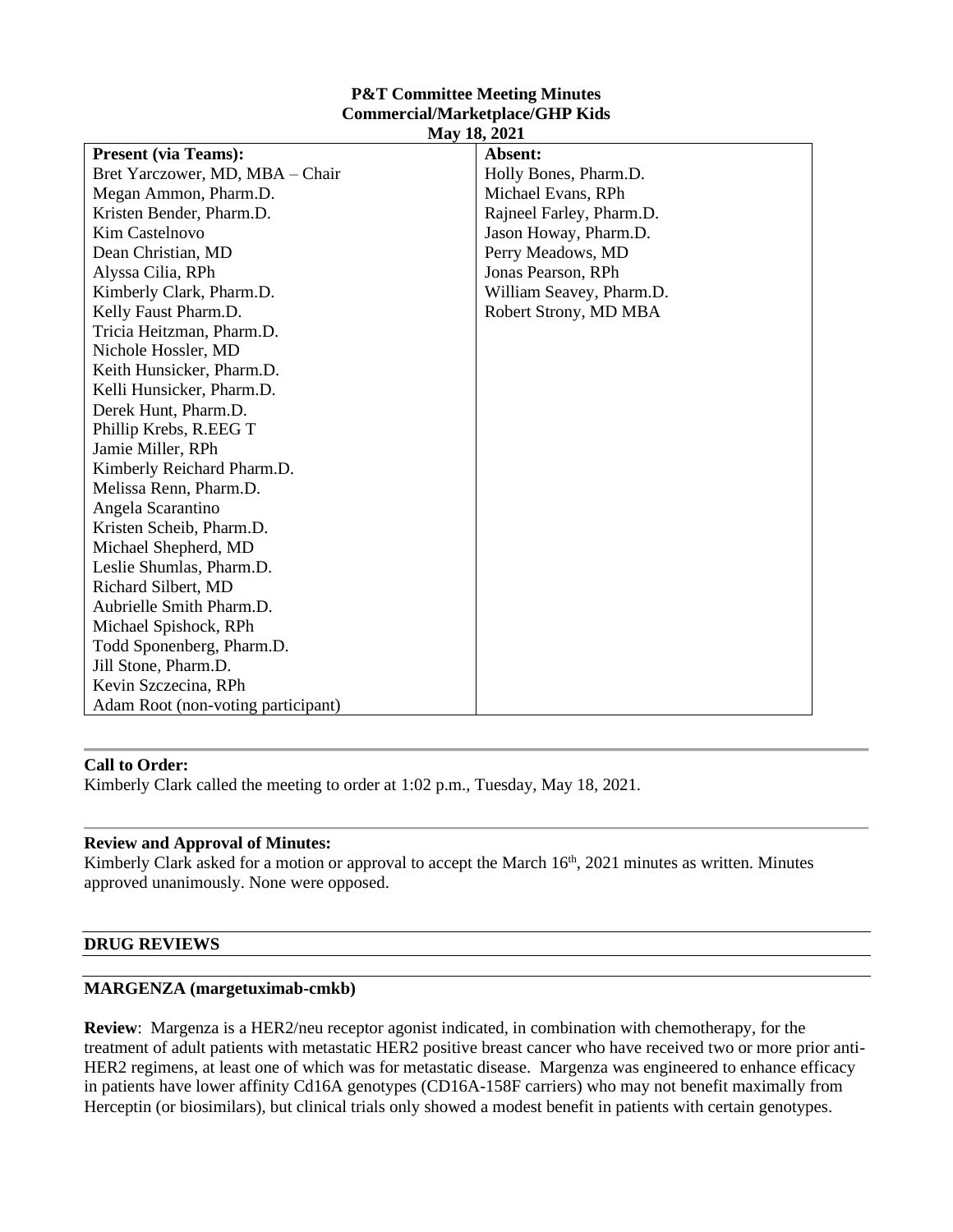# P&T Committee Meeting Minutes
## Commercial/Marketplace/GHP Kids
### May 18, 2021

| Present (via Teams): | Absent: |
|---|---|
| Bret Yarczower, MD, MBA – Chair | Holly Bones, Pharm.D. |
| Megan Ammon, Pharm.D. | Michael Evans, RPh |
| Kristen Bender, Pharm.D. | Rajneel Farley, Pharm.D. |
| Kim Castelnovo | Jason Howay, Pharm.D. |
| Dean Christian, MD | Perry Meadows, MD |
| Alyssa Cilia, RPh | Jonas Pearson, RPh |
| Kimberly Clark, Pharm.D. | William Seavey, Pharm.D. |
| Kelly Faust Pharm.D. | Robert Strony, MD MBA |
| Tricia Heitzman, Pharm.D. | |
| Nichole Hossler, MD | |
| Keith Hunsicker, Pharm.D. | |
| Kelli Hunsicker, Pharm.D. | |
| Derek Hunt, Pharm.D. | |
| Phillip Krebs, R.EEG T | |
| Jamie Miller, RPh | |
| Kimberly Reichard Pharm.D. | |
| Melissa Renn, Pharm.D. | |
| Angela Scarantino | |
| Kristen Scheib, Pharm.D. | |
| Michael Shepherd, MD | |
| Leslie Shumlas, Pharm.D. | |
| Richard Silbert, MD | |
| Aubrielle Smith Pharm.D. | |
| Michael Spishock, RPh | |
| Todd Sponenberg, Pharm.D. | |
| Jill Stone, Pharm.D. | |
| Kevin Szczecina, RPh | |
| Adam Root (non-voting participant) | |

**Call to Order:**
Kimberly Clark called the meeting to order at 1:02 p.m., Tuesday, May 18, 2021.

**Review and Approval of Minutes:**
Kimberly Clark asked for a motion or approval to accept the March 16th, 2021 minutes as written. Minutes approved unanimously. None were opposed.

## DRUG REVIEWS

### MARGENZA (margetuximab-cmkb)

**Review**: Margenza is a HER2/neu receptor agonist indicated, in combination with chemotherapy, for the treatment of adult patients with metastatic HER2 positive breast cancer who have received two or more prior anti-HER2 regimens, at least one of which was for metastatic disease. Margenza was engineered to enhance efficacy in patients have lower affinity Cd16A genotypes (CD16A-158F carriers) who may not benefit maximally from Herceptin (or biosimilars), but clinical trials only showed a modest benefit in patients with certain genotypes.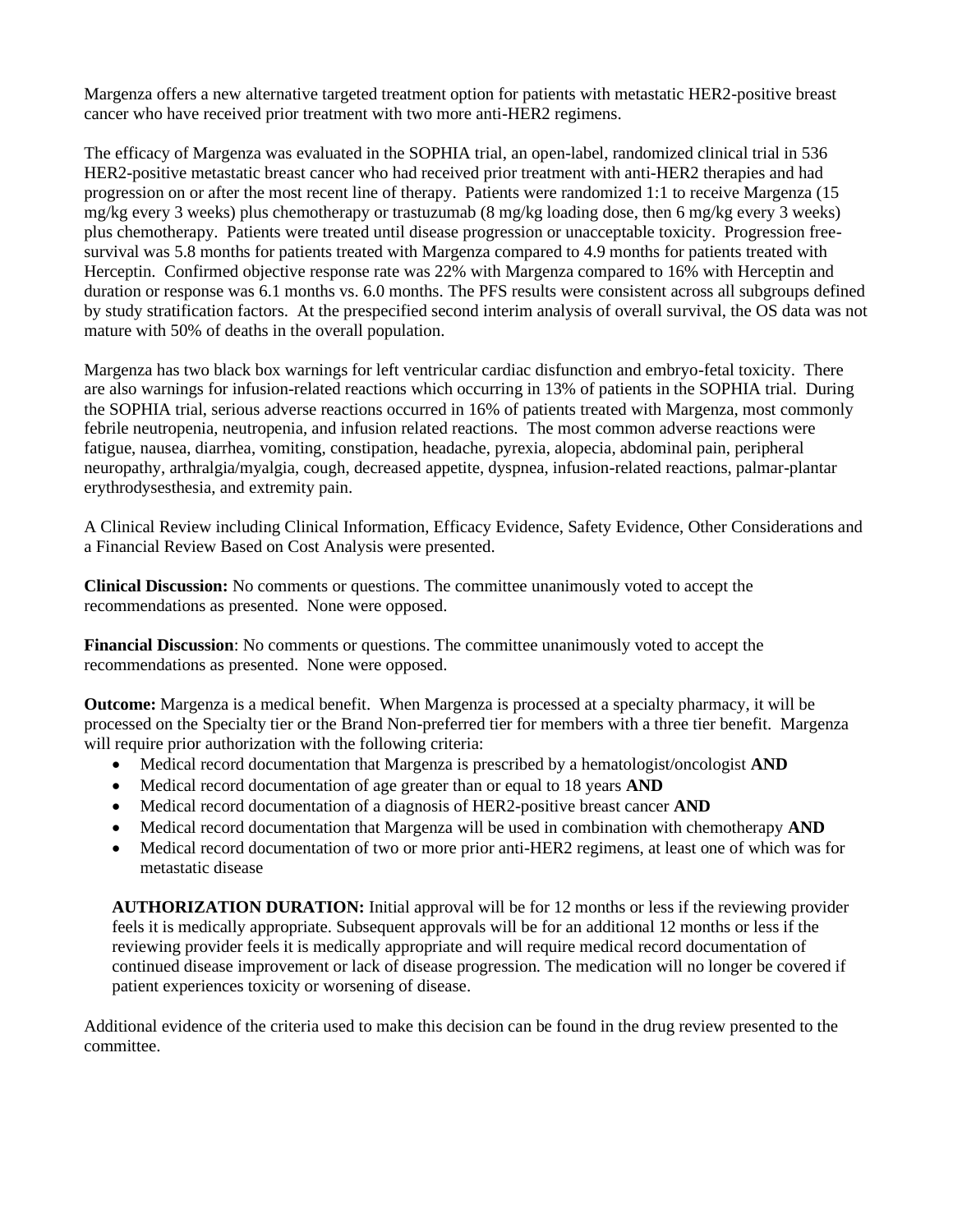Margenza offers a new alternative targeted treatment option for patients with metastatic HER2-positive breast cancer who have received prior treatment with two more anti-HER2 regimens.

The efficacy of Margenza was evaluated in the SOPHIA trial, an open-label, randomized clinical trial in 536 HER2-positive metastatic breast cancer who had received prior treatment with anti-HER2 therapies and had progression on or after the most recent line of therapy. Patients were randomized 1:1 to receive Margenza (15 mg/kg every 3 weeks) plus chemotherapy or trastuzumab (8 mg/kg loading dose, then 6 mg/kg every 3 weeks) plus chemotherapy. Patients were treated until disease progression or unacceptable toxicity. Progression free-survival was 5.8 months for patients treated with Margenza compared to 4.9 months for patients treated with Herceptin. Confirmed objective response rate was 22% with Margenza compared to 16% with Herceptin and duration or response was 6.1 months vs. 6.0 months. The PFS results were consistent across all subgroups defined by study stratification factors. At the prespecified second interim analysis of overall survival, the OS data was not mature with 50% of deaths in the overall population.

Margenza has two black box warnings for left ventricular cardiac disfunction and embryo-fetal toxicity. There are also warnings for infusion-related reactions which occurring in 13% of patients in the SOPHIA trial. During the SOPHIA trial, serious adverse reactions occurred in 16% of patients treated with Margenza, most commonly febrile neutropenia, neutropenia, and infusion related reactions. The most common adverse reactions were fatigue, nausea, diarrhea, vomiting, constipation, headache, pyrexia, alopecia, abdominal pain, peripheral neuropathy, arthralgia/myalgia, cough, decreased appetite, dyspnea, infusion-related reactions, palmar-plantar erythrodysesthesia, and extremity pain.

A Clinical Review including Clinical Information, Efficacy Evidence, Safety Evidence, Other Considerations and a Financial Review Based on Cost Analysis were presented.

**Clinical Discussion:** No comments or questions. The committee unanimously voted to accept the recommendations as presented. None were opposed.

**Financial Discussion**: No comments or questions. The committee unanimously voted to accept the recommendations as presented. None were opposed.

**Outcome:** Margenza is a medical benefit. When Margenza is processed at a specialty pharmacy, it will be processed on the Specialty tier or the Brand Non-preferred tier for members with a three tier benefit. Margenza will require prior authorization with the following criteria:

- Medical record documentation that Margenza is prescribed by a hematologist/oncologist **AND**
- Medical record documentation of age greater than or equal to 18 years **AND**
- Medical record documentation of a diagnosis of HER2-positive breast cancer **AND**
- Medical record documentation that Margenza will be used in combination with chemotherapy **AND**
- Medical record documentation of two or more prior anti-HER2 regimens, at least one of which was for metastatic disease

**AUTHORIZATION DURATION:** Initial approval will be for 12 months or less if the reviewing provider feels it is medically appropriate. Subsequent approvals will be for an additional 12 months or less if the reviewing provider feels it is medically appropriate and will require medical record documentation of continued disease improvement or lack of disease progression. The medication will no longer be covered if patient experiences toxicity or worsening of disease.

Additional evidence of the criteria used to make this decision can be found in the drug review presented to the committee.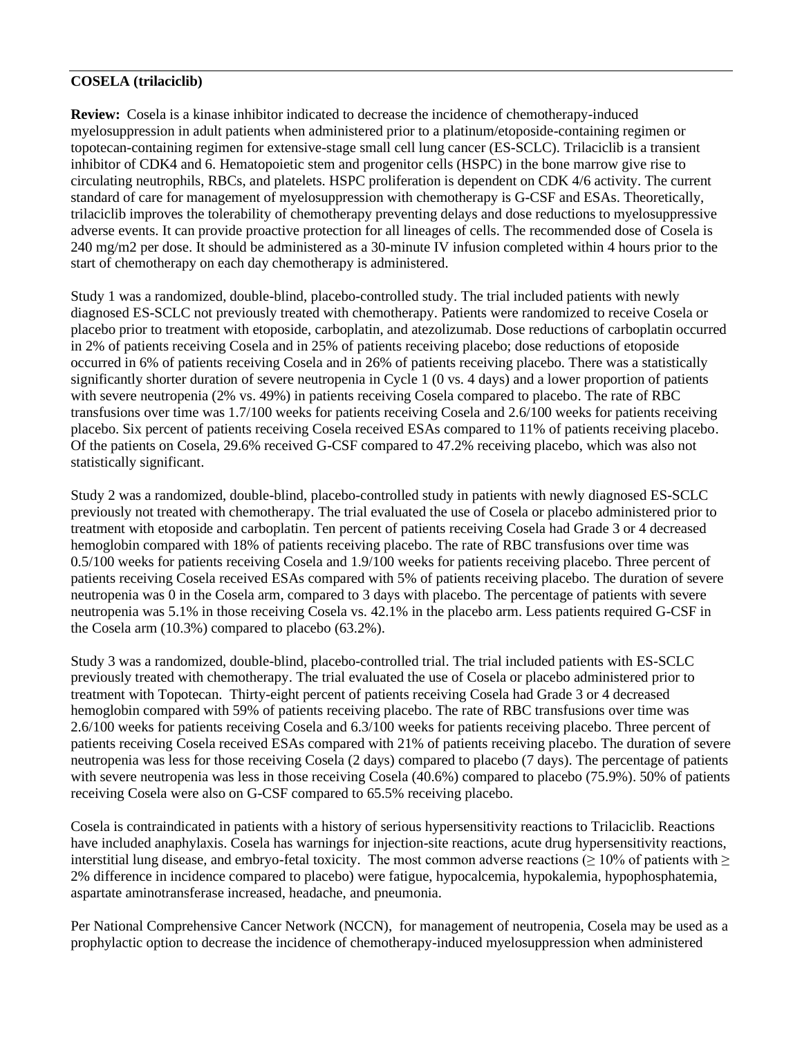**COSELA (trilaciclib)**

**Review:** Cosela is a kinase inhibitor indicated to decrease the incidence of chemotherapy-induced myelosuppression in adult patients when administered prior to a platinum/etoposide-containing regimen or topotecan-containing regimen for extensive-stage small cell lung cancer (ES-SCLC). Trilaciclib is a transient inhibitor of CDK4 and 6. Hematopoietic stem and progenitor cells (HSPC) in the bone marrow give rise to circulating neutrophils, RBCs, and platelets. HSPC proliferation is dependent on CDK 4/6 activity. The current standard of care for management of myelosuppression with chemotherapy is G-CSF and ESAs. Theoretically, trilaciclib improves the tolerability of chemotherapy preventing delays and dose reductions to myelosuppressive adverse events. It can provide proactive protection for all lineages of cells. The recommended dose of Cosela is 240 mg/m2 per dose. It should be administered as a 30-minute IV infusion completed within 4 hours prior to the start of chemotherapy on each day chemotherapy is administered.

Study 1 was a randomized, double-blind, placebo-controlled study. The trial included patients with newly diagnosed ES-SCLC not previously treated with chemotherapy. Patients were randomized to receive Cosela or placebo prior to treatment with etoposide, carboplatin, and atezolizumab. Dose reductions of carboplatin occurred in 2% of patients receiving Cosela and in 25% of patients receiving placebo; dose reductions of etoposide occurred in 6% of patients receiving Cosela and in 26% of patients receiving placebo. There was a statistically significantly shorter duration of severe neutropenia in Cycle 1 (0 vs. 4 days) and a lower proportion of patients with severe neutropenia (2% vs. 49%) in patients receiving Cosela compared to placebo. The rate of RBC transfusions over time was 1.7/100 weeks for patients receiving Cosela and 2.6/100 weeks for patients receiving placebo. Six percent of patients receiving Cosela received ESAs compared to 11% of patients receiving placebo. Of the patients on Cosela, 29.6% received G-CSF compared to 47.2% receiving placebo, which was also not statistically significant.

Study 2 was a randomized, double-blind, placebo-controlled study in patients with newly diagnosed ES-SCLC previously not treated with chemotherapy. The trial evaluated the use of Cosela or placebo administered prior to treatment with etoposide and carboplatin. Ten percent of patients receiving Cosela had Grade 3 or 4 decreased hemoglobin compared with 18% of patients receiving placebo. The rate of RBC transfusions over time was 0.5/100 weeks for patients receiving Cosela and 1.9/100 weeks for patients receiving placebo. Three percent of patients receiving Cosela received ESAs compared with 5% of patients receiving placebo. The duration of severe neutropenia was 0 in the Cosela arm, compared to 3 days with placebo. The percentage of patients with severe neutropenia was 5.1% in those receiving Cosela vs. 42.1% in the placebo arm. Less patients required G-CSF in the Cosela arm (10.3%) compared to placebo (63.2%).

Study 3 was a randomized, double-blind, placebo-controlled trial. The trial included patients with ES-SCLC previously treated with chemotherapy. The trial evaluated the use of Cosela or placebo administered prior to treatment with Topotecan. Thirty-eight percent of patients receiving Cosela had Grade 3 or 4 decreased hemoglobin compared with 59% of patients receiving placebo. The rate of RBC transfusions over time was 2.6/100 weeks for patients receiving Cosela and 6.3/100 weeks for patients receiving placebo. Three percent of patients receiving Cosela received ESAs compared with 21% of patients receiving placebo. The duration of severe neutropenia was less for those receiving Cosela (2 days) compared to placebo (7 days). The percentage of patients with severe neutropenia was less in those receiving Cosela (40.6%) compared to placebo (75.9%). 50% of patients receiving Cosela were also on G-CSF compared to 65.5% receiving placebo.

Cosela is contraindicated in patients with a history of serious hypersensitivity reactions to Trilaciclib. Reactions have included anaphylaxis. Cosela has warnings for injection-site reactions, acute drug hypersensitivity reactions, interstitial lung disease, and embryo-fetal toxicity. The most common adverse reactions ($\geq$ 10% of patients with $\geq$ 2% difference in incidence compared to placebo) were fatigue, hypocalcemia, hypokalemia, hypophosphatemia, aspartate aminotransferase increased, headache, and pneumonia.

Per National Comprehensive Cancer Network (NCCN), for management of neutropenia, Cosela may be used as a prophylactic option to decrease the incidence of chemotherapy-induced myelosuppression when administered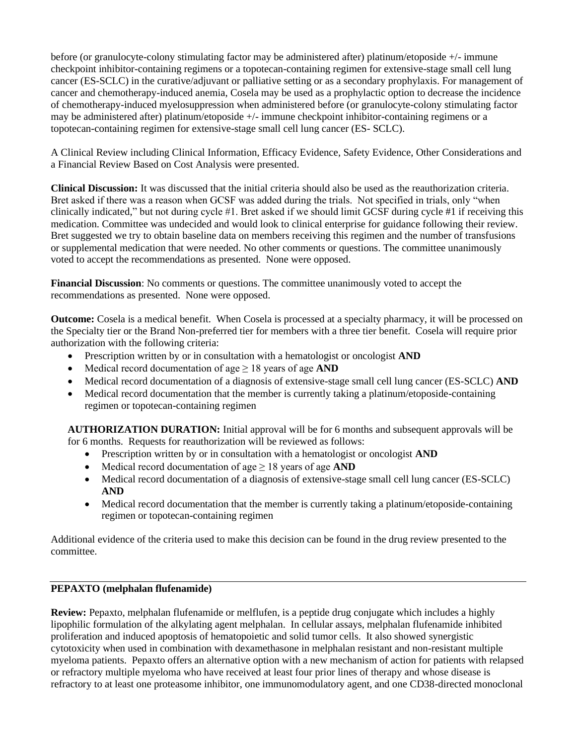before (or granulocyte-colony stimulating factor may be administered after) platinum/etoposide +/- immune checkpoint inhibitor-containing regimens or a topotecan-containing regimen for extensive-stage small cell lung cancer (ES-SCLC) in the curative/adjuvant or palliative setting or as a secondary prophylaxis. For management of cancer and chemotherapy-induced anemia, Cosela may be used as a prophylactic option to decrease the incidence of chemotherapy-induced myelosuppression when administered before (or granulocyte-colony stimulating factor may be administered after) platinum/etoposide +/- immune checkpoint inhibitor-containing regimens or a topotecan-containing regimen for extensive-stage small cell lung cancer (ES- SCLC).

A Clinical Review including Clinical Information, Efficacy Evidence, Safety Evidence, Other Considerations and a Financial Review Based on Cost Analysis were presented.

**Clinical Discussion:** It was discussed that the initial criteria should also be used as the reauthorization criteria. Bret asked if there was a reason when GCSF was added during the trials. Not specified in trials, only "when clinically indicated," but not during cycle #1. Bret asked if we should limit GCSF during cycle #1 if receiving this medication. Committee was undecided and would look to clinical enterprise for guidance following their review. Bret suggested we try to obtain baseline data on members receiving this regimen and the number of transfusions or supplemental medication that were needed. No other comments or questions. The committee unanimously voted to accept the recommendations as presented. None were opposed.

**Financial Discussion**: No comments or questions. The committee unanimously voted to accept the recommendations as presented. None were opposed.

**Outcome:** Cosela is a medical benefit. When Cosela is processed at a specialty pharmacy, it will be processed on the Specialty tier or the Brand Non-preferred tier for members with a three tier benefit. Cosela will require prior authorization with the following criteria:

- Prescription written by or in consultation with a hematologist or oncologist **AND**
- Medical record documentation of age ≥ 18 years of age **AND**
- Medical record documentation of a diagnosis of extensive-stage small cell lung cancer (ES-SCLC) **AND**
- Medical record documentation that the member is currently taking a platinum/etoposide-containing regimen or topotecan-containing regimen

**AUTHORIZATION DURATION:** Initial approval will be for 6 months and subsequent approvals will be for 6 months. Requests for reauthorization will be reviewed as follows:

- Prescription written by or in consultation with a hematologist or oncologist **AND**
- Medical record documentation of age ≥ 18 years of age **AND**
- Medical record documentation of a diagnosis of extensive-stage small cell lung cancer (ES-SCLC) **AND**
- Medical record documentation that the member is currently taking a platinum/etoposide-containing regimen or topotecan-containing regimen

Additional evidence of the criteria used to make this decision can be found in the drug review presented to the committee.

---

**PEPAXTO (melphalan flufenamide)**

**Review:** Pepaxto, melphalan flufenamide or melflufen, is a peptide drug conjugate which includes a highly lipophilic formulation of the alkylating agent melphalan. In cellular assays, melphalan flufenamide inhibited proliferation and induced apoptosis of hematopoietic and solid tumor cells. It also showed synergistic cytotoxicity when used in combination with dexamethasone in melphalan resistant and non-resistant multiple myeloma patients. Pepaxto offers an alternative option with a new mechanism of action for patients with relapsed or refractory multiple myeloma who have received at least four prior lines of therapy and whose disease is refractory to at least one proteasome inhibitor, one immunomodulatory agent, and one CD38-directed monoclonal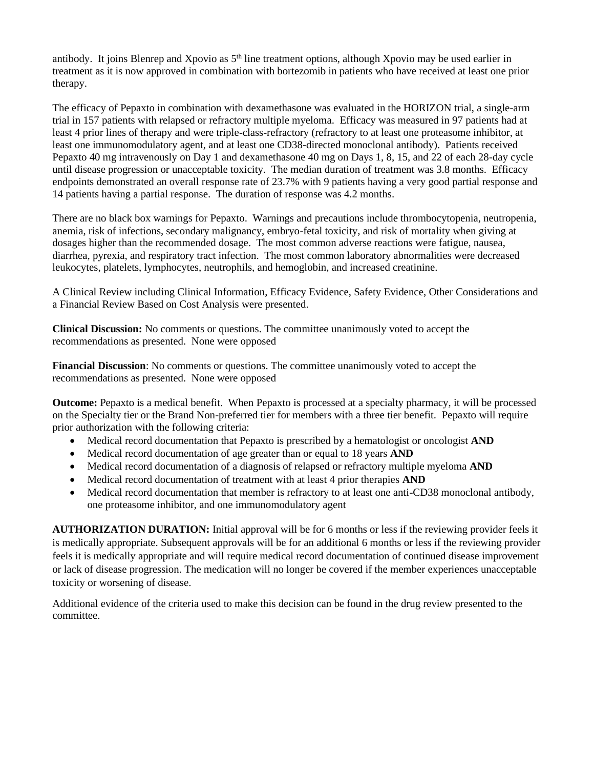antibody. It joins Blenrep and Xpovio as 5th line treatment options, although Xpovio may be used earlier in treatment as it is now approved in combination with bortezomib in patients who have received at least one prior therapy.

The efficacy of Pepaxto in combination with dexamethasone was evaluated in the HORIZON trial, a single-arm trial in 157 patients with relapsed or refractory multiple myeloma. Efficacy was measured in 97 patients had at least 4 prior lines of therapy and were triple-class-refractory (refractory to at least one proteasome inhibitor, at least one immunomodulatory agent, and at least one CD38-directed monoclonal antibody). Patients received Pepaxto 40 mg intravenously on Day 1 and dexamethasone 40 mg on Days 1, 8, 15, and 22 of each 28-day cycle until disease progression or unacceptable toxicity. The median duration of treatment was 3.8 months. Efficacy endpoints demonstrated an overall response rate of 23.7% with 9 patients having a very good partial response and 14 patients having a partial response. The duration of response was 4.2 months.

There are no black box warnings for Pepaxto. Warnings and precautions include thrombocytopenia, neutropenia, anemia, risk of infections, secondary malignancy, embryo-fetal toxicity, and risk of mortality when giving at dosages higher than the recommended dosage. The most common adverse reactions were fatigue, nausea, diarrhea, pyrexia, and respiratory tract infection. The most common laboratory abnormalities were decreased leukocytes, platelets, lymphocytes, neutrophils, and hemoglobin, and increased creatinine.

A Clinical Review including Clinical Information, Efficacy Evidence, Safety Evidence, Other Considerations and a Financial Review Based on Cost Analysis were presented.

**Clinical Discussion:** No comments or questions. The committee unanimously voted to accept the recommendations as presented. None were opposed

**Financial Discussion**: No comments or questions. The committee unanimously voted to accept the recommendations as presented. None were opposed

**Outcome:** Pepaxto is a medical benefit. When Pepaxto is processed at a specialty pharmacy, it will be processed on the Specialty tier or the Brand Non-preferred tier for members with a three tier benefit. Pepaxto will require prior authorization with the following criteria:

- Medical record documentation that Pepaxto is prescribed by a hematologist or oncologist **AND**
- Medical record documentation of age greater than or equal to 18 years **AND**
- Medical record documentation of a diagnosis of relapsed or refractory multiple myeloma **AND**
- Medical record documentation of treatment with at least 4 prior therapies **AND**
- Medical record documentation that member is refractory to at least one anti-CD38 monoclonal antibody, one proteasome inhibitor, and one immunomodulatory agent

**AUTHORIZATION DURATION:** Initial approval will be for 6 months or less if the reviewing provider feels it is medically appropriate. Subsequent approvals will be for an additional 6 months or less if the reviewing provider feels it is medically appropriate and will require medical record documentation of continued disease improvement or lack of disease progression. The medication will no longer be covered if the member experiences unacceptable toxicity or worsening of disease.

Additional evidence of the criteria used to make this decision can be found in the drug review presented to the committee.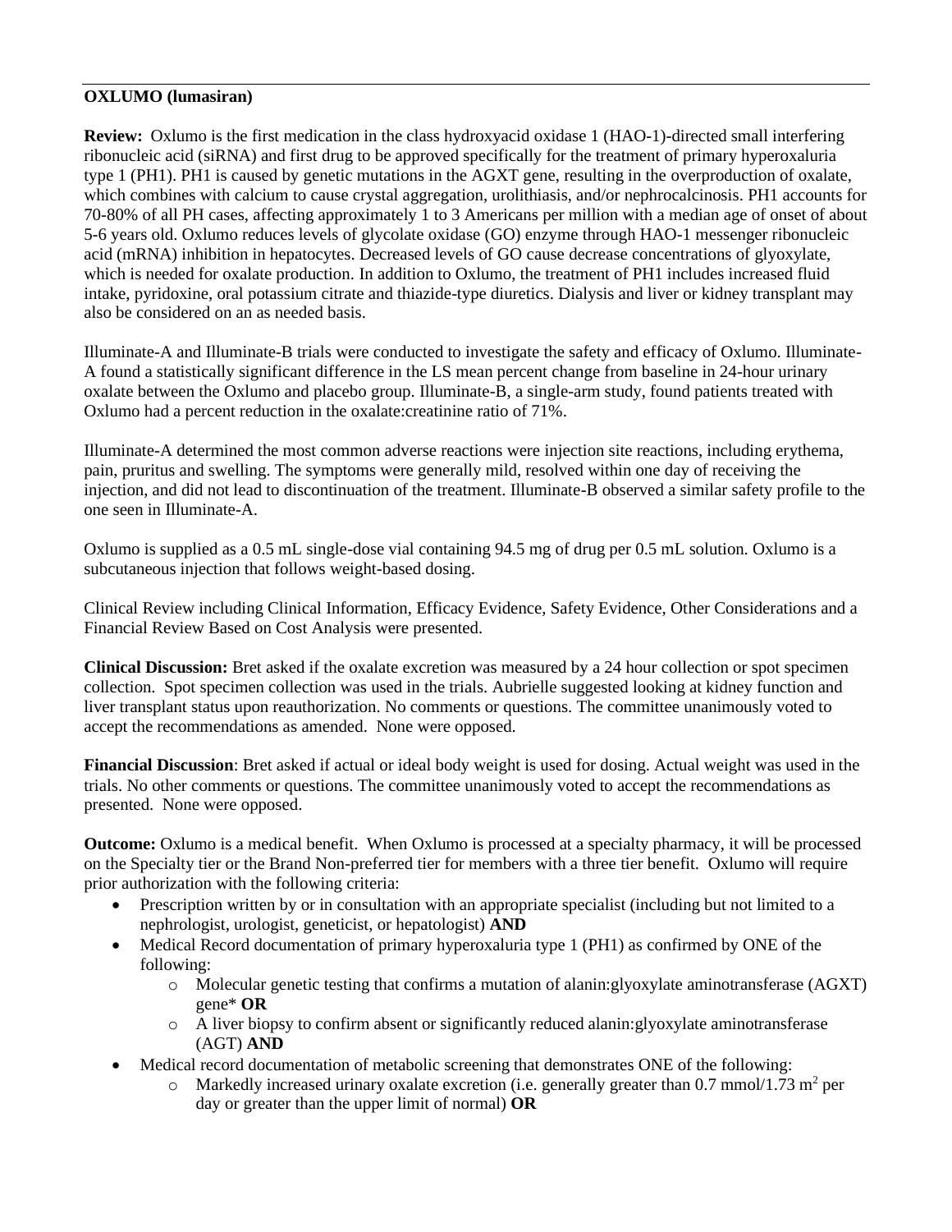**OXLUMO (lumasiran)**

**Review:** Oxlumo is the first medication in the class hydroxyacid oxidase 1 (HAO-1)-directed small interfering ribonucleic acid (siRNA) and first drug to be approved specifically for the treatment of primary hyperoxaluria type 1 (PH1). PH1 is caused by genetic mutations in the AGXT gene, resulting in the overproduction of oxalate, which combines with calcium to cause crystal aggregation, urolithiasis, and/or nephrocalcinosis. PH1 accounts for 70-80% of all PH cases, affecting approximately 1 to 3 Americans per million with a median age of onset of about 5-6 years old. Oxlumo reduces levels of glycolate oxidase (GO) enzyme through HAO-1 messenger ribonucleic acid (mRNA) inhibition in hepatocytes. Decreased levels of GO cause decrease concentrations of glyoxylate, which is needed for oxalate production. In addition to Oxlumo, the treatment of PH1 includes increased fluid intake, pyridoxine, oral potassium citrate and thiazide-type diuretics. Dialysis and liver or kidney transplant may also be considered on an as needed basis.

Illuminate-A and Illuminate-B trials were conducted to investigate the safety and efficacy of Oxlumo. Illuminate-A found a statistically significant difference in the LS mean percent change from baseline in 24-hour urinary oxalate between the Oxlumo and placebo group. Illuminate-B, a single-arm study, found patients treated with Oxlumo had a percent reduction in the oxalate:creatinine ratio of 71%.

Illuminate-A determined the most common adverse reactions were injection site reactions, including erythema, pain, pruritus and swelling. The symptoms were generally mild, resolved within one day of receiving the injection, and did not lead to discontinuation of the treatment. Illuminate-B observed a similar safety profile to the one seen in Illuminate-A.

Oxlumo is supplied as a 0.5 mL single-dose vial containing 94.5 mg of drug per 0.5 mL solution. Oxlumo is a subcutaneous injection that follows weight-based dosing.

Clinical Review including Clinical Information, Efficacy Evidence, Safety Evidence, Other Considerations and a Financial Review Based on Cost Analysis were presented.

**Clinical Discussion:** Bret asked if the oxalate excretion was measured by a 24 hour collection or spot specimen collection. Spot specimen collection was used in the trials. Aubrielle suggested looking at kidney function and liver transplant status upon reauthorization. No comments or questions. The committee unanimously voted to accept the recommendations as amended. None were opposed.

**Financial Discussion**: Bret asked if actual or ideal body weight is used for dosing. Actual weight was used in the trials. No other comments or questions. The committee unanimously voted to accept the recommendations as presented. None were opposed.

**Outcome:** Oxlumo is a medical benefit. When Oxlumo is processed at a specialty pharmacy, it will be processed on the Specialty tier or the Brand Non-preferred tier for members with a three tier benefit. Oxlumo will require prior authorization with the following criteria:

- Prescription written by or in consultation with an appropriate specialist (including but not limited to a nephrologist, urologist, geneticist, or hepatologist) **AND**
- Medical Record documentation of primary hyperoxaluria type 1 (PH1) as confirmed by ONE of the following:
  - Molecular genetic testing that confirms a mutation of alanin:glyoxylate aminotransferase (AGXT) gene* **OR**
  - A liver biopsy to confirm absent or significantly reduced alanin:glyoxylate aminotransferase (AGT) **AND**
- Medical record documentation of metabolic screening that demonstrates ONE of the following:
  - Markedly increased urinary oxalate excretion (i.e. generally greater than 0.7 mmol/1.73 $m^2$ per day or greater than the upper limit of normal) **OR**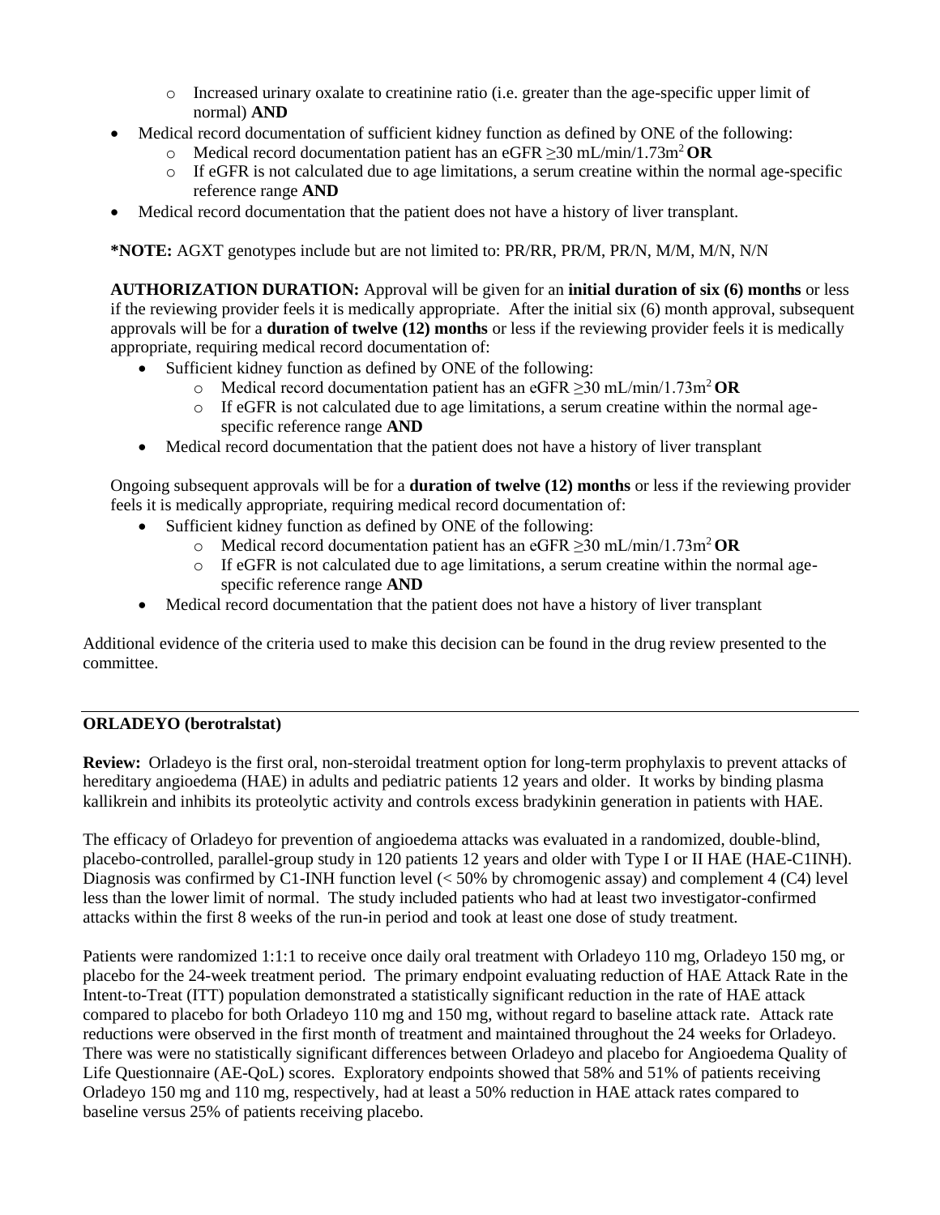- Increased urinary oxalate to creatinine ratio (i.e. greater than the age-specific upper limit of normal) **AND**
- Medical record documentation of sufficient kidney function as defined by ONE of the following:
  - Medical record documentation patient has an eGFR ≥30 mL/min/1.73m$^2$ **OR**
  - If eGFR is not calculated due to age limitations, a serum creatine within the normal age-specific reference range **AND**
- Medical record documentation that the patient does not have a history of liver transplant.

**\*NOTE:** AGXT genotypes include but are not limited to: PR/RR, PR/M, PR/N, M/M, M/N, N/N

**AUTHORIZATION DURATION:** Approval will be given for an **initial duration of six (6) months** or less if the reviewing provider feels it is medically appropriate. After the initial six (6) month approval, subsequent approvals will be for a **duration of twelve (12) months** or less if the reviewing provider feels it is medically appropriate, requiring medical record documentation of:

- Sufficient kidney function as defined by ONE of the following:
  - Medical record documentation patient has an eGFR ≥30 mL/min/1.73m$^2$ **OR**
  - If eGFR is not calculated due to age limitations, a serum creatine within the normal age-specific reference range **AND**
- Medical record documentation that the patient does not have a history of liver transplant

Ongoing subsequent approvals will be for a **duration of twelve (12) months** or less if the reviewing provider feels it is medically appropriate, requiring medical record documentation of:

- Sufficient kidney function as defined by ONE of the following:
  - Medical record documentation patient has an eGFR ≥30 mL/min/1.73m$^2$ **OR**
  - If eGFR is not calculated due to age limitations, a serum creatine within the normal age-specific reference range **AND**
- Medical record documentation that the patient does not have a history of liver transplant

Additional evidence of the criteria used to make this decision can be found in the drug review presented to the committee.

---

**ORLADEYO (berotralstat)**

**Review:** Orladeyo is the first oral, non-steroidal treatment option for long-term prophylaxis to prevent attacks of hereditary angioedema (HAE) in adults and pediatric patients 12 years and older. It works by binding plasma kallikrein and inhibits its proteolytic activity and controls excess bradykinin generation in patients with HAE.

The efficacy of Orladeyo for prevention of angioedema attacks was evaluated in a randomized, double-blind, placebo-controlled, parallel-group study in 120 patients 12 years and older with Type I or II HAE (HAE-C1INH). Diagnosis was confirmed by C1-INH function level (< 50% by chromogenic assay) and complement 4 (C4) level less than the lower limit of normal. The study included patients who had at least two investigator-confirmed attacks within the first 8 weeks of the run-in period and took at least one dose of study treatment.

Patients were randomized 1:1:1 to receive once daily oral treatment with Orladeyo 110 mg, Orladeyo 150 mg, or placebo for the 24-week treatment period. The primary endpoint evaluating reduction of HAE Attack Rate in the Intent-to-Treat (ITT) population demonstrated a statistically significant reduction in the rate of HAE attack compared to placebo for both Orladeyo 110 mg and 150 mg, without regard to baseline attack rate. Attack rate reductions were observed in the first month of treatment and maintained throughout the 24 weeks for Orladeyo. There was were no statistically significant differences between Orladeyo and placebo for Angioedema Quality of Life Questionnaire (AE-QoL) scores. Exploratory endpoints showed that 58% and 51% of patients receiving Orladeyo 150 mg and 110 mg, respectively, had at least a 50% reduction in HAE attack rates compared to baseline versus 25% of patients receiving placebo.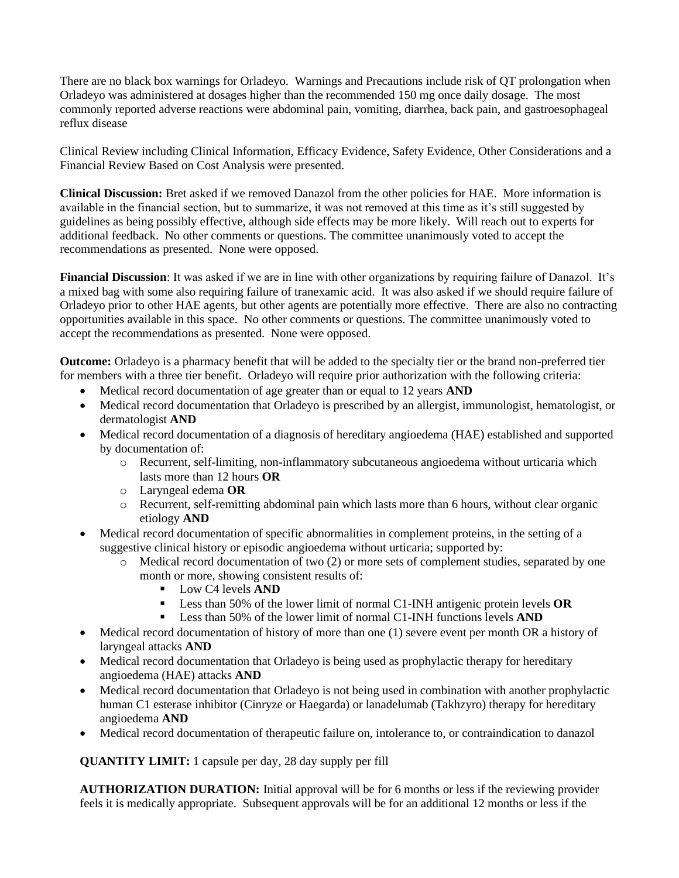There are no black box warnings for Orladeyo. Warnings and Precautions include risk of QT prolongation when Orladeyo was administered at dosages higher than the recommended 150 mg once daily dosage. The most commonly reported adverse reactions were abdominal pain, vomiting, diarrhea, back pain, and gastroesophageal reflux disease

Clinical Review including Clinical Information, Efficacy Evidence, Safety Evidence, Other Considerations and a Financial Review Based on Cost Analysis were presented.

**Clinical Discussion:** Bret asked if we removed Danazol from the other policies for HAE. More information is available in the financial section, but to summarize, it was not removed at this time as it's still suggested by guidelines as being possibly effective, although side effects may be more likely. Will reach out to experts for additional feedback. No other comments or questions. The committee unanimously voted to accept the recommendations as presented. None were opposed.

**Financial Discussion**: It was asked if we are in line with other organizations by requiring failure of Danazol. It's a mixed bag with some also requiring failure of tranexamic acid. It was also asked if we should require failure of Orladeyo prior to other HAE agents, but other agents are potentially more effective. There are also no contracting opportunities available in this space. No other comments or questions. The committee unanimously voted to accept the recommendations as presented. None were opposed.

**Outcome:** Orladeyo is a pharmacy benefit that will be added to the specialty tier or the brand non-preferred tier for members with a three tier benefit. Orladeyo will require prior authorization with the following criteria:

- Medical record documentation of age greater than or equal to 12 years **AND**
- Medical record documentation that Orladeyo is prescribed by an allergist, immunologist, hematologist, or dermatologist **AND**
- Medical record documentation of a diagnosis of hereditary angioedema (HAE) established and supported by documentation of:
  - Recurrent, self-limiting, non-inflammatory subcutaneous angioedema without urticaria which lasts more than 12 hours **OR**
  - Laryngeal edema **OR**
  - Recurrent, self-remitting abdominal pain which lasts more than 6 hours, without clear organic etiology **AND**
- Medical record documentation of specific abnormalities in complement proteins, in the setting of a suggestive clinical history or episodic angioedema without urticaria; supported by:
  - Medical record documentation of two (2) or more sets of complement studies, separated by one month or more, showing consistent results of:
    - Low C4 levels **AND**
    - Less than 50% of the lower limit of normal C1-INH antigenic protein levels **OR**
    - Less than 50% of the lower limit of normal C1-INH functions levels **AND**
- Medical record documentation of history of more than one (1) severe event per month OR a history of laryngeal attacks **AND**
- Medical record documentation that Orladeyo is being used as prophylactic therapy for hereditary angioedema (HAE) attacks **AND**
- Medical record documentation that Orladeyo is not being used in combination with another prophylactic human C1 esterase inhibitor (Cinryze or Haegarda) or lanadelumab (Takhzyro) therapy for hereditary angioedema **AND**
- Medical record documentation of therapeutic failure on, intolerance to, or contraindication to danazol

**QUANTITY LIMIT:** 1 capsule per day, 28 day supply per fill

**AUTHORIZATION DURATION:** Initial approval will be for 6 months or less if the reviewing provider feels it is medically appropriate. Subsequent approvals will be for an additional 12 months or less if the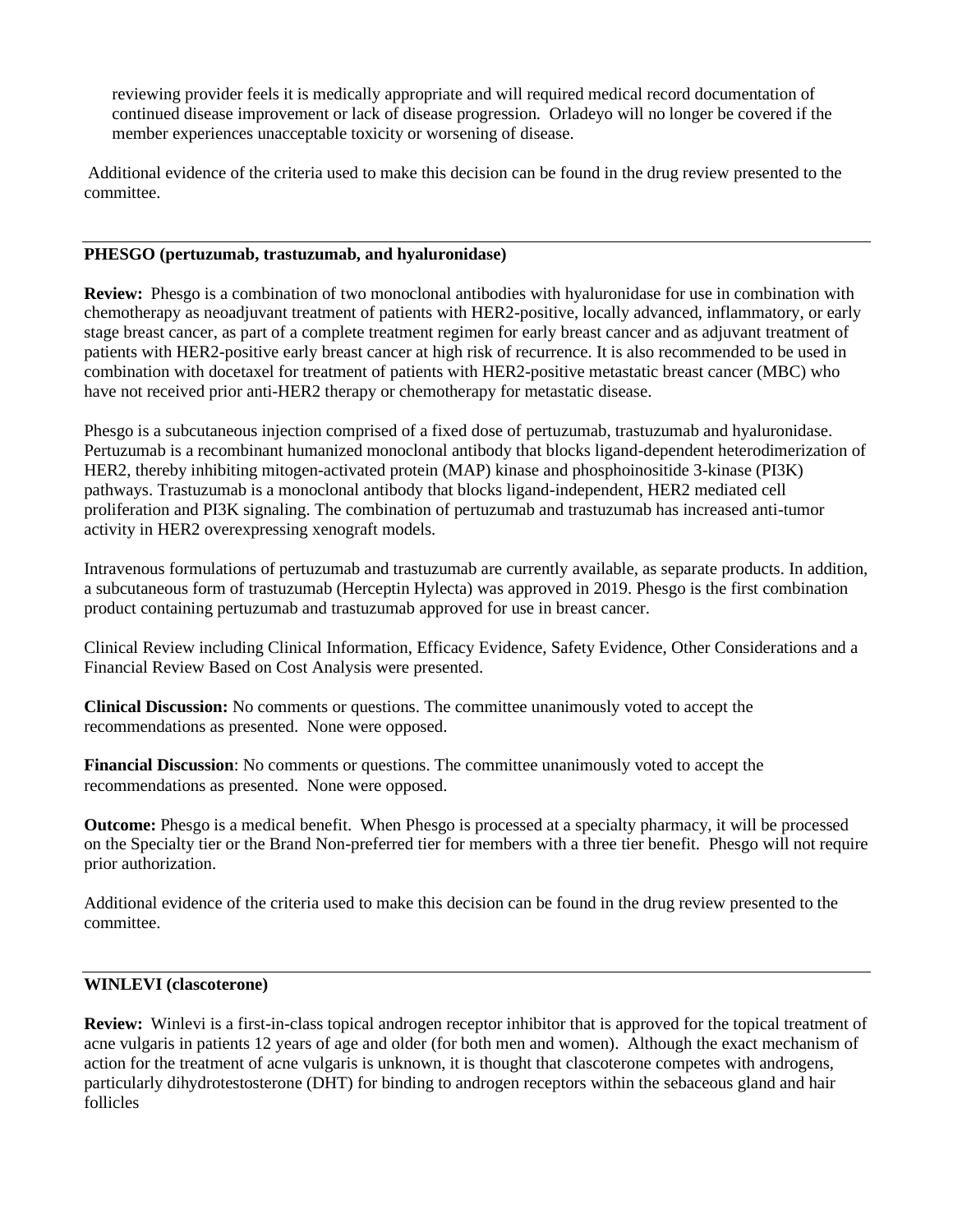reviewing provider feels it is medically appropriate and will required medical record documentation of continued disease improvement or lack of disease progression. Orladeyo will no longer be covered if the member experiences unacceptable toxicity or worsening of disease.

Additional evidence of the criteria used to make this decision can be found in the drug review presented to the committee.

---

**PHESGO (pertuzumab, trastuzumab, and hyaluronidase)**

**Review:** Phesgo is a combination of two monoclonal antibodies with hyaluronidase for use in combination with chemotherapy as neoadjuvant treatment of patients with HER2-positive, locally advanced, inflammatory, or early stage breast cancer, as part of a complete treatment regimen for early breast cancer and as adjuvant treatment of patients with HER2-positive early breast cancer at high risk of recurrence. It is also recommended to be used in combination with docetaxel for treatment of patients with HER2-positive metastatic breast cancer (MBC) who have not received prior anti-HER2 therapy or chemotherapy for metastatic disease.

Phesgo is a subcutaneous injection comprised of a fixed dose of pertuzumab, trastuzumab and hyaluronidase. Pertuzumab is a recombinant humanized monoclonal antibody that blocks ligand-dependent heterodimerization of HER2, thereby inhibiting mitogen-activated protein (MAP) kinase and phosphoinositide 3-kinase (PI3K) pathways. Trastuzumab is a monoclonal antibody that blocks ligand-independent, HER2 mediated cell proliferation and PI3K signaling. The combination of pertuzumab and trastuzumab has increased anti-tumor activity in HER2 overexpressing xenograft models.

Intravenous formulations of pertuzumab and trastuzumab are currently available, as separate products. In addition, a subcutaneous form of trastuzumab (Herceptin Hylecta) was approved in 2019. Phesgo is the first combination product containing pertuzumab and trastuzumab approved for use in breast cancer.

Clinical Review including Clinical Information, Efficacy Evidence, Safety Evidence, Other Considerations and a Financial Review Based on Cost Analysis were presented.

**Clinical Discussion:** No comments or questions. The committee unanimously voted to accept the recommendations as presented. None were opposed.

**Financial Discussion**: No comments or questions. The committee unanimously voted to accept the recommendations as presented. None were opposed.

**Outcome:** Phesgo is a medical benefit. When Phesgo is processed at a specialty pharmacy, it will be processed on the Specialty tier or the Brand Non-preferred tier for members with a three tier benefit. Phesgo will not require prior authorization.

Additional evidence of the criteria used to make this decision can be found in the drug review presented to the committee.

---

**WINLEVI (clascoterone)**

**Review:** Winlevi is a first-in-class topical androgen receptor inhibitor that is approved for the topical treatment of acne vulgaris in patients 12 years of age and older (for both men and women). Although the exact mechanism of action for the treatment of acne vulgaris is unknown, it is thought that clascoterone competes with androgens, particularly dihydrotestosterone (DHT) for binding to androgen receptors within the sebaceous gland and hair follicles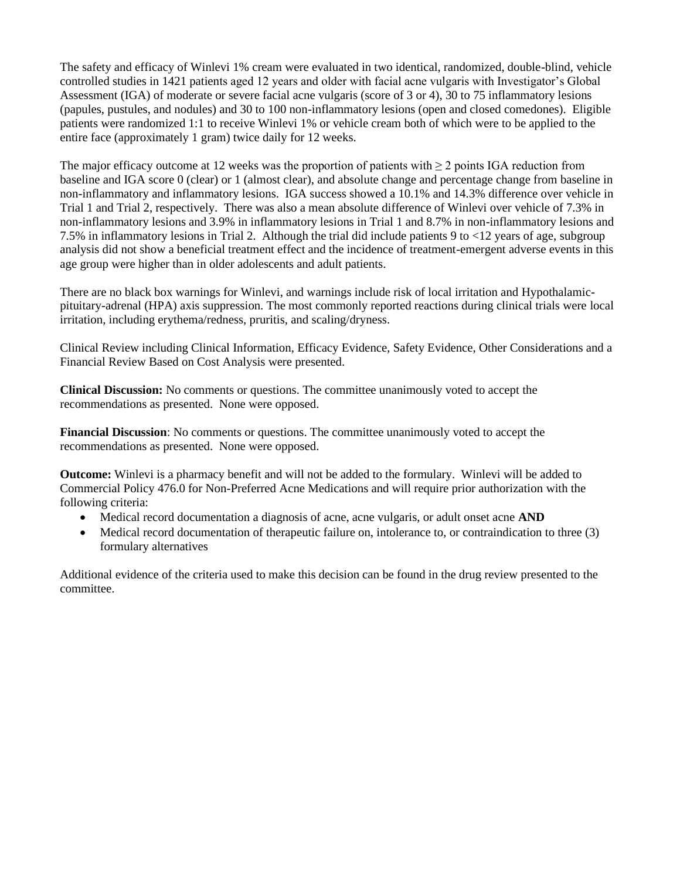The safety and efficacy of Winlevi 1% cream were evaluated in two identical, randomized, double-blind, vehicle controlled studies in 1421 patients aged 12 years and older with facial acne vulgaris with Investigator's Global Assessment (IGA) of moderate or severe facial acne vulgaris (score of 3 or 4), 30 to 75 inflammatory lesions (papules, pustules, and nodules) and 30 to 100 non-inflammatory lesions (open and closed comedones). Eligible patients were randomized 1:1 to receive Winlevi 1% or vehicle cream both of which were to be applied to the entire face (approximately 1 gram) twice daily for 12 weeks.

The major efficacy outcome at 12 weeks was the proportion of patients with ≥ 2 points IGA reduction from baseline and IGA score 0 (clear) or 1 (almost clear), and absolute change and percentage change from baseline in non-inflammatory and inflammatory lesions. IGA success showed a 10.1% and 14.3% difference over vehicle in Trial 1 and Trial 2, respectively. There was also a mean absolute difference of Winlevi over vehicle of 7.3% in non-inflammatory lesions and 3.9% in inflammatory lesions in Trial 1 and 8.7% in non-inflammatory lesions and 7.5% in inflammatory lesions in Trial 2. Although the trial did include patients 9 to <12 years of age, subgroup analysis did not show a beneficial treatment effect and the incidence of treatment-emergent adverse events in this age group were higher than in older adolescents and adult patients.

There are no black box warnings for Winlevi, and warnings include risk of local irritation and Hypothalamic-pituitary-adrenal (HPA) axis suppression. The most commonly reported reactions during clinical trials were local irritation, including erythema/redness, pruritis, and scaling/dryness.

Clinical Review including Clinical Information, Efficacy Evidence, Safety Evidence, Other Considerations and a Financial Review Based on Cost Analysis were presented.

**Clinical Discussion:** No comments or questions. The committee unanimously voted to accept the recommendations as presented. None were opposed.

**Financial Discussion**: No comments or questions. The committee unanimously voted to accept the recommendations as presented. None were opposed.

**Outcome:** Winlevi is a pharmacy benefit and will not be added to the formulary. Winlevi will be added to Commercial Policy 476.0 for Non-Preferred Acne Medications and will require prior authorization with the following criteria:

- Medical record documentation a diagnosis of acne, acne vulgaris, or adult onset acne **AND**
- Medical record documentation of therapeutic failure on, intolerance to, or contraindication to three (3) formulary alternatives

Additional evidence of the criteria used to make this decision can be found in the drug review presented to the committee.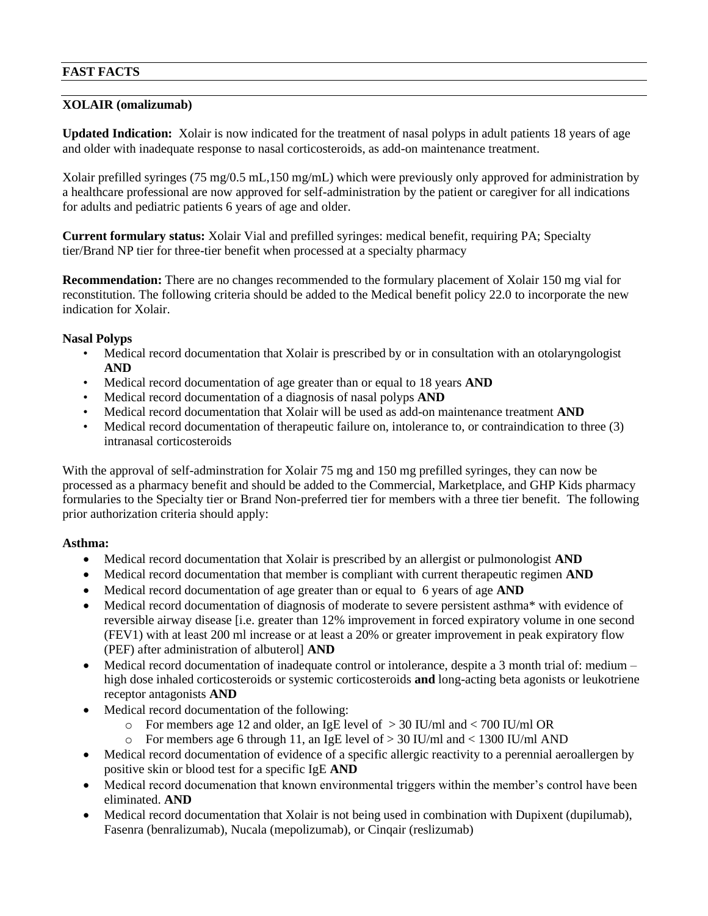**FAST FACTS**

**XOLAIR (omalizumab)**

**Updated Indication:** Xolair is now indicated for the treatment of nasal polyps in adult patients 18 years of age and older with inadequate response to nasal corticosteroids, as add-on maintenance treatment.

Xolair prefilled syringes (75 mg/0.5 mL,150 mg/mL) which were previously only approved for administration by a healthcare professional are now approved for self-administration by the patient or caregiver for all indications for adults and pediatric patients 6 years of age and older.

**Current formulary status:** Xolair Vial and prefilled syringes: medical benefit, requiring PA; Specialty tier/Brand NP tier for three-tier benefit when processed at a specialty pharmacy

**Recommendation:** There are no changes recommended to the formulary placement of Xolair 150 mg vial for reconstitution. The following criteria should be added to the Medical benefit policy 22.0 to incorporate the new indication for Xolair.

**Nasal Polyps**

- Medical record documentation that Xolair is prescribed by or in consultation with an otolaryngologist **AND**
- Medical record documentation of age greater than or equal to 18 years **AND**
- Medical record documentation of a diagnosis of nasal polyps **AND**
- Medical record documentation that Xolair will be used as add-on maintenance treatment **AND**
- Medical record documentation of therapeutic failure on, intolerance to, or contraindication to three (3) intranasal corticosteroids

With the approval of self-adminstration for Xolair 75 mg and 150 mg prefilled syringes, they can now be processed as a pharmacy benefit and should be added to the Commercial, Marketplace, and GHP Kids pharmacy formularies to the Specialty tier or Brand Non-preferred tier for members with a three tier benefit. The following prior authorization criteria should apply:

**Asthma:**

- Medical record documentation that Xolair is prescribed by an allergist or pulmonologist **AND**
- Medical record documentation that member is compliant with current therapeutic regimen **AND**
- Medical record documentation of age greater than or equal to 6 years of age **AND**
- Medical record documentation of diagnosis of moderate to severe persistent asthma* with evidence of reversible airway disease [i.e. greater than 12% improvement in forced expiratory volume in one second (FEV1) with at least 200 ml increase or at least a 20% or greater improvement in peak expiratory flow (PEF) after administration of albuterol] **AND**
- Medical record documentation of inadequate control or intolerance, despite a 3 month trial of: medium – high dose inhaled corticosteroids or systemic corticosteroids **and** long-acting beta agonists or leukotriene receptor antagonists **AND**
- Medical record documentation of the following:
  - For members age 12 and older, an IgE level of > 30 IU/ml and < 700 IU/ml OR
  - For members age 6 through 11, an IgE level of > 30 IU/ml and < 1300 IU/ml AND
- Medical record documentation of evidence of a specific allergic reactivity to a perennial aeroallergen by positive skin or blood test for a specific IgE **AND**
- Medical record documenation that known environmental triggers within the member's control have been eliminated. **AND**
- Medical record documentation that Xolair is not being used in combination with Dupixent (dupilumab), Fasenra (benralizumab), Nucala (mepolizumab), or Cinqair (reslizumab)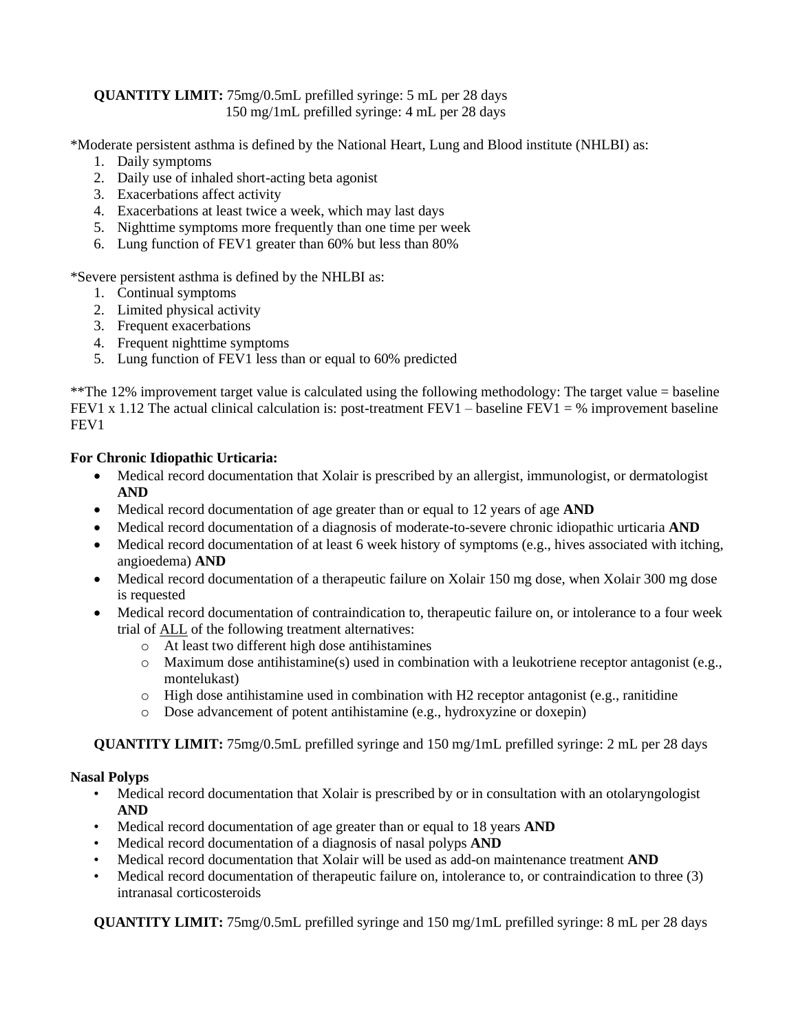**QUANTITY LIMIT:** 75mg/0.5mL prefilled syringe: 5 mL per 28 days
150 mg/1mL prefilled syringe: 4 mL per 28 days

*Moderate persistent asthma is defined by the National Heart, Lung and Blood institute (NHLBI) as:

1. Daily symptoms
2. Daily use of inhaled short-acting beta agonist
3. Exacerbations affect activity
4. Exacerbations at least twice a week, which may last days
5. Nighttime symptoms more frequently than one time per week
6. Lung function of FEV1 greater than 60% but less than 80%

*Severe persistent asthma is defined by the NHLBI as:

1. Continual symptoms
2. Limited physical activity
3. Frequent exacerbations
4. Frequent nighttime symptoms
5. Lung function of FEV1 less than or equal to 60% predicted

**The 12% improvement target value is calculated using the following methodology: The target value = baseline FEV1 x 1.12 The actual clinical calculation is: post-treatment FEV1 – baseline FEV1 = % improvement baseline FEV1

**For Chronic Idiopathic Urticaria:**

- Medical record documentation that Xolair is prescribed by an allergist, immunologist, or dermatologist **AND**
- Medical record documentation of age greater than or equal to 12 years of age **AND**
- Medical record documentation of a diagnosis of moderate-to-severe chronic idiopathic urticaria **AND**
- Medical record documentation of at least 6 week history of symptoms (e.g., hives associated with itching, angioedema) **AND**
- Medical record documentation of a therapeutic failure on Xolair 150 mg dose, when Xolair 300 mg dose is requested
- Medical record documentation of contraindication to, therapeutic failure on, or intolerance to a four week trial of ALL of the following treatment alternatives:
  - At least two different high dose antihistamines
  - Maximum dose antihistamine(s) used in combination with a leukotriene receptor antagonist (e.g., montelukast)
  - High dose antihistamine used in combination with H2 receptor antagonist (e.g., ranitidine
  - Dose advancement of potent antihistamine (e.g., hydroxyzine or doxepin)

**QUANTITY LIMIT:** 75mg/0.5mL prefilled syringe and 150 mg/1mL prefilled syringe: 2 mL per 28 days

**Nasal Polyps**

- Medical record documentation that Xolair is prescribed by or in consultation with an otolaryngologist **AND**
- Medical record documentation of age greater than or equal to 18 years **AND**
- Medical record documentation of a diagnosis of nasal polyps **AND**
- Medical record documentation that Xolair will be used as add-on maintenance treatment **AND**
- Medical record documentation of therapeutic failure on, intolerance to, or contraindication to three (3) intranasal corticosteroids

**QUANTITY LIMIT:** 75mg/0.5mL prefilled syringe and 150 mg/1mL prefilled syringe: 8 mL per 28 days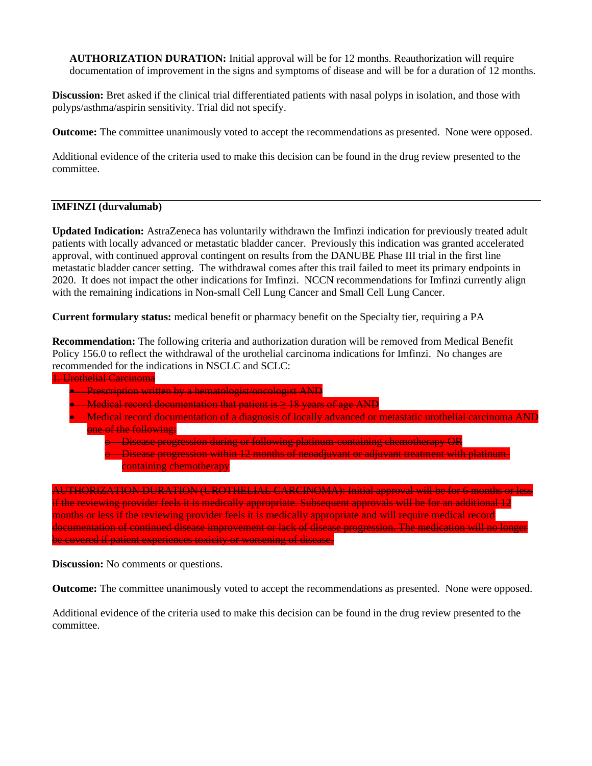**AUTHORIZATION DURATION:** Initial approval will be for 12 months. Reauthorization will require documentation of improvement in the signs and symptoms of disease and will be for a duration of 12 months.

**Discussion:** Bret asked if the clinical trial differentiated patients with nasal polyps in isolation, and those with polyps/asthma/aspirin sensitivity. Trial did not specify.

**Outcome:** The committee unanimously voted to accept the recommendations as presented. None were opposed.

Additional evidence of the criteria used to make this decision can be found in the drug review presented to the committee.

---

**IMFINZI (durvalumab)**

**Updated Indication:** AstraZeneca has voluntarily withdrawn the Imfinzi indication for previously treated adult patients with locally advanced or metastatic bladder cancer. Previously this indication was granted accelerated approval, with continued approval contingent on results from the DANUBE Phase III trial in the first line metastatic bladder cancer setting. The withdrawal comes after this trail failed to meet its primary endpoints in 2020. It does not impact the other indications for Imfinzi. NCCN recommendations for Imfinzi currently align with the remaining indications in Non-small Cell Lung Cancer and Small Cell Lung Cancer.

**Current formulary status:** medical benefit or pharmacy benefit on the Specialty tier, requiring a PA

**Recommendation:** The following criteria and authorization duration will be removed from Medical Benefit Policy 156.0 to reflect the withdrawal of the urothelial carcinoma indications for Imfinzi. No changes are recommended for the indications in NSCLC and SCLC:

~~1. Urothelial Carcinoma~~

- ~~Prescription written by a hematologist/oncologist AND~~
- ~~Medical record documentation that patient is ≥ 18 years of age AND~~
- ~~Medical record documentation of a diagnosis of locally advanced or metastatic urothelial carcinoma AND one of the following:~~
  - ~~Disease progression during or following platinum-containing chemotherapy OR~~
  - ~~Disease progression within 12 months of neoadjuvant or adjuvant treatment with platinum-containing chemotherapy~~

~~AUTHORIZATION DURATION (UROTHELIAL CARCINOMA): Initial approval will be for 6 months or less if the reviewing provider feels it is medically appropriate. Subsequent approvals will be for an additional 12 months or less if the reviewing provider feels it is medically appropriate and will require medical record documentation of continued disease improvement or lack of disease progression. The medication will no longer be covered if patient experiences toxicity or worsening of disease.~~

**Discussion:** No comments or questions.

**Outcome:** The committee unanimously voted to accept the recommendations as presented. None were opposed.

Additional evidence of the criteria used to make this decision can be found in the drug review presented to the committee.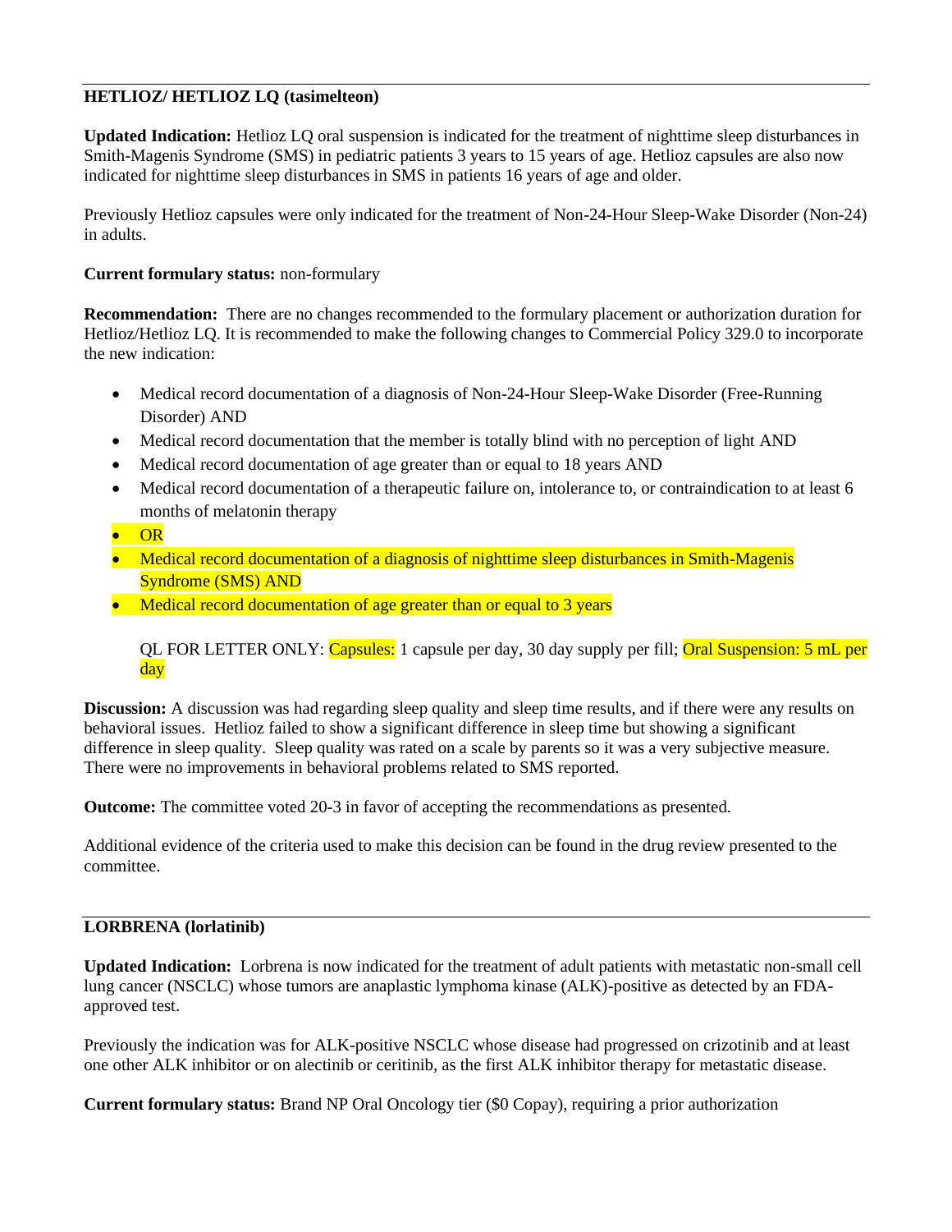---

**HETLIOZ/ HETLIOZ LQ (tasimelteon)**

**Updated Indication:** Hetlioz LQ oral suspension is indicated for the treatment of nighttime sleep disturbances in Smith-Magenis Syndrome (SMS) in pediatric patients 3 years to 15 years of age. Hetlioz capsules are also now indicated for nighttime sleep disturbances in SMS in patients 16 years of age and older.

Previously Hetlioz capsules were only indicated for the treatment of Non-24-Hour Sleep-Wake Disorder (Non-24) in adults.

**Current formulary status:** non-formulary

**Recommendation:** There are no changes recommended to the formulary placement or authorization duration for Hetlioz/Hetlioz LQ. It is recommended to make the following changes to Commercial Policy 329.0 to incorporate the new indication:

- Medical record documentation of a diagnosis of Non-24-Hour Sleep-Wake Disorder (Free-Running Disorder) AND
- Medical record documentation that the member is totally blind with no perception of light AND
- Medical record documentation of age greater than or equal to 18 years AND
- Medical record documentation of a therapeutic failure on, intolerance to, or contraindication to at least 6 months of melatonin therapy
- OR
- Medical record documentation of a diagnosis of nighttime sleep disturbances in Smith-Magenis Syndrome (SMS) AND
- Medical record documentation of age greater than or equal to 3 years

QL FOR LETTER ONLY: Capsules: 1 capsule per day, 30 day supply per fill; Oral Suspension: 5 mL per day

**Discussion:** A discussion was had regarding sleep quality and sleep time results, and if there were any results on behavioral issues. Hetlioz failed to show a significant difference in sleep time but showing a significant difference in sleep quality. Sleep quality was rated on a scale by parents so it was a very subjective measure. There were no improvements in behavioral problems related to SMS reported.

**Outcome:** The committee voted 20-3 in favor of accepting the recommendations as presented.

Additional evidence of the criteria used to make this decision can be found in the drug review presented to the committee.

---

**LORBRENA (lorlatinib)**

**Updated Indication:** Lorbrena is now indicated for the treatment of adult patients with metastatic non-small cell lung cancer (NSCLC) whose tumors are anaplastic lymphoma kinase (ALK)-positive as detected by an FDA-approved test.

Previously the indication was for ALK-positive NSCLC whose disease had progressed on crizotinib and at least one other ALK inhibitor or on alectinib or ceritinib, as the first ALK inhibitor therapy for metastatic disease.

**Current formulary status:** Brand NP Oral Oncology tier ($0 Copay), requiring a prior authorization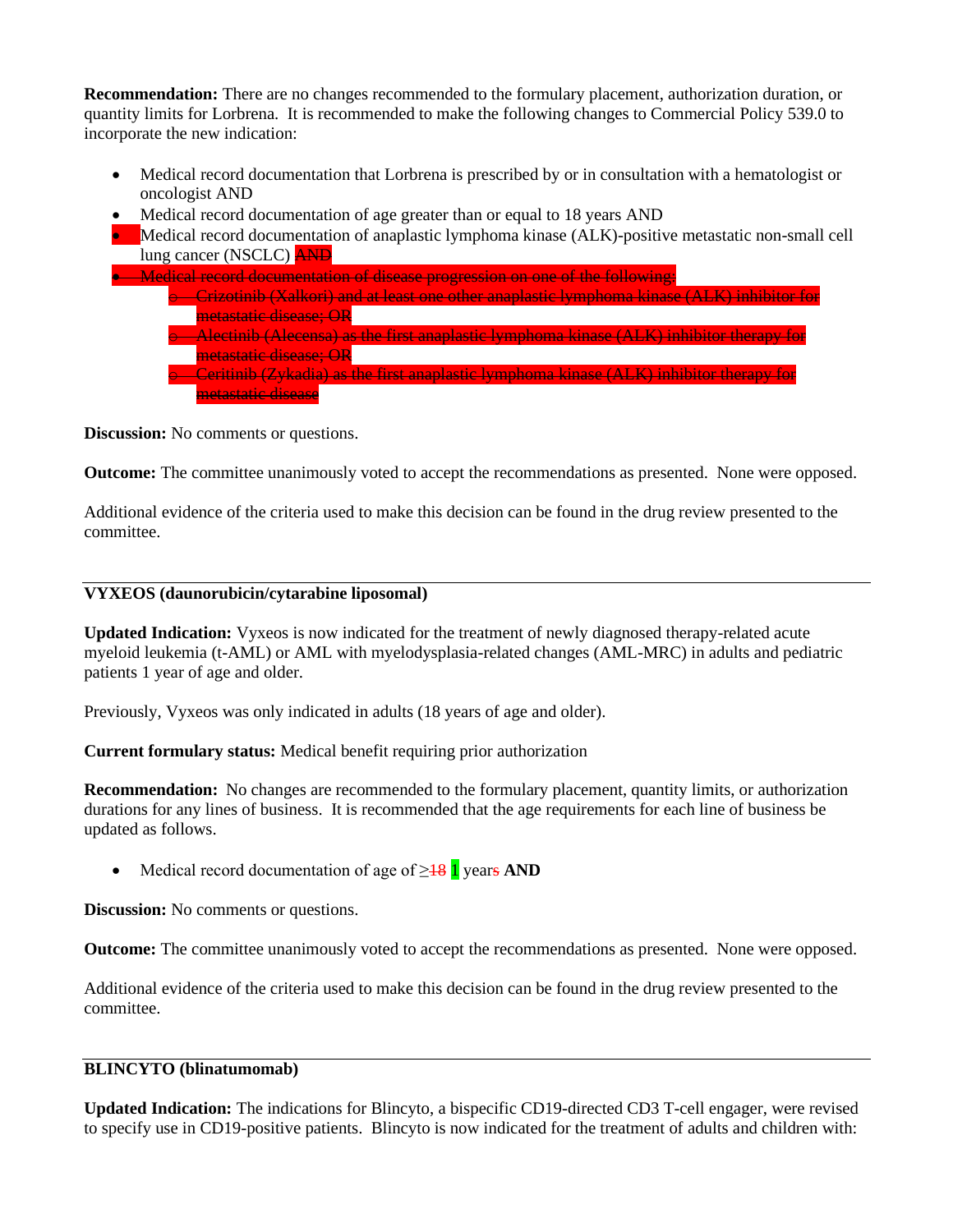**Recommendation:** There are no changes recommended to the formulary placement, authorization duration, or quantity limits for Lorbrena. It is recommended to make the following changes to Commercial Policy 539.0 to incorporate the new indication:

- Medical record documentation that Lorbrena is prescribed by or in consultation with a hematologist or oncologist AND
- Medical record documentation of age greater than or equal to 18 years AND
- Medical record documentation of anaplastic lymphoma kinase (ALK)-positive metastatic non-small cell lung cancer (NSCLC) ~~AND~~
- ~~Medical record documentation of disease progression on one of the following:~~
  - ~~Crizotinib (Xalkori) and at least one other anaplastic lymphoma kinase (ALK) inhibitor for metastatic disease; OR~~
  - ~~Alectinib (Alecensa) as the first anaplastic lymphoma kinase (ALK) inhibitor therapy for metastatic disease; OR~~
  - ~~Ceritinib (Zykadia) as the first anaplastic lymphoma kinase (ALK) inhibitor therapy for metastatic disease~~

**Discussion:** No comments or questions.

**Outcome:** The committee unanimously voted to accept the recommendations as presented. None were opposed.

Additional evidence of the criteria used to make this decision can be found in the drug review presented to the committee.

---

**VYXEOS (daunorubicin/cytarabine liposomal)**

**Updated Indication:** Vyxeos is now indicated for the treatment of newly diagnosed therapy-related acute myeloid leukemia (t-AML) or AML with myelodysplasia-related changes (AML-MRC) in adults and pediatric patients 1 year of age and older.

Previously, Vyxeos was only indicated in adults (18 years of age and older).

**Current formulary status:** Medical benefit requiring prior authorization

**Recommendation:** No changes are recommended to the formulary placement, quantity limits, or authorization durations for any lines of business. It is recommended that the age requirements for each line of business be updated as follows.

- Medical record documentation of age of ≥~~18~~ 1 year~~s~~ **AND**

**Discussion:** No comments or questions.

**Outcome:** The committee unanimously voted to accept the recommendations as presented. None were opposed.

Additional evidence of the criteria used to make this decision can be found in the drug review presented to the committee.

---

**BLINCYTO (blinatumomab)**

**Updated Indication:** The indications for Blincyto, a bispecific CD19-directed CD3 T-cell engager, were revised to specify use in CD19-positive patients. Blincyto is now indicated for the treatment of adults and children with: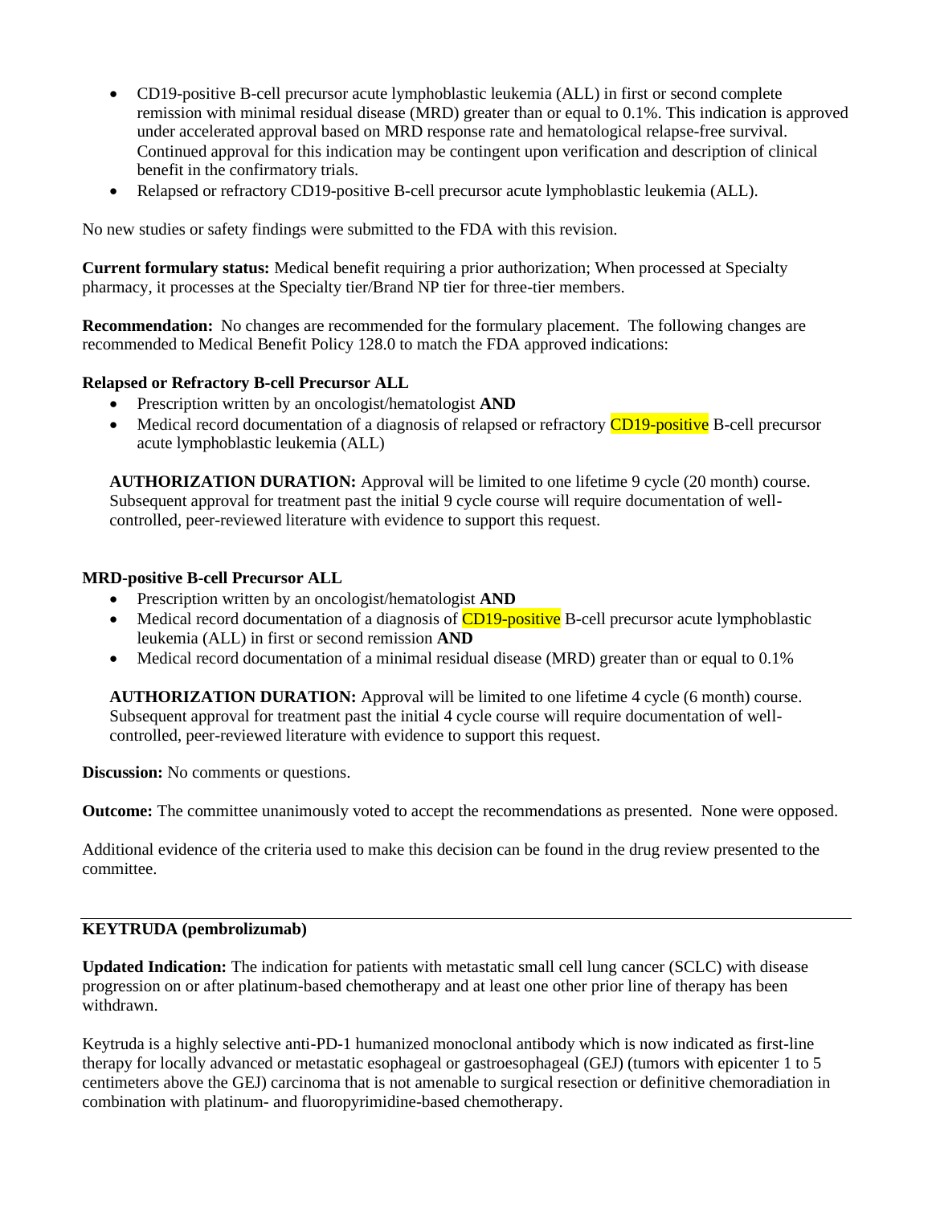- CD19-positive B-cell precursor acute lymphoblastic leukemia (ALL) in first or second complete remission with minimal residual disease (MRD) greater than or equal to 0.1%. This indication is approved under accelerated approval based on MRD response rate and hematological relapse-free survival. Continued approval for this indication may be contingent upon verification and description of clinical benefit in the confirmatory trials.
- Relapsed or refractory CD19-positive B-cell precursor acute lymphoblastic leukemia (ALL).

No new studies or safety findings were submitted to the FDA with this revision.

**Current formulary status:** Medical benefit requiring a prior authorization; When processed at Specialty pharmacy, it processes at the Specialty tier/Brand NP tier for three-tier members.

**Recommendation:** No changes are recommended for the formulary placement. The following changes are recommended to Medical Benefit Policy 128.0 to match the FDA approved indications:

**Relapsed or Refractory B-cell Precursor ALL**

- Prescription written by an oncologist/hematologist **AND**
- Medical record documentation of a diagnosis of relapsed or refractory CD19-positive B-cell precursor acute lymphoblastic leukemia (ALL)

**AUTHORIZATION DURATION:** Approval will be limited to one lifetime 9 cycle (20 month) course. Subsequent approval for treatment past the initial 9 cycle course will require documentation of well-controlled, peer-reviewed literature with evidence to support this request.

**MRD-positive B-cell Precursor ALL**

- Prescription written by an oncologist/hematologist **AND**
- Medical record documentation of a diagnosis of CD19-positive B-cell precursor acute lymphoblastic leukemia (ALL) in first or second remission **AND**
- Medical record documentation of a minimal residual disease (MRD) greater than or equal to 0.1%

**AUTHORIZATION DURATION:** Approval will be limited to one lifetime 4 cycle (6 month) course. Subsequent approval for treatment past the initial 4 cycle course will require documentation of well-controlled, peer-reviewed literature with evidence to support this request.

**Discussion:** No comments or questions.

**Outcome:** The committee unanimously voted to accept the recommendations as presented. None were opposed.

Additional evidence of the criteria used to make this decision can be found in the drug review presented to the committee.

---

**KEYTRUDA (pembrolizumab)**

**Updated Indication:** The indication for patients with metastatic small cell lung cancer (SCLC) with disease progression on or after platinum-based chemotherapy and at least one other prior line of therapy has been withdrawn.

Keytruda is a highly selective anti-PD-1 humanized monoclonal antibody which is now indicated as first-line therapy for locally advanced or metastatic esophageal or gastroesophageal (GEJ) (tumors with epicenter 1 to 5 centimeters above the GEJ) carcinoma that is not amenable to surgical resection or definitive chemoradiation in combination with platinum- and fluoropyrimidine-based chemotherapy.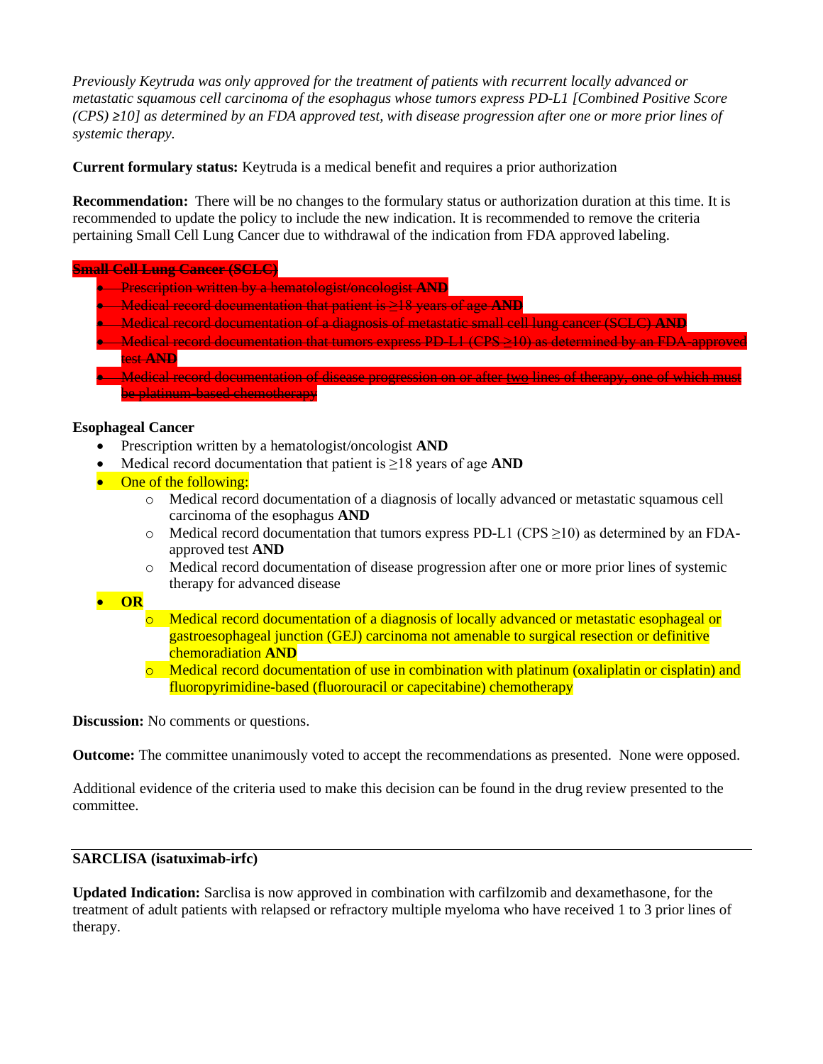*Previously Keytruda was only approved for the treatment of patients with recurrent locally advanced or metastatic squamous cell carcinoma of the esophagus whose tumors express PD-L1 [Combined Positive Score (CPS) ≥10] as determined by an FDA approved test, with disease progression after one or more prior lines of systemic therapy.*

**Current formulary status:** Keytruda is a medical benefit and requires a prior authorization

**Recommendation:** There will be no changes to the formulary status or authorization duration at this time. It is recommended to update the policy to include the new indication. It is recommended to remove the criteria pertaining Small Cell Lung Cancer due to withdrawal of the indication from FDA approved labeling.

~~**Small Cell Lung Cancer (SCLC)**~~

- ~~Prescription written by a hematologist/oncologist **AND**~~
- ~~Medical record documentation that patient is ≥18 years of age **AND**~~
- ~~Medical record documentation of a diagnosis of metastatic small cell lung cancer (SCLC) **AND**~~
- ~~Medical record documentation that tumors express PD-L1 (CPS ≥10) as determined by an FDA-approved test **AND**~~
- ~~Medical record documentation of disease progression on or after two lines of therapy, one of which must be platinum-based chemotherapy~~

**Esophageal Cancer**

- Prescription written by a hematologist/oncologist **AND**
- Medical record documentation that patient is ≥18 years of age **AND**
- One of the following:
    - Medical record documentation of a diagnosis of locally advanced or metastatic squamous cell carcinoma of the esophagus **AND**
    - Medical record documentation that tumors express PD-L1 (CPS ≥10) as determined by an FDA-approved test **AND**
    - Medical record documentation of disease progression after one or more prior lines of systemic therapy for advanced disease
- **OR**
    - Medical record documentation of a diagnosis of locally advanced or metastatic esophageal or gastroesophageal junction (GEJ) carcinoma not amenable to surgical resection or definitive chemoradiation **AND**
    - Medical record documentation of use in combination with platinum (oxaliplatin or cisplatin) and fluoropyrimidine-based (fluorouracil or capecitabine) chemotherapy

**Discussion:** No comments or questions.

**Outcome:** The committee unanimously voted to accept the recommendations as presented. None were opposed.

Additional evidence of the criteria used to make this decision can be found in the drug review presented to the committee.

---

**SARCLISA (isatuximab-irfc)**

**Updated Indication:** Sarclisa is now approved in combination with carfilzomib and dexamethasone, for the treatment of adult patients with relapsed or refractory multiple myeloma who have received 1 to 3 prior lines of therapy.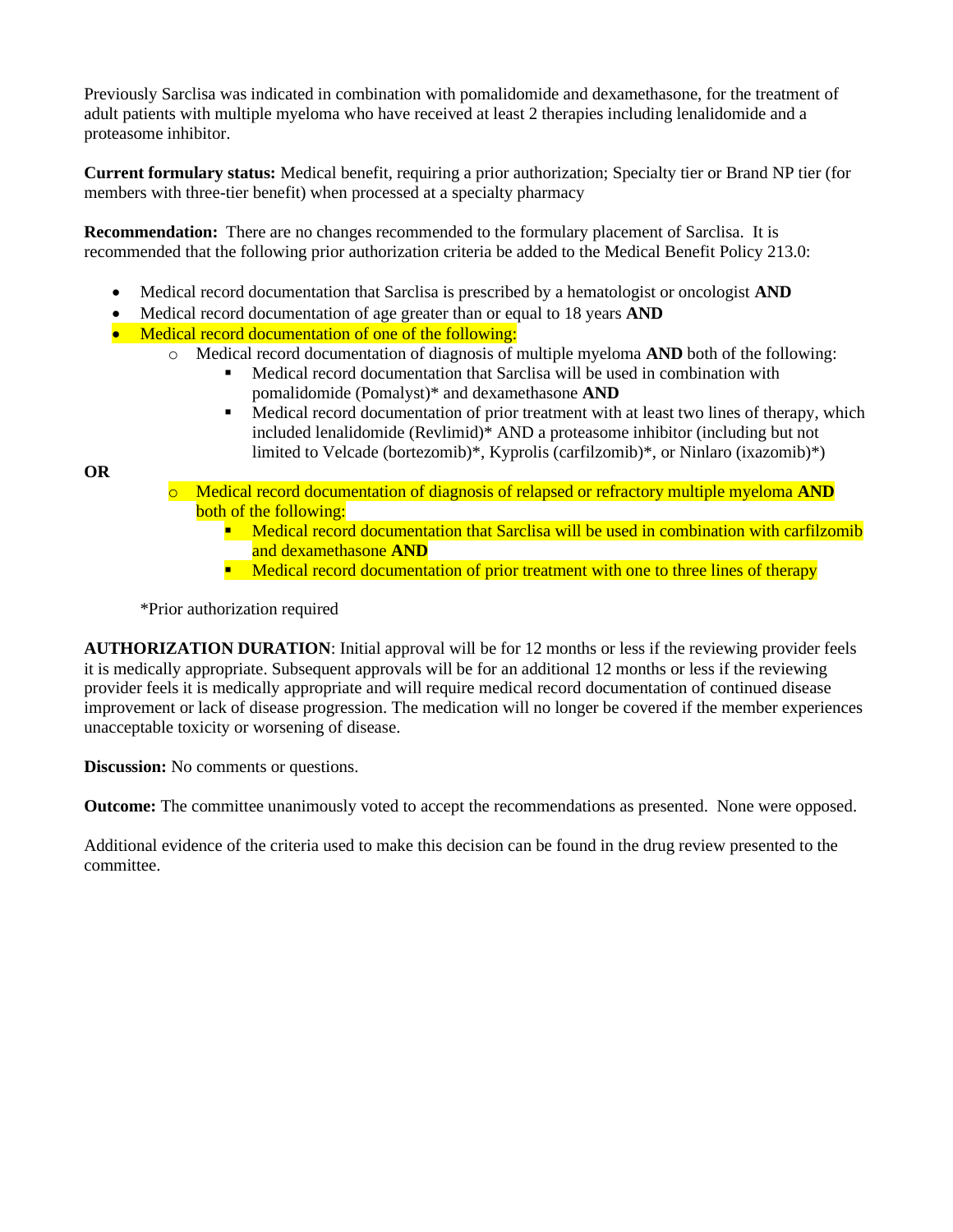Previously Sarclisa was indicated in combination with pomalidomide and dexamethasone, for the treatment of adult patients with multiple myeloma who have received at least 2 therapies including lenalidomide and a proteasome inhibitor.

**Current formulary status:** Medical benefit, requiring a prior authorization; Specialty tier or Brand NP tier (for members with three-tier benefit) when processed at a specialty pharmacy

**Recommendation:** There are no changes recommended to the formulary placement of Sarclisa. It is recommended that the following prior authorization criteria be added to the Medical Benefit Policy 213.0:

- Medical record documentation that Sarclisa is prescribed by a hematologist or oncologist **AND**
- Medical record documentation of age greater than or equal to 18 years **AND**
- Medical record documentation of one of the following:
  - Medical record documentation of diagnosis of multiple myeloma **AND** both of the following:
    - Medical record documentation that Sarclisa will be used in combination with pomalidomide (Pomalyst)* and dexamethasone **AND**
    - Medical record documentation of prior treatment with at least two lines of therapy, which included lenalidomide (Revlimid)* AND a proteasome inhibitor (including but not limited to Velcade (bortezomib)*, Kyprolis (carfilzomib)*, or Ninlaro (ixazomib)*)

**OR**

  - Medical record documentation of diagnosis of relapsed or refractory multiple myeloma **AND** both of the following:
    - Medical record documentation that Sarclisa will be used in combination with carfilzomib and dexamethasone **AND**
    - Medical record documentation of prior treatment with one to three lines of therapy

*Prior authorization required

**AUTHORIZATION DURATION**: Initial approval will be for 12 months or less if the reviewing provider feels it is medically appropriate. Subsequent approvals will be for an additional 12 months or less if the reviewing provider feels it is medically appropriate and will require medical record documentation of continued disease improvement or lack of disease progression. The medication will no longer be covered if the member experiences unacceptable toxicity or worsening of disease.

**Discussion:** No comments or questions.

**Outcome:** The committee unanimously voted to accept the recommendations as presented. None were opposed.

Additional evidence of the criteria used to make this decision can be found in the drug review presented to the committee.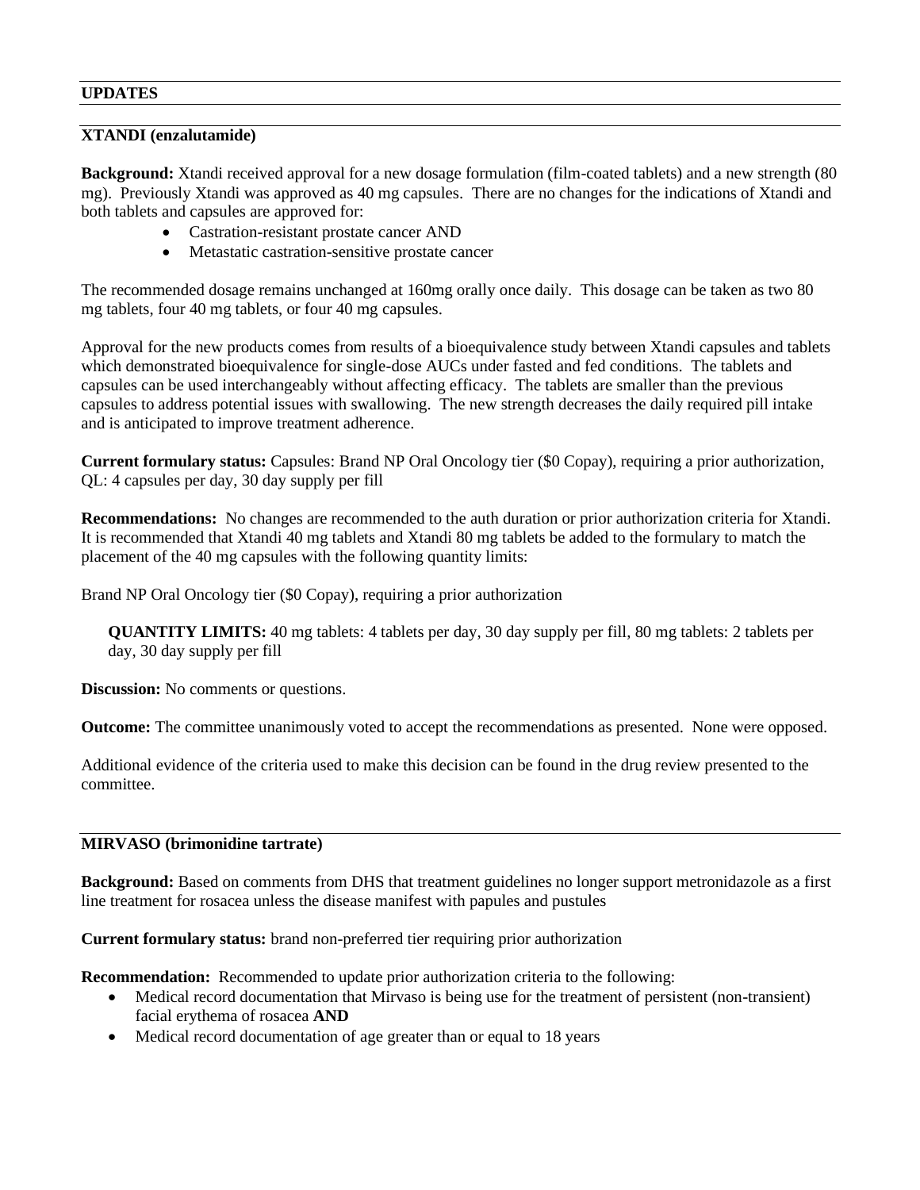## UPDATES

### XTANDI (enzalutamide)

**Background:** Xtandi received approval for a new dosage formulation (film-coated tablets) and a new strength (80 mg). Previously Xtandi was approved as 40 mg capsules. There are no changes for the indications of Xtandi and both tablets and capsules are approved for:

- Castration-resistant prostate cancer AND
- Metastatic castration-sensitive prostate cancer

The recommended dosage remains unchanged at 160mg orally once daily. This dosage can be taken as two 80 mg tablets, four 40 mg tablets, or four 40 mg capsules.

Approval for the new products comes from results of a bioequivalence study between Xtandi capsules and tablets which demonstrated bioequivalence for single-dose AUCs under fasted and fed conditions. The tablets and capsules can be used interchangeably without affecting efficacy. The tablets are smaller than the previous capsules to address potential issues with swallowing. The new strength decreases the daily required pill intake and is anticipated to improve treatment adherence.

**Current formulary status:** Capsules: Brand NP Oral Oncology tier ($0 Copay), requiring a prior authorization, QL: 4 capsules per day, 30 day supply per fill

**Recommendations:** No changes are recommended to the auth duration or prior authorization criteria for Xtandi. It is recommended that Xtandi 40 mg tablets and Xtandi 80 mg tablets be added to the formulary to match the placement of the 40 mg capsules with the following quantity limits:

Brand NP Oral Oncology tier ($0 Copay), requiring a prior authorization

> **QUANTITY LIMITS:** 40 mg tablets: 4 tablets per day, 30 day supply per fill, 80 mg tablets: 2 tablets per day, 30 day supply per fill

**Discussion:** No comments or questions.

**Outcome:** The committee unanimously voted to accept the recommendations as presented. None were opposed.

Additional evidence of the criteria used to make this decision can be found in the drug review presented to the committee.

### MIRVASO (brimonidine tartrate)

**Background:** Based on comments from DHS that treatment guidelines no longer support metronidazole as a first line treatment for rosacea unless the disease manifest with papules and pustules

**Current formulary status:** brand non-preferred tier requiring prior authorization

**Recommendation:** Recommended to update prior authorization criteria to the following:

- Medical record documentation that Mirvaso is being use for the treatment of persistent (non-transient) facial erythema of rosacea **AND**
- Medical record documentation of age greater than or equal to 18 years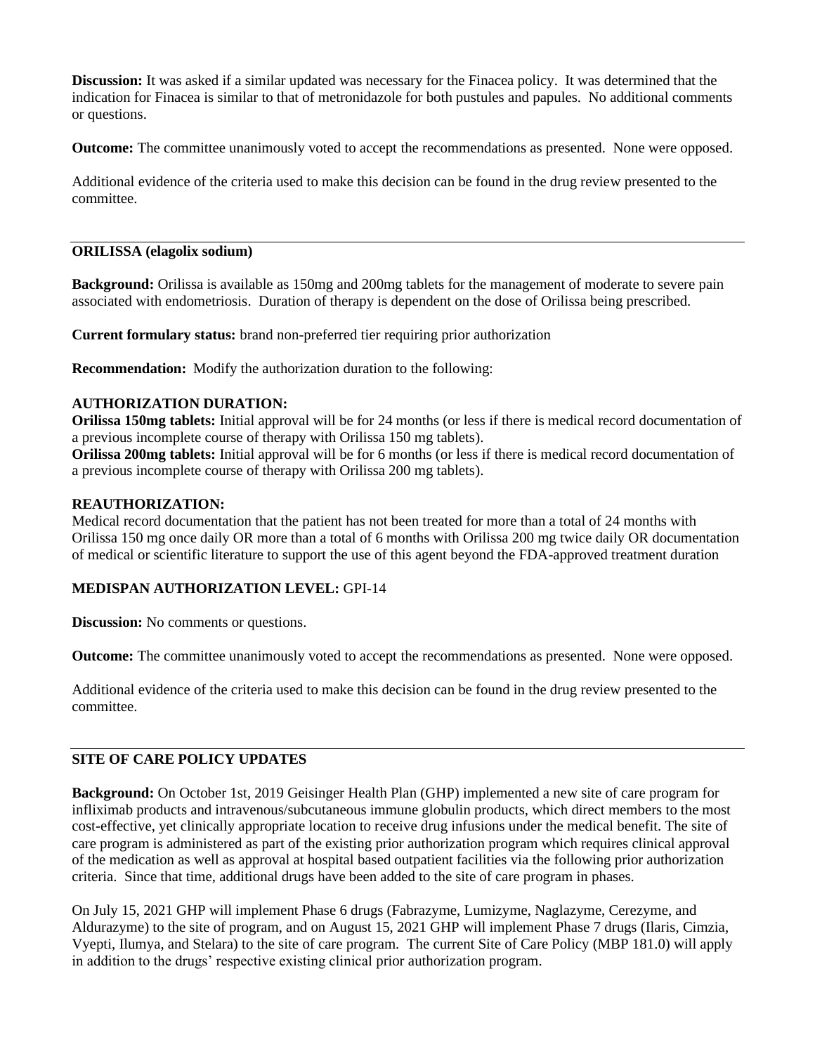**Discussion:** It was asked if a similar updated was necessary for the Finacea policy. It was determined that the indication for Finacea is similar to that of metronidazole for both pustules and papules. No additional comments or questions.

**Outcome:** The committee unanimously voted to accept the recommendations as presented. None were opposed.

Additional evidence of the criteria used to make this decision can be found in the drug review presented to the committee.

---

## ORILISSA (elagolix sodium)

**Background:** Orilissa is available as 150mg and 200mg tablets for the management of moderate to severe pain associated with endometriosis. Duration of therapy is dependent on the dose of Orilissa being prescribed.

**Current formulary status:** brand non-preferred tier requiring prior authorization

**Recommendation:** Modify the authorization duration to the following:

**AUTHORIZATION DURATION:**
**Orilissa 150mg tablets:** Initial approval will be for 24 months (or less if there is medical record documentation of a previous incomplete course of therapy with Orilissa 150 mg tablets).
**Orilissa 200mg tablets:** Initial approval will be for 6 months (or less if there is medical record documentation of a previous incomplete course of therapy with Orilissa 200 mg tablets).

**REAUTHORIZATION:**
Medical record documentation that the patient has not been treated for more than a total of 24 months with Orilissa 150 mg once daily OR more than a total of 6 months with Orilissa 200 mg twice daily OR documentation of medical or scientific literature to support the use of this agent beyond the FDA-approved treatment duration

**MEDISPAN AUTHORIZATION LEVEL:** GPI-14

**Discussion:** No comments or questions.

**Outcome:** The committee unanimously voted to accept the recommendations as presented. None were opposed.

Additional evidence of the criteria used to make this decision can be found in the drug review presented to the committee.

---

## SITE OF CARE POLICY UPDATES

**Background:** On October 1st, 2019 Geisinger Health Plan (GHP) implemented a new site of care program for infliximab products and intravenous/subcutaneous immune globulin products, which direct members to the most cost-effective, yet clinically appropriate location to receive drug infusions under the medical benefit. The site of care program is administered as part of the existing prior authorization program which requires clinical approval of the medication as well as approval at hospital based outpatient facilities via the following prior authorization criteria. Since that time, additional drugs have been added to the site of care program in phases.

On July 15, 2021 GHP will implement Phase 6 drugs (Fabrazyme, Lumizyme, Naglazyme, Cerezyme, and Aldurazyme) to the site of program, and on August 15, 2021 GHP will implement Phase 7 drugs (Ilaris, Cimzia, Vyepti, Ilumya, and Stelara) to the site of care program. The current Site of Care Policy (MBP 181.0) will apply in addition to the drugs' respective existing clinical prior authorization program.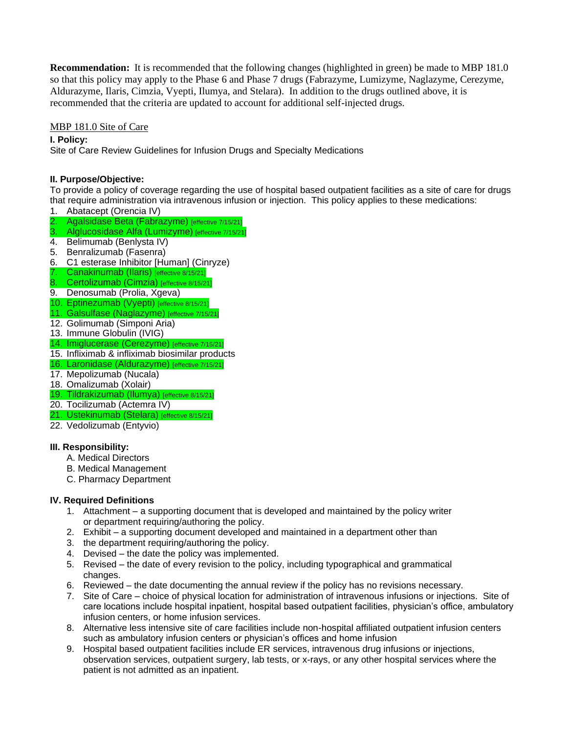**Recommendation:** It is recommended that the following changes (highlighted in green) be made to MBP 181.0 so that this policy may apply to the Phase 6 and Phase 7 drugs (Fabrazyme, Lumizyme, Naglazyme, Cerezyme, Aldurazyme, Ilaris, Cimzia, Vyepti, Ilumya, and Stelara). In addition to the drugs outlined above, it is recommended that the criteria are updated to account for additional self-injected drugs.

MBP 181.0 Site of Care

**I. Policy:**

Site of Care Review Guidelines for Infusion Drugs and Specialty Medications

**II. Purpose/Objective:**

To provide a policy of coverage regarding the use of hospital based outpatient facilities as a site of care for drugs that require administration via intravenous infusion or injection. This policy applies to these medications:

1. Abatacept (Orencia IV)
2. Agalsidase Beta (Fabrazyme) [effective 7/15/21]
3. Alglucosidase Alfa (Lumizyme) [effective 7/15/21]
4. Belimumab (Benlysta IV)
5. Benralizumab (Fasenra)
6. C1 esterase Inhibitor [Human] (Cinryze)
7. Canakinumab (Ilaris) [effective 8/15/21]
8. Certolizumab (Cimzia) [effective 8/15/21]
9. Denosumab (Prolia, Xgeva)
10. Eptinezumab (Vyepti) [effective 8/15/21]
11. Galsulfase (Naglazyme) [effective 7/15/21]
12. Golimumab (Simponi Aria)
13. Immune Globulin (IVIG)
14. Imiglucerase (Cerezyme) [effective 7/15/21]
15. Infliximab & infliximab biosimilar products
16. Laronidase (Aldurazyme) [effective 7/15/21]
17. Mepolizumab (Nucala)
18. Omalizumab (Xolair)
19. Tildrakizumab (Ilumya) [effective 8/15/21]
20. Tocilizumab (Actemra IV)
21. Ustekinumab (Stelara) [effective 8/15/21]
22. Vedolizumab (Entyvio)

**III. Responsibility:**

A. Medical Directors
B. Medical Management
C. Pharmacy Department

**IV. Required Definitions**

1. Attachment – a supporting document that is developed and maintained by the policy writer or department requiring/authoring the policy.
2. Exhibit – a supporting document developed and maintained in a department other than
3. the department requiring/authoring the policy.
4. Devised – the date the policy was implemented.
5. Revised – the date of every revision to the policy, including typographical and grammatical changes.
6. Reviewed – the date documenting the annual review if the policy has no revisions necessary.
7. Site of Care – choice of physical location for administration of intravenous infusions or injections. Site of care locations include hospital inpatient, hospital based outpatient facilities, physician's office, ambulatory infusion centers, or home infusion services.
8. Alternative less intensive site of care facilities include non-hospital affiliated outpatient infusion centers such as ambulatory infusion centers or physician's offices and home infusion
9. Hospital based outpatient facilities include ER services, intravenous drug infusions or injections, observation services, outpatient surgery, lab tests, or x-rays, or any other hospital services where the patient is not admitted as an inpatient.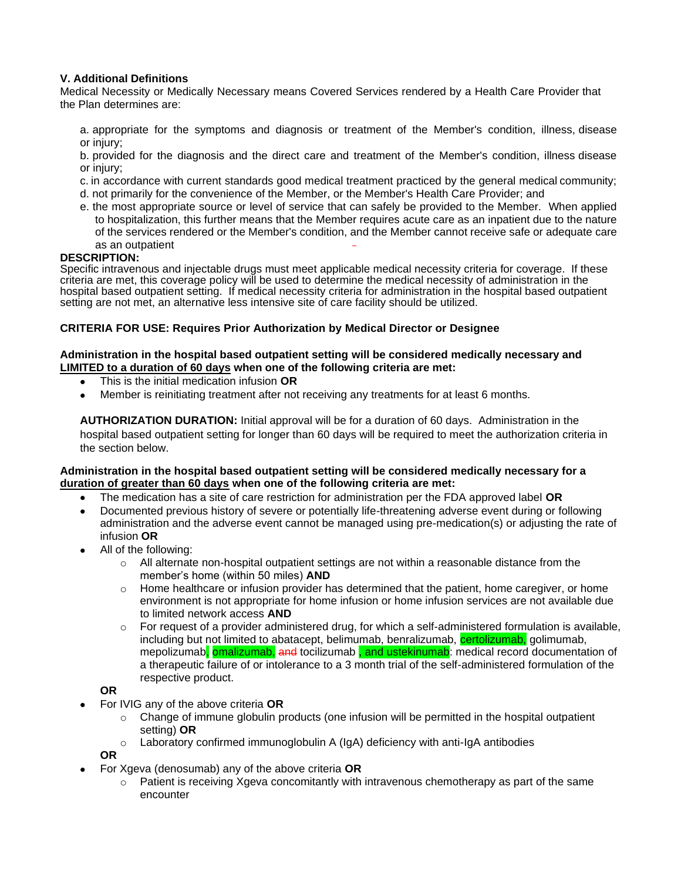**V. Additional Definitions**

Medical Necessity or Medically Necessary means Covered Services rendered by a Health Care Provider that the Plan determines are:

a. appropriate for the symptoms and diagnosis or treatment of the Member's condition, illness, disease or injury;

b. provided for the diagnosis and the direct care and treatment of the Member's condition, illness disease or injury;

c. in accordance with current standards good medical treatment practiced by the general medical community;

d. not primarily for the convenience of the Member, or the Member's Health Care Provider; and

e. the most appropriate source or level of service that can safely be provided to the Member. When applied to hospitalization, this further means that the Member requires acute care as an inpatient due to the nature of the services rendered or the Member's condition, and the Member cannot receive safe or adequate care as an outpatient

**DESCRIPTION:**

Specific intravenous and injectable drugs must meet applicable medical necessity criteria for coverage. If these criteria are met, this coverage policy will be used to determine the medical necessity of administration in the hospital based outpatient setting. If medical necessity criteria for administration in the hospital based outpatient setting are not met, an alternative less intensive site of care facility should be utilized.

**CRITERIA FOR USE: Requires Prior Authorization by Medical Director or Designee**

**Administration in the hospital based outpatient setting will be considered medically necessary and LIMITED to a duration of 60 days when one of the following criteria are met:**

- This is the initial medication infusion **OR**
- Member is reinitiating treatment after not receiving any treatments for at least 6 months.

**AUTHORIZATION DURATION:** Initial approval will be for a duration of 60 days. Administration in the hospital based outpatient setting for longer than 60 days will be required to meet the authorization criteria in the section below.

**Administration in the hospital based outpatient setting will be considered medically necessary for a duration of greater than 60 days when one of the following criteria are met:**

- The medication has a site of care restriction for administration per the FDA approved label **OR**
- Documented previous history of severe or potentially life-threatening adverse event during or following administration and the adverse event cannot be managed using pre-medication(s) or adjusting the rate of infusion **OR**
- All of the following:
  - All alternate non-hospital outpatient settings are not within a reasonable distance from the member's home (within 50 miles) **AND**
  - Home healthcare or infusion provider has determined that the patient, home caregiver, or home environment is not appropriate for home infusion or home infusion services are not available due to limited network access **AND**
  - For request of a provider administered drug, for which a self-administered formulation is available, including but not limited to abatacept, belimumab, benralizumab, certolizumab, golimumab, mepolizumab, omalizumab, ~~and~~ tocilizumab , and ustekinumab: medical record documentation of a therapeutic failure of or intolerance to a 3 month trial of the self-administered formulation of the respective product.

  **OR**
- For IVIG any of the above criteria **OR**
  - Change of immune globulin products (one infusion will be permitted in the hospital outpatient setting) **OR**
  - Laboratory confirmed immunoglobulin A (IgA) deficiency with anti-IgA antibodies

  **OR**
- For Xgeva (denosumab) any of the above criteria **OR**
  - Patient is receiving Xgeva concomitantly with intravenous chemotherapy as part of the same encounter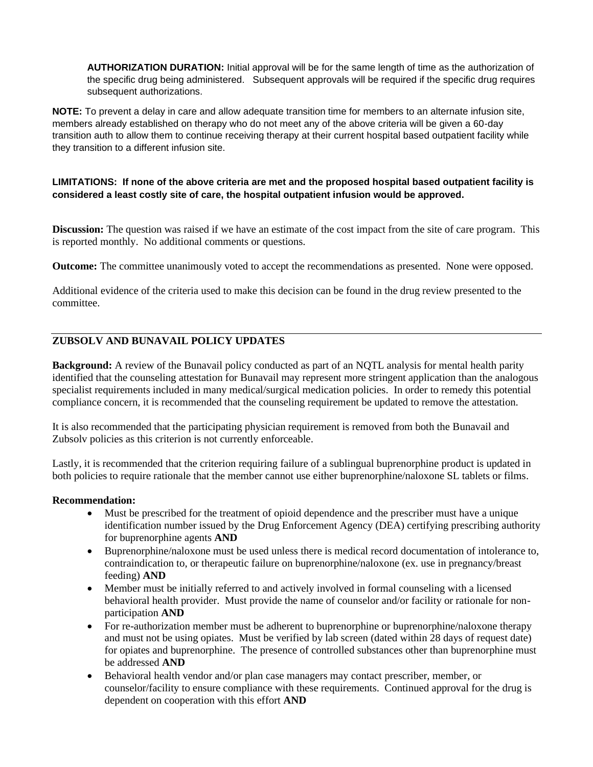**AUTHORIZATION DURATION:** Initial approval will be for the same length of time as the authorization of the specific drug being administered. Subsequent approvals will be required if the specific drug requires subsequent authorizations.

**NOTE:** To prevent a delay in care and allow adequate transition time for members to an alternate infusion site, members already established on therapy who do not meet any of the above criteria will be given a 60-day transition auth to allow them to continue receiving therapy at their current hospital based outpatient facility while they transition to a different infusion site.

**LIMITATIONS: If none of the above criteria are met and the proposed hospital based outpatient facility is considered a least costly site of care, the hospital outpatient infusion would be approved.**

**Discussion:** The question was raised if we have an estimate of the cost impact from the site of care program. This is reported monthly. No additional comments or questions.

**Outcome:** The committee unanimously voted to accept the recommendations as presented. None were opposed.

Additional evidence of the criteria used to make this decision can be found in the drug review presented to the committee.

## ZUBSOLV AND BUNAVAIL POLICY UPDATES

**Background:** A review of the Bunavail policy conducted as part of an NQTL analysis for mental health parity identified that the counseling attestation for Bunavail may represent more stringent application than the analogous specialist requirements included in many medical/surgical medication policies. In order to remedy this potential compliance concern, it is recommended that the counseling requirement be updated to remove the attestation.

It is also recommended that the participating physician requirement is removed from both the Bunavail and Zubsolv policies as this criterion is not currently enforceable.

Lastly, it is recommended that the criterion requiring failure of a sublingual buprenorphine product is updated in both policies to require rationale that the member cannot use either buprenorphine/naloxone SL tablets or films.

**Recommendation:**

- Must be prescribed for the treatment of opioid dependence and the prescriber must have a unique identification number issued by the Drug Enforcement Agency (DEA) certifying prescribing authority for buprenorphine agents **AND**
- Buprenorphine/naloxone must be used unless there is medical record documentation of intolerance to, contraindication to, or therapeutic failure on buprenorphine/naloxone (ex. use in pregnancy/breast feeding) **AND**
- Member must be initially referred to and actively involved in formal counseling with a licensed behavioral health provider. Must provide the name of counselor and/or facility or rationale for non-participation **AND**
- For re-authorization member must be adherent to buprenorphine or buprenorphine/naloxone therapy and must not be using opiates. Must be verified by lab screen (dated within 28 days of request date) for opiates and buprenorphine. The presence of controlled substances other than buprenorphine must be addressed **AND**
- Behavioral health vendor and/or plan case managers may contact prescriber, member, or counselor/facility to ensure compliance with these requirements. Continued approval for the drug is dependent on cooperation with this effort **AND**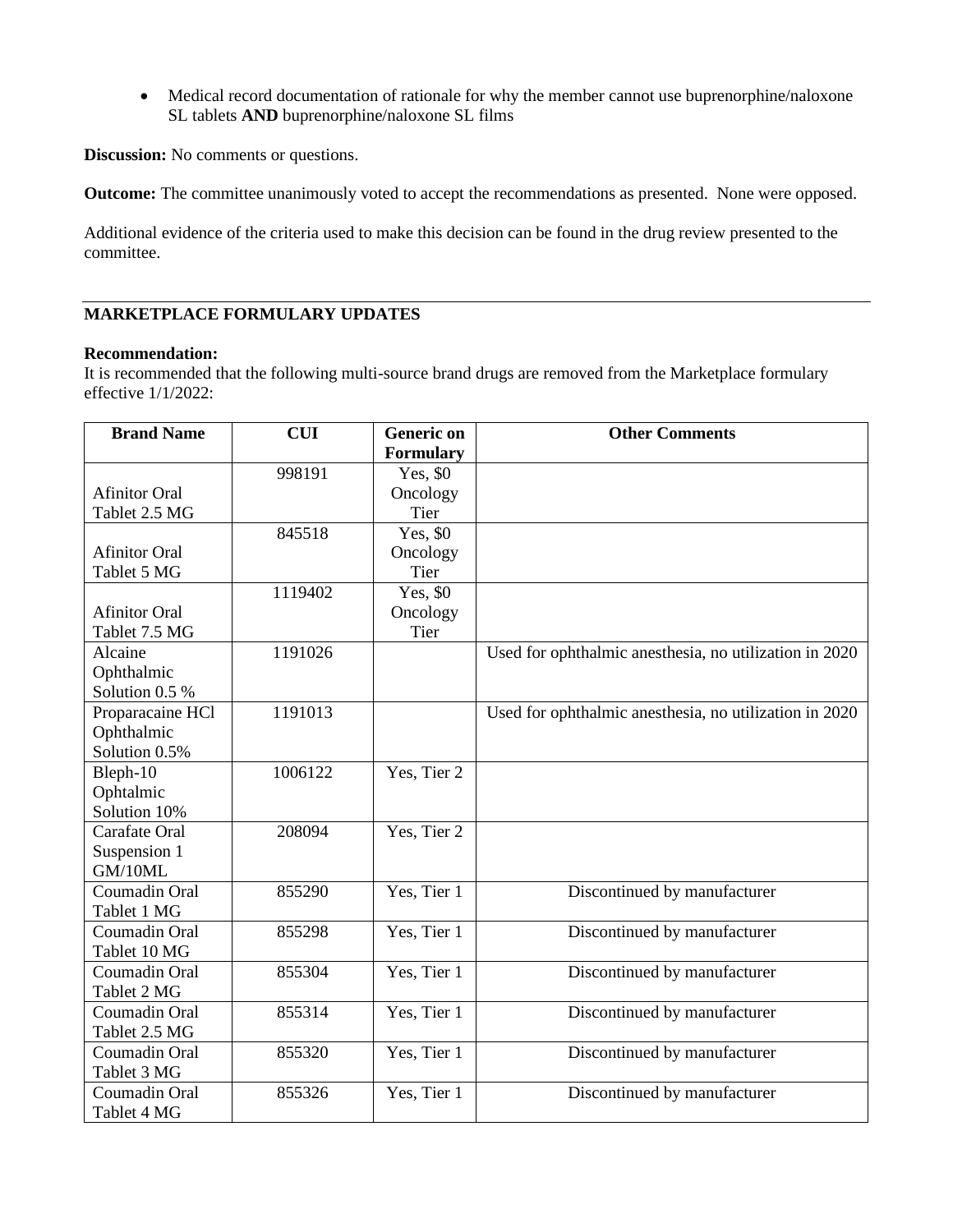- Medical record documentation of rationale for why the member cannot use buprenorphine/naloxone SL tablets **AND** buprenorphine/naloxone SL films

**Discussion:** No comments or questions.

**Outcome:** The committee unanimously voted to accept the recommendations as presented. None were opposed.

Additional evidence of the criteria used to make this decision can be found in the drug review presented to the committee.

## MARKETPLACE FORMULARY UPDATES

**Recommendation:**
It is recommended that the following multi-source brand drugs are removed from the Marketplace formulary effective 1/1/2022:

| Brand Name | CUI | Generic on Formulary | Other Comments |
|---|---|---|---|
| Afinitor Oral Tablet 2.5 MG | 998191 | Yes, $0 Oncology Tier | |
| Afinitor Oral Tablet 5 MG | 845518 | Yes, $0 Oncology Tier | |
| Afinitor Oral Tablet 7.5 MG | 1119402 | Yes, $0 Oncology Tier | |
| Alcaine Ophthalmic Solution 0.5 % | 1191026 | | Used for ophthalmic anesthesia, no utilization in 2020 |
| Proparacaine HCl Ophthalmic Solution 0.5% | 1191013 | | Used for ophthalmic anesthesia, no utilization in 2020 |
| Bleph-10 Ophtalmic Solution 10% | 1006122 | Yes, Tier 2 | |
| Carafate Oral Suspension 1 GM/10ML | 208094 | Yes, Tier 2 | |
| Coumadin Oral Tablet 1 MG | 855290 | Yes, Tier 1 | Discontinued by manufacturer |
| Coumadin Oral Tablet 10 MG | 855298 | Yes, Tier 1 | Discontinued by manufacturer |
| Coumadin Oral Tablet 2 MG | 855304 | Yes, Tier 1 | Discontinued by manufacturer |
| Coumadin Oral Tablet 2.5 MG | 855314 | Yes, Tier 1 | Discontinued by manufacturer |
| Coumadin Oral Tablet 3 MG | 855320 | Yes, Tier 1 | Discontinued by manufacturer |
| Coumadin Oral Tablet 4 MG | 855326 | Yes, Tier 1 | Discontinued by manufacturer |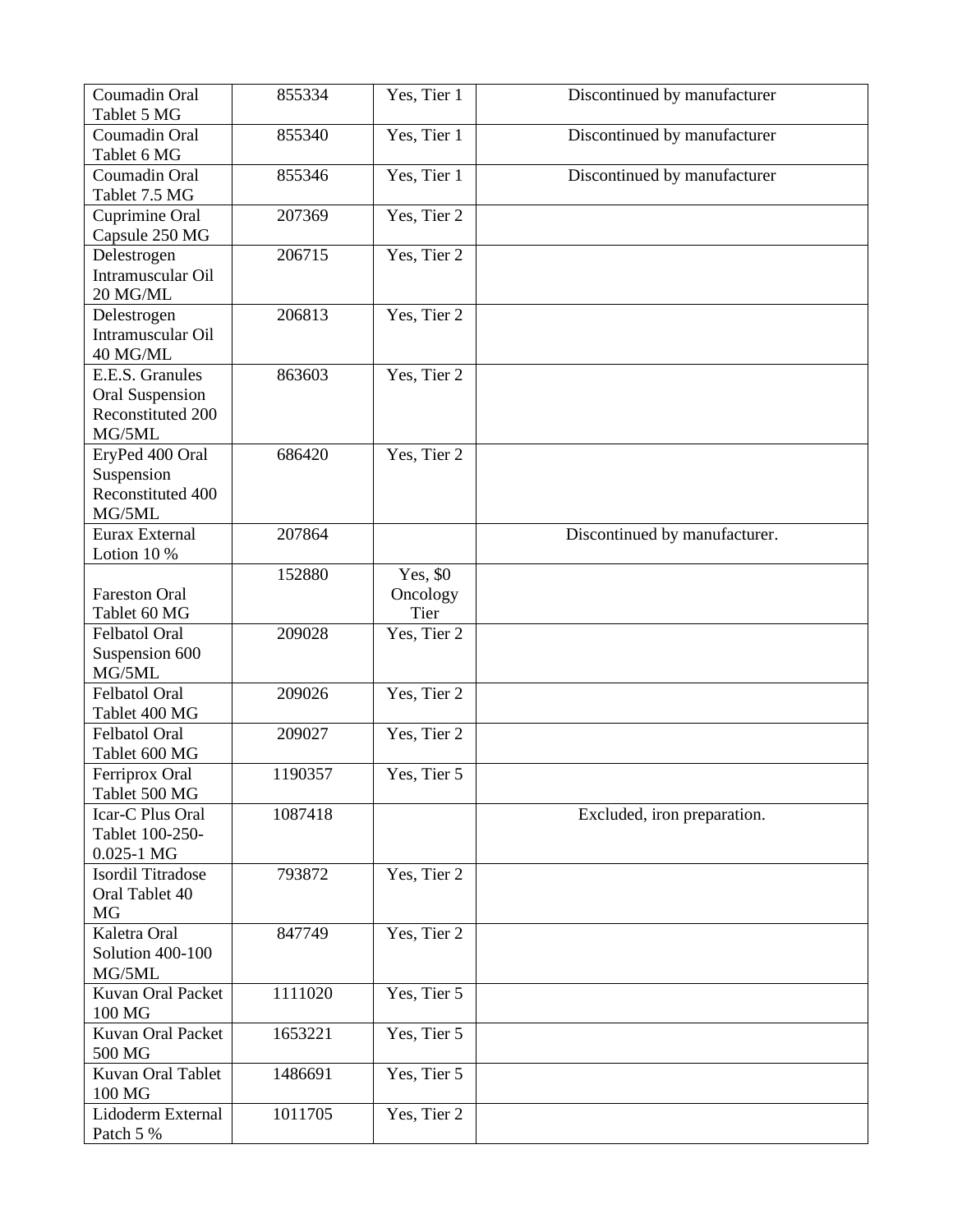| Coumadin Oral Tablet 5 MG | 855334 | Yes, Tier 1 | Discontinued by manufacturer |
|---|---|---|---|
| Coumadin Oral Tablet 6 MG | 855340 | Yes, Tier 1 | Discontinued by manufacturer |
| Coumadin Oral Tablet 7.5 MG | 855346 | Yes, Tier 1 | Discontinued by manufacturer |
| Cuprimine Oral Capsule 250 MG | 207369 | Yes, Tier 2 | |
| Delestrogen Intramuscular Oil 20 MG/ML | 206715 | Yes, Tier 2 | |
| Delestrogen Intramuscular Oil 40 MG/ML | 206813 | Yes, Tier 2 | |
| E.E.S. Granules Oral Suspension Reconstituted 200 MG/5ML | 863603 | Yes, Tier 2 | |
| EryPed 400 Oral Suspension Reconstituted 400 MG/5ML | 686420 | Yes, Tier 2 | |
| Eurax External Lotion 10 % | 207864 | | Discontinued by manufacturer. |
| Fareston Oral Tablet 60 MG | 152880 | Yes, $0 Oncology Tier | |
| Felbatol Oral Suspension 600 MG/5ML | 209028 | Yes, Tier 2 | |
| Felbatol Oral Tablet 400 MG | 209026 | Yes, Tier 2 | |
| Felbatol Oral Tablet 600 MG | 209027 | Yes, Tier 2 | |
| Ferriprox Oral Tablet 500 MG | 1190357 | Yes, Tier 5 | |
| Icar-C Plus Oral Tablet 100-250-0.025-1 MG | 1087418 | | Excluded, iron preparation. |
| Isordil Titradose Oral Tablet 40 MG | 793872 | Yes, Tier 2 | |
| Kaletra Oral Solution 400-100 MG/5ML | 847749 | Yes, Tier 2 | |
| Kuvan Oral Packet 100 MG | 1111020 | Yes, Tier 5 | |
| Kuvan Oral Packet 500 MG | 1653221 | Yes, Tier 5 | |
| Kuvan Oral Tablet 100 MG | 1486691 | Yes, Tier 5 | |
| Lidoderm External Patch 5 % | 1011705 | Yes, Tier 2 | |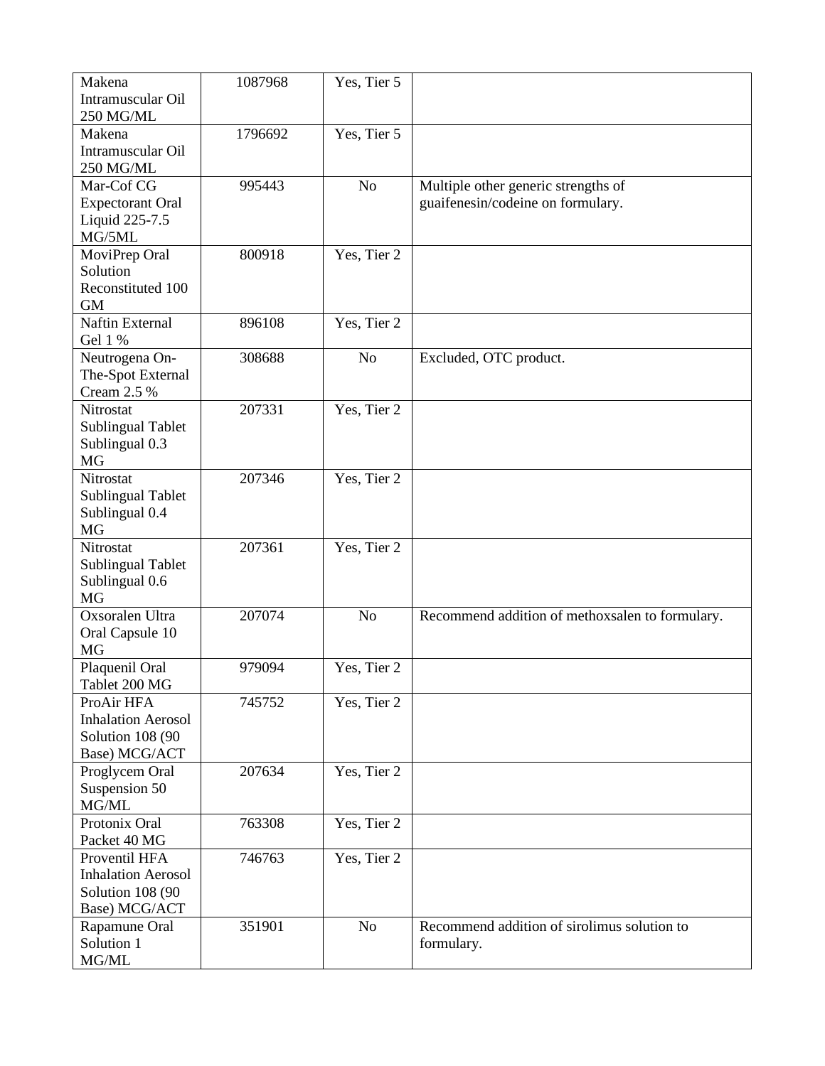| | | | |
|---|---|---|---|
| Makena Intramuscular Oil 250 MG/ML | 1087968 | Yes, Tier 5 | |
| Makena Intramuscular Oil 250 MG/ML | 1796692 | Yes, Tier 5 | |
| Mar-Cof CG Expectorant Oral Liquid 225-7.5 MG/5ML | 995443 | No | Multiple other generic strengths of guaifenesin/codeine on formulary. |
| MoviPrep Oral Solution Reconstituted 100 GM | 800918 | Yes, Tier 2 | |
| Naftin External Gel 1 % | 896108 | Yes, Tier 2 | |
| Neutrogena On-The-Spot External Cream 2.5 % | 308688 | No | Excluded, OTC product. |
| Nitrostat Sublingual Tablet Sublingual 0.3 MG | 207331 | Yes, Tier 2 | |
| Nitrostat Sublingual Tablet Sublingual 0.4 MG | 207346 | Yes, Tier 2 | |
| Nitrostat Sublingual Tablet Sublingual 0.6 MG | 207361 | Yes, Tier 2 | |
| Oxsoralen Ultra Oral Capsule 10 MG | 207074 | No | Recommend addition of methoxsalen to formulary. |
| Plaquenil Oral Tablet 200 MG | 979094 | Yes, Tier 2 | |
| ProAir HFA Inhalation Aerosol Solution 108 (90 Base) MCG/ACT | 745752 | Yes, Tier 2 | |
| Proglycem Oral Suspension 50 MG/ML | 207634 | Yes, Tier 2 | |
| Protonix Oral Packet 40 MG | 763308 | Yes, Tier 2 | |
| Proventil HFA Inhalation Aerosol Solution 108 (90 Base) MCG/ACT | 746763 | Yes, Tier 2 | |
| Rapamune Oral Solution 1 MG/ML | 351901 | No | Recommend addition of sirolimus solution to formulary. |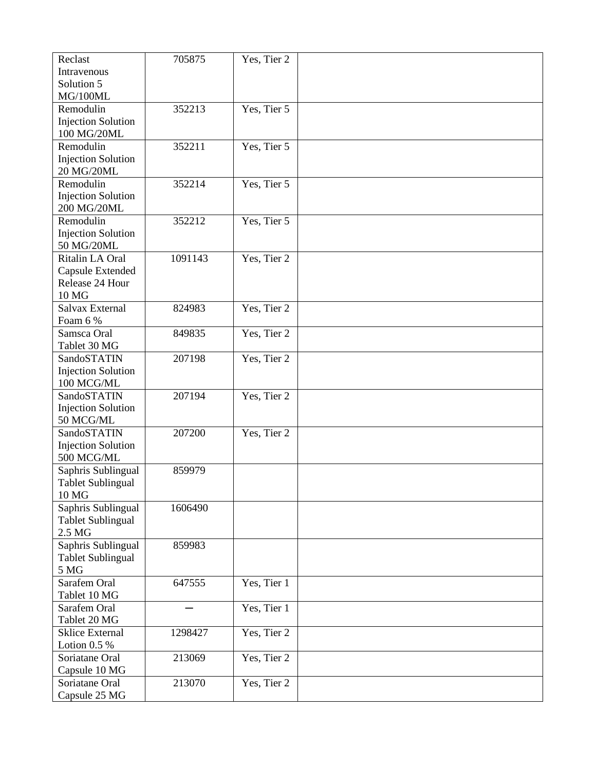| | | | |
|---|---|---|---|
| Reclast Intravenous Solution 5 MG/100ML | 705875 | Yes, Tier 2 | |
| Remodulin Injection Solution 100 MG/20ML | 352213 | Yes, Tier 5 | |
| Remodulin Injection Solution 20 MG/20ML | 352211 | Yes, Tier 5 | |
| Remodulin Injection Solution 200 MG/20ML | 352214 | Yes, Tier 5 | |
| Remodulin Injection Solution 50 MG/20ML | 352212 | Yes, Tier 5 | |
| Ritalin LA Oral Capsule Extended Release 24 Hour 10 MG | 1091143 | Yes, Tier 2 | |
| Salvax External Foam 6 % | 824983 | Yes, Tier 2 | |
| Samsca Oral Tablet 30 MG | 849835 | Yes, Tier 2 | |
| SandoSTATIN Injection Solution 100 MCG/ML | 207198 | Yes, Tier 2 | |
| SandoSTATIN Injection Solution 50 MCG/ML | 207194 | Yes, Tier 2 | |
| SandoSTATIN Injection Solution 500 MCG/ML | 207200 | Yes, Tier 2 | |
| Saphris Sublingual Tablet Sublingual 10 MG | 859979 | | |
| Saphris Sublingual Tablet Sublingual 2.5 MG | 1606490 | | |
| Saphris Sublingual Tablet Sublingual 5 MG | 859983 | | |
| Sarafem Oral Tablet 10 MG | 647555 | Yes, Tier 1 | |
| Sarafem Oral Tablet 20 MG | – | Yes, Tier 1 | |
| Sklice External Lotion 0.5 % | 1298427 | Yes, Tier 2 | |
| Soriatane Oral Capsule 10 MG | 213069 | Yes, Tier 2 | |
| Soriatane Oral Capsule 25 MG | 213070 | Yes, Tier 2 | |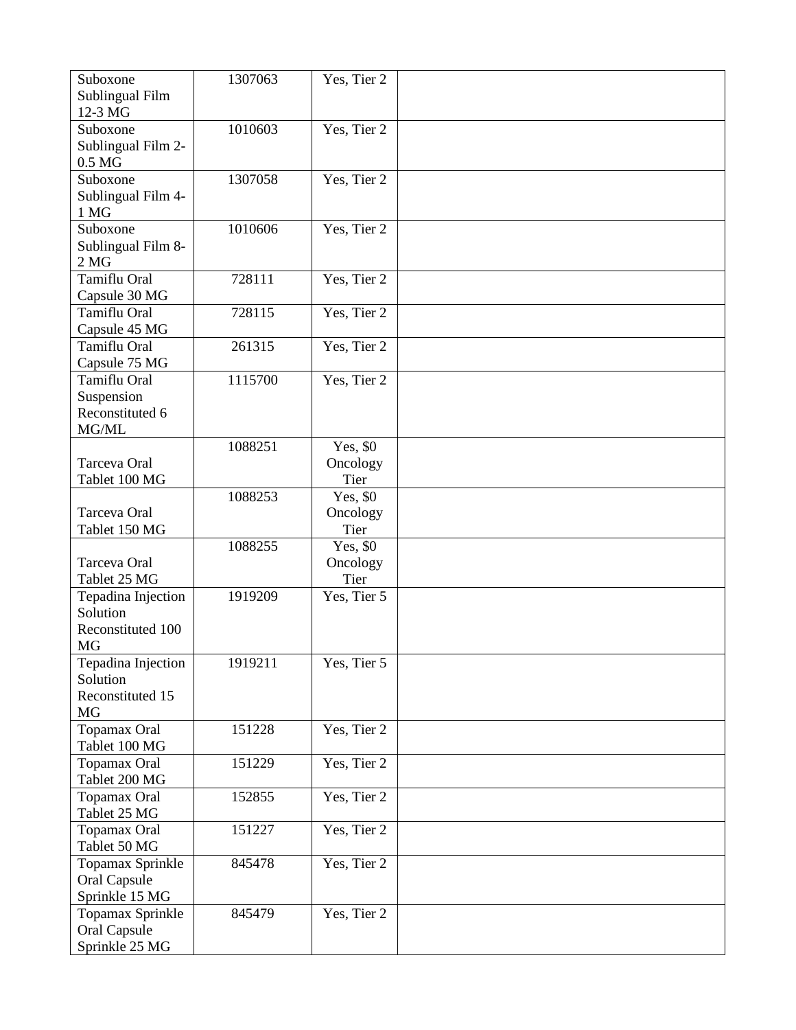| | | | |
|---|---|---|---|
| Suboxone Sublingual Film 12-3 MG | 1307063 | Yes, Tier 2 | |
| Suboxone Sublingual Film 2-0.5 MG | 1010603 | Yes, Tier 2 | |
| Suboxone Sublingual Film 4-1 MG | 1307058 | Yes, Tier 2 | |
| Suboxone Sublingual Film 8-2 MG | 1010606 | Yes, Tier 2 | |
| Tamiflu Oral Capsule 30 MG | 728111 | Yes, Tier 2 | |
| Tamiflu Oral Capsule 45 MG | 728115 | Yes, Tier 2 | |
| Tamiflu Oral Capsule 75 MG | 261315 | Yes, Tier 2 | |
| Tamiflu Oral Suspension Reconstituted 6 MG/ML | 1115700 | Yes, Tier 2 | |
| Tarceva Oral Tablet 100 MG | 1088251 | Yes, $0 Oncology Tier | |
| Tarceva Oral Tablet 150 MG | 1088253 | Yes, $0 Oncology Tier | |
| Tarceva Oral Tablet 25 MG | 1088255 | Yes, $0 Oncology Tier | |
| Tepadina Injection Solution Reconstituted 100 MG | 1919209 | Yes, Tier 5 | |
| Tepadina Injection Solution Reconstituted 15 MG | 1919211 | Yes, Tier 5 | |
| Topamax Oral Tablet 100 MG | 151228 | Yes, Tier 2 | |
| Topamax Oral Tablet 200 MG | 151229 | Yes, Tier 2 | |
| Topamax Oral Tablet 25 MG | 152855 | Yes, Tier 2 | |
| Topamax Oral Tablet 50 MG | 151227 | Yes, Tier 2 | |
| Topamax Sprinkle Oral Capsule Sprinkle 15 MG | 845478 | Yes, Tier 2 | |
| Topamax Sprinkle Oral Capsule Sprinkle 25 MG | 845479 | Yes, Tier 2 | |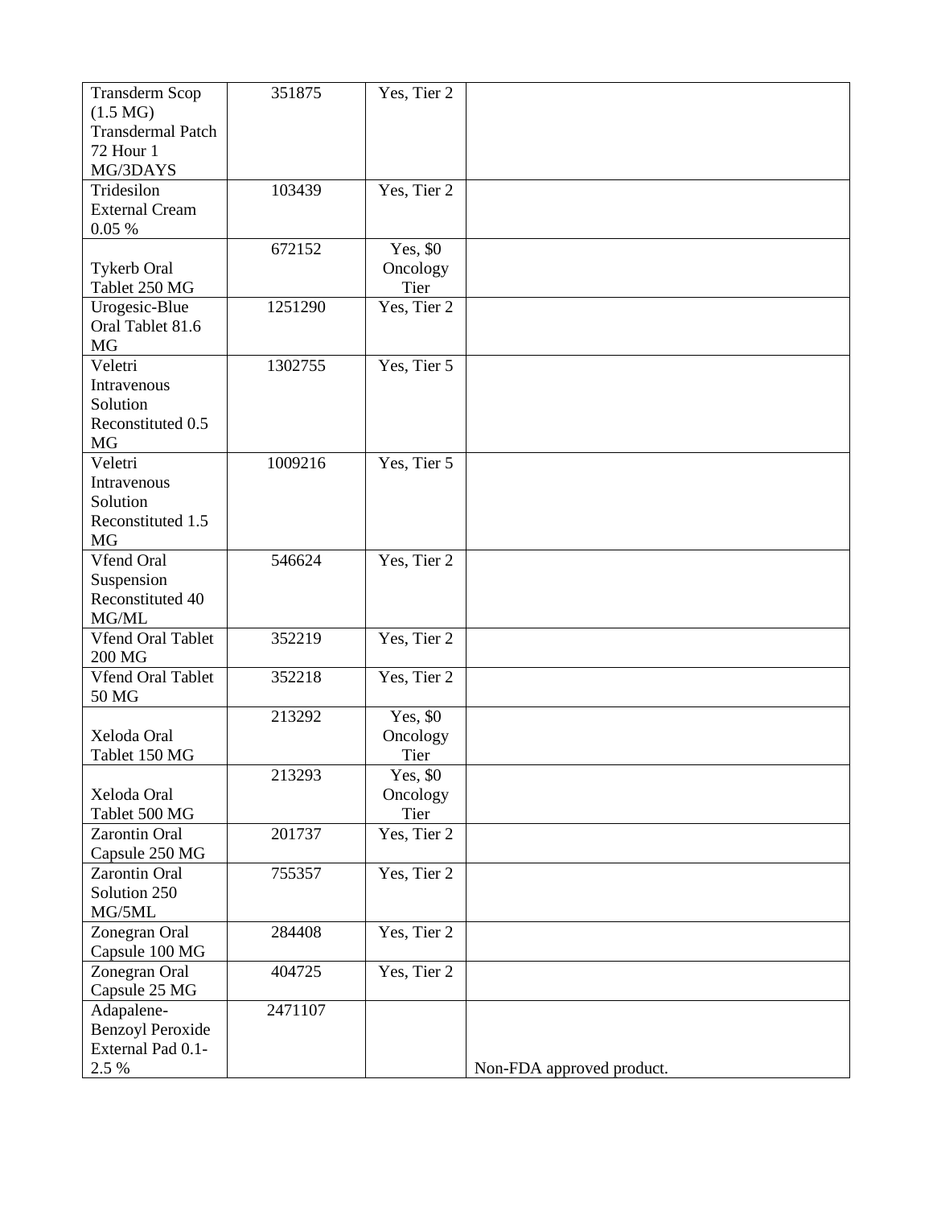| | | | |
|---|---|---|---|
| Transderm Scop (1.5 MG) Transdermal Patch 72 Hour 1 MG/3DAYS | 351875 | Yes, Tier 2 | |
| Tridesilon External Cream 0.05 % | 103439 | Yes, Tier 2 | |
| Tykerb Oral Tablet 250 MG | 672152 | Yes, $0 Oncology Tier | |
| Urogesic-Blue Oral Tablet 81.6 MG | 1251290 | Yes, Tier 2 | |
| Veletri Intravenous Solution Reconstituted 0.5 MG | 1302755 | Yes, Tier 5 | |
| Veletri Intravenous Solution Reconstituted 1.5 MG | 1009216 | Yes, Tier 5 | |
| Vfend Oral Suspension Reconstituted 40 MG/ML | 546624 | Yes, Tier 2 | |
| Vfend Oral Tablet 200 MG | 352219 | Yes, Tier 2 | |
| Vfend Oral Tablet 50 MG | 352218 | Yes, Tier 2 | |
| Xeloda Oral Tablet 150 MG | 213292 | Yes, $0 Oncology Tier | |
| Xeloda Oral Tablet 500 MG | 213293 | Yes, $0 Oncology Tier | |
| Zarontin Oral Capsule 250 MG | 201737 | Yes, Tier 2 | |
| Zarontin Oral Solution 250 MG/5ML | 755357 | Yes, Tier 2 | |
| Zonegran Oral Capsule 100 MG | 284408 | Yes, Tier 2 | |
| Zonegran Oral Capsule 25 MG | 404725 | Yes, Tier 2 | |
| Adapalene-Benzoyl Peroxide External Pad 0.1-2.5 % | 2471107 | | Non-FDA approved product. |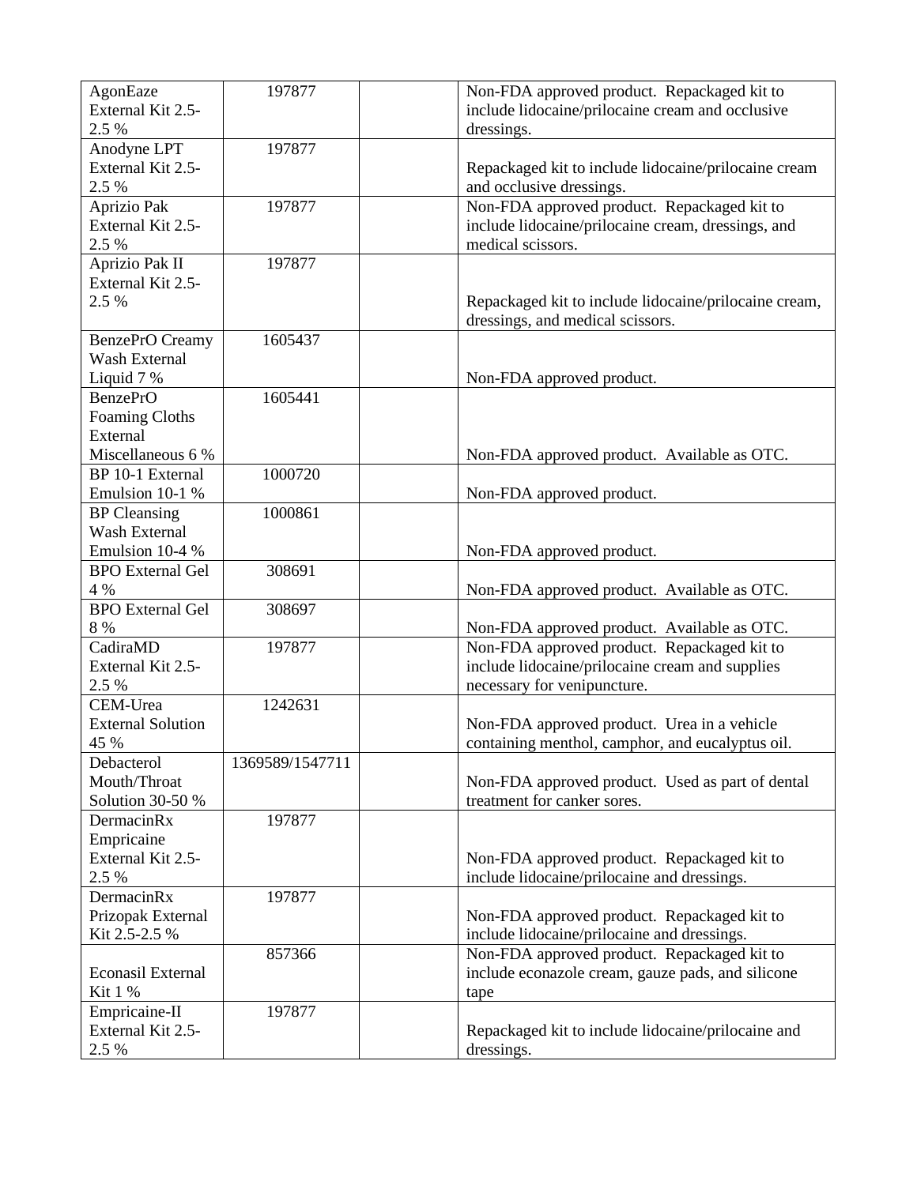| | | | |
|---|---|---|---|
| AgonEaze External Kit 2.5-2.5 % | 197877 | | Non-FDA approved product. Repackaged kit to include lidocaine/prilocaine cream and occlusive dressings. |
| Anodyne LPT External Kit 2.5-2.5 % | 197877 | | Repackaged kit to include lidocaine/prilocaine cream and occlusive dressings. |
| Aprizio Pak External Kit 2.5-2.5 % | 197877 | | Non-FDA approved product. Repackaged kit to include lidocaine/prilocaine cream, dressings, and medical scissors. |
| Aprizio Pak II External Kit 2.5-2.5 % | 197877 | | Repackaged kit to include lidocaine/prilocaine cream, dressings, and medical scissors. |
| BenzePrO Creamy Wash External Liquid 7 % | 1605437 | | Non-FDA approved product. |
| BenzePrO Foaming Cloths External Miscellaneous 6 % | 1605441 | | Non-FDA approved product. Available as OTC. |
| BP 10-1 External Emulsion 10-1 % | 1000720 | | Non-FDA approved product. |
| BP Cleansing Wash External Emulsion 10-4 % | 1000861 | | Non-FDA approved product. |
| BPO External Gel 4 % | 308691 | | Non-FDA approved product. Available as OTC. |
| BPO External Gel 8 % | 308697 | | Non-FDA approved product. Available as OTC. |
| CadiraMD External Kit 2.5-2.5 % | 197877 | | Non-FDA approved product. Repackaged kit to include lidocaine/prilocaine cream and supplies necessary for venipuncture. |
| CEM-Urea External Solution 45 % | 1242631 | | Non-FDA approved product. Urea in a vehicle containing menthol, camphor, and eucalyptus oil. |
| Debacterol Mouth/Throat Solution 30-50 % | 1369589/1547711 | | Non-FDA approved product. Used as part of dental treatment for canker sores. |
| DermacinRx Empricaine External Kit 2.5-2.5 % | 197877 | | Non-FDA approved product. Repackaged kit to include lidocaine/prilocaine and dressings. |
| DermacinRx Prizopak External Kit 2.5-2.5 % | 197877 | | Non-FDA approved product. Repackaged kit to include lidocaine/prilocaine and dressings. |
| Econasil External Kit 1 % | 857366 | | Non-FDA approved product. Repackaged kit to include econazole cream, gauze pads, and silicone tape |
| Empricaine-II External Kit 2.5-2.5 % | 197877 | | Repackaged kit to include lidocaine/prilocaine and dressings. |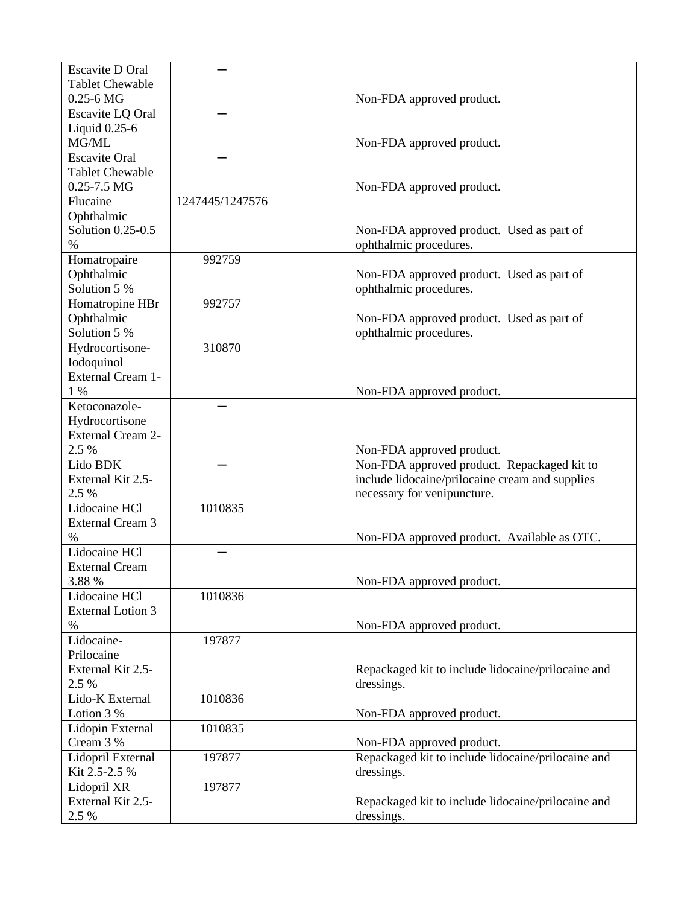| | | | |
|---|---|---|---|
| Escavite D Oral Tablet Chewable 0.25-6 MG | — | | Non-FDA approved product. |
| Escavite LQ Oral Liquid 0.25-6 MG/ML | — | | Non-FDA approved product. |
| Escavite Oral Tablet Chewable 0.25-7.5 MG | — | | Non-FDA approved product. |
| Flucaine Ophthalmic Solution 0.25-0.5 % | 1247445/1247576 | | Non-FDA approved product. Used as part of ophthalmic procedures. |
| Homatropaire Ophthalmic Solution 5 % | 992759 | | Non-FDA approved product. Used as part of ophthalmic procedures. |
| Homatropine HBr Ophthalmic Solution 5 % | 992757 | | Non-FDA approved product. Used as part of ophthalmic procedures. |
| Hydrocortisone-Iodoquinol External Cream 1-1 % | 310870 | | Non-FDA approved product. |
| Ketoconazole-Hydrocortisone External Cream 2-2.5 % | — | | Non-FDA approved product. |
| Lido BDK External Kit 2.5-2.5 % | — | | Non-FDA approved product. Repackaged kit to include lidocaine/prilocaine cream and supplies necessary for venipuncture. |
| Lidocaine HCl External Cream 3 % | 1010835 | | Non-FDA approved product. Available as OTC. |
| Lidocaine HCl External Cream 3.88 % | — | | Non-FDA approved product. |
| Lidocaine HCl External Lotion 3 % | 1010836 | | Non-FDA approved product. |
| Lidocaine-Prilocaine External Kit 2.5-2.5 % | 197877 | | Repackaged kit to include lidocaine/prilocaine and dressings. |
| Lido-K External Lotion 3 % | 1010836 | | Non-FDA approved product. |
| Lidopin External Cream 3 % | 1010835 | | Non-FDA approved product. |
| Lidopril External Kit 2.5-2.5 % | 197877 | | Repackaged kit to include lidocaine/prilocaine and dressings. |
| Lidopril XR External Kit 2.5-2.5 % | 197877 | | Repackaged kit to include lidocaine/prilocaine and dressings. |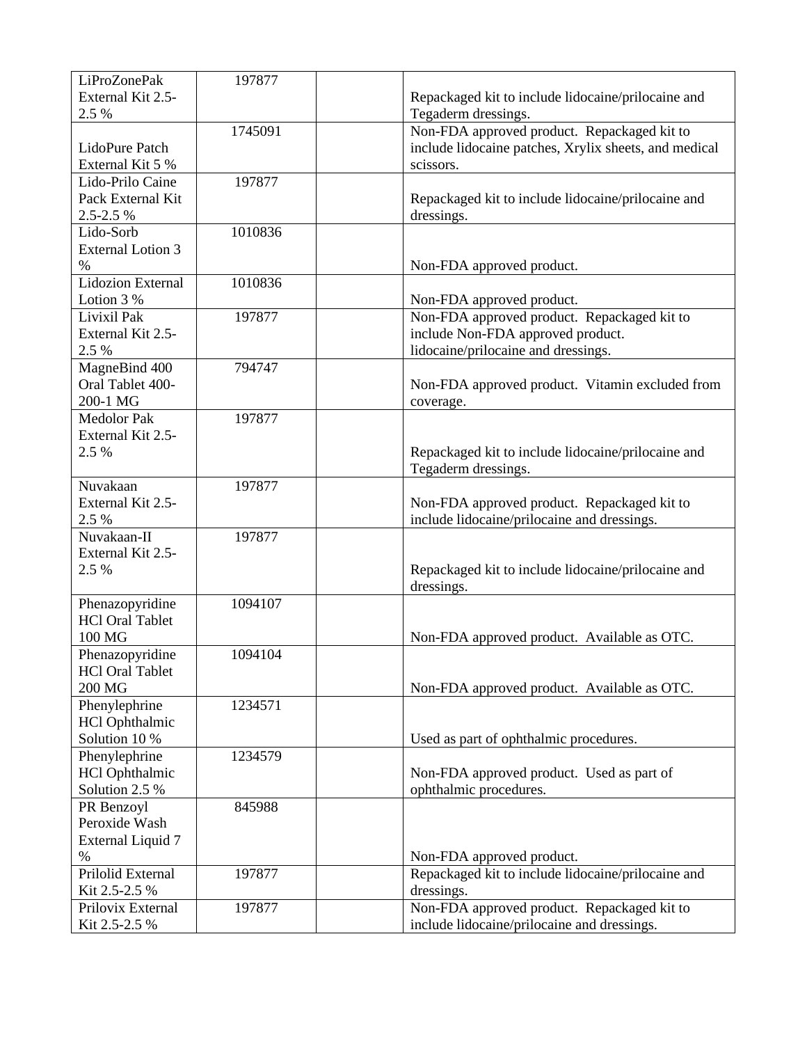| LiProZonePak External Kit 2.5-2.5 % | 197877 | | Repackaged kit to include lidocaine/prilocaine and Tegaderm dressings. |
|---|---|---|---|
| LidoPure Patch External Kit 5 % | 1745091 | | Non-FDA approved product. Repackaged kit to include lidocaine patches, Xrylix sheets, and medical scissors. |
| Lido-Prilo Caine Pack External Kit 2.5-2.5 % | 197877 | | Repackaged kit to include lidocaine/prilocaine and dressings. |
| Lido-Sorb External Lotion 3 % | 1010836 | | Non-FDA approved product. |
| Lidozion External Lotion 3 % | 1010836 | | Non-FDA approved product. |
| Livixil Pak External Kit 2.5-2.5 % | 197877 | | Non-FDA approved product. Repackaged kit to include Non-FDA approved product. lidocaine/prilocaine and dressings. |
| MagneBind 400 Oral Tablet 400-200-1 MG | 794747 | | Non-FDA approved product. Vitamin excluded from coverage. |
| Medolor Pak External Kit 2.5-2.5 % | 197877 | | Repackaged kit to include lidocaine/prilocaine and Tegaderm dressings. |
| Nuvakaan External Kit 2.5-2.5 % | 197877 | | Non-FDA approved product. Repackaged kit to include lidocaine/prilocaine and dressings. |
| Nuvakaan-II External Kit 2.5-2.5 % | 197877 | | Repackaged kit to include lidocaine/prilocaine and dressings. |
| Phenazopyridine HCl Oral Tablet 100 MG | 1094107 | | Non-FDA approved product. Available as OTC. |
| Phenazopyridine HCl Oral Tablet 200 MG | 1094104 | | Non-FDA approved product. Available as OTC. |
| Phenylephrine HCl Ophthalmic Solution 10 % | 1234571 | | Used as part of ophthalmic procedures. |
| Phenylephrine HCl Ophthalmic Solution 2.5 % | 1234579 | | Non-FDA approved product. Used as part of ophthalmic procedures. |
| PR Benzoyl Peroxide Wash External Liquid 7 % | 845988 | | Non-FDA approved product. |
| Prilolid External Kit 2.5-2.5 % | 197877 | | Repackaged kit to include lidocaine/prilocaine and dressings. |
| Prilovix External Kit 2.5-2.5 % | 197877 | | Non-FDA approved product. Repackaged kit to include lidocaine/prilocaine and dressings. |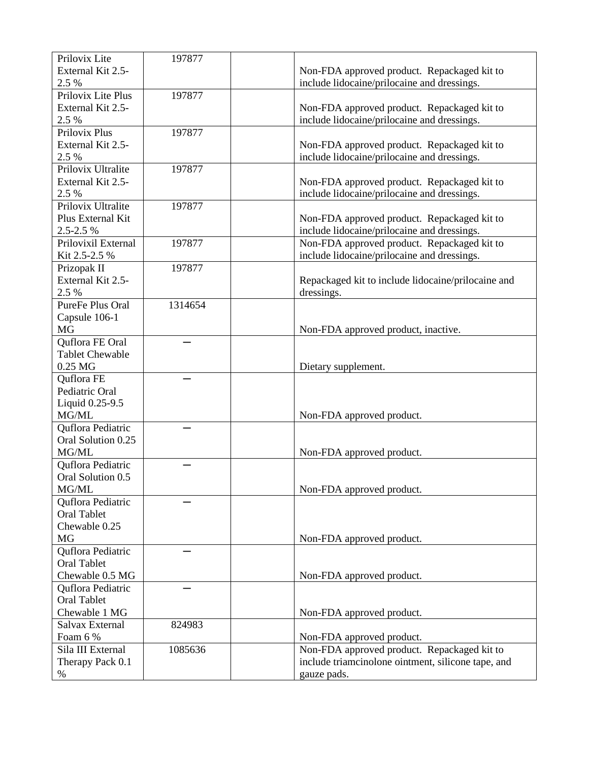| | | | |
|---|---|---|---|
| Prilovix Lite External Kit 2.5-2.5 % | 197877 | | Non-FDA approved product. Repackaged kit to include lidocaine/prilocaine and dressings. |
| Prilovix Lite Plus External Kit 2.5-2.5 % | 197877 | | Non-FDA approved product. Repackaged kit to include lidocaine/prilocaine and dressings. |
| Prilovix Plus External Kit 2.5-2.5 % | 197877 | | Non-FDA approved product. Repackaged kit to include lidocaine/prilocaine and dressings. |
| Prilovix Ultralite External Kit 2.5-2.5 % | 197877 | | Non-FDA approved product. Repackaged kit to include lidocaine/prilocaine and dressings. |
| Prilovix Ultralite Plus External Kit 2.5-2.5 % | 197877 | | Non-FDA approved product. Repackaged kit to include lidocaine/prilocaine and dressings. |
| Prilovixil External Kit 2.5-2.5 % | 197877 | | Non-FDA approved product. Repackaged kit to include lidocaine/prilocaine and dressings. |
| Prizopak II External Kit 2.5-2.5 % | 197877 | | Repackaged kit to include lidocaine/prilocaine and dressings. |
| PureFe Plus Oral Capsule 106-1 MG | 1314654 | | Non-FDA approved product, inactive. |
| Quflora FE Oral Tablet Chewable 0.25 MG | – | | Dietary supplement. |
| Quflora FE Pediatric Oral Liquid 0.25-9.5 MG/ML | – | | Non-FDA approved product. |
| Quflora Pediatric Oral Solution 0.25 MG/ML | – | | Non-FDA approved product. |
| Quflora Pediatric Oral Solution 0.5 MG/ML | – | | Non-FDA approved product. |
| Quflora Pediatric Oral Tablet Chewable 0.25 MG | – | | Non-FDA approved product. |
| Quflora Pediatric Oral Tablet Chewable 0.5 MG | – | | Non-FDA approved product. |
| Quflora Pediatric Oral Tablet Chewable 1 MG | – | | Non-FDA approved product. |
| Salvax External Foam 6 % | 824983 | | Non-FDA approved product. |
| Sila III External Therapy Pack 0.1 % | 1085636 | | Non-FDA approved product. Repackaged kit to include triamcinolone ointment, silicone tape, and gauze pads. |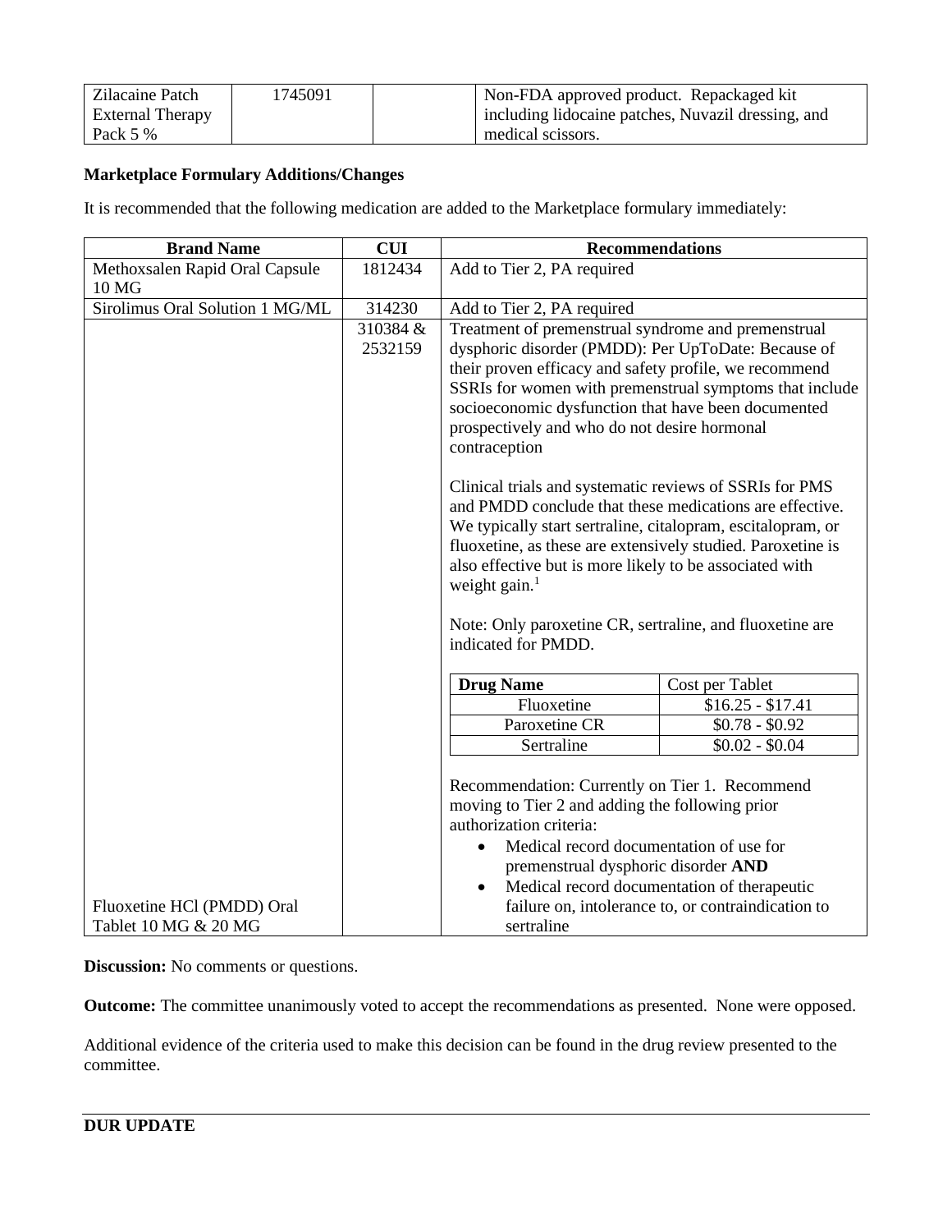| Zilacaine Patch External Therapy Pack 5 % | 1745091 | | Non-FDA approved product. Repackaged kit including lidocaine patches, Nuvazil dressing, and medical scissors. |
|---|---|---|---|

**Marketplace Formulary Additions/Changes**

It is recommended that the following medication are added to the Marketplace formulary immediately:

| Brand Name | CUI | Recommendations |
|---|---|---|
| Methoxsalen Rapid Oral Capsule 10 MG | 1812434 | Add to Tier 2, PA required |
| Sirolimus Oral Solution 1 MG/ML | 314230 | Add to Tier 2, PA required |
| Fluoxetine HCl (PMDD) Oral Tablet 10 MG & 20 MG | 310384 & 2532159 | Treatment of premenstrual syndrome and premenstrual dysphoric disorder (PMDD): Per UpToDate: Because of their proven efficacy and safety profile, we recommend SSRIs for women with premenstrual symptoms that include socioeconomic dysfunction that have been documented prospectively and who do not desire hormonal contraception<br><br>Clinical trials and systematic reviews of SSRIs for PMS and PMDD conclude that these medications are effective. We typically start sertraline, citalopram, escitalopram, or fluoxetine, as these are extensively studied. Paroxetine is also effective but is more likely to be associated with weight gain.[1]<br><br>Note: Only paroxetine CR, sertraline, and fluoxetine are indicated for PMDD.<br><br>**Drug Name** / Cost per Tablet:<br>Fluoxetine: $16.25 - $17.41<br>Paroxetine CR: $0.78 - $0.92<br>Sertraline: $0.02 - $0.04<br><br>Recommendation: Currently on Tier 1. Recommend moving to Tier 2 and adding the following prior authorization criteria:<br>• Medical record documentation of use for premenstrual dysphoric disorder **AND**<br>• Medical record documentation of therapeutic failure on, intolerance to, or contraindication to sertraline |

**Discussion:** No comments or questions.

**Outcome:** The committee unanimously voted to accept the recommendations as presented. None were opposed.

Additional evidence of the criteria used to make this decision can be found in the drug review presented to the committee.

**DUR UPDATE**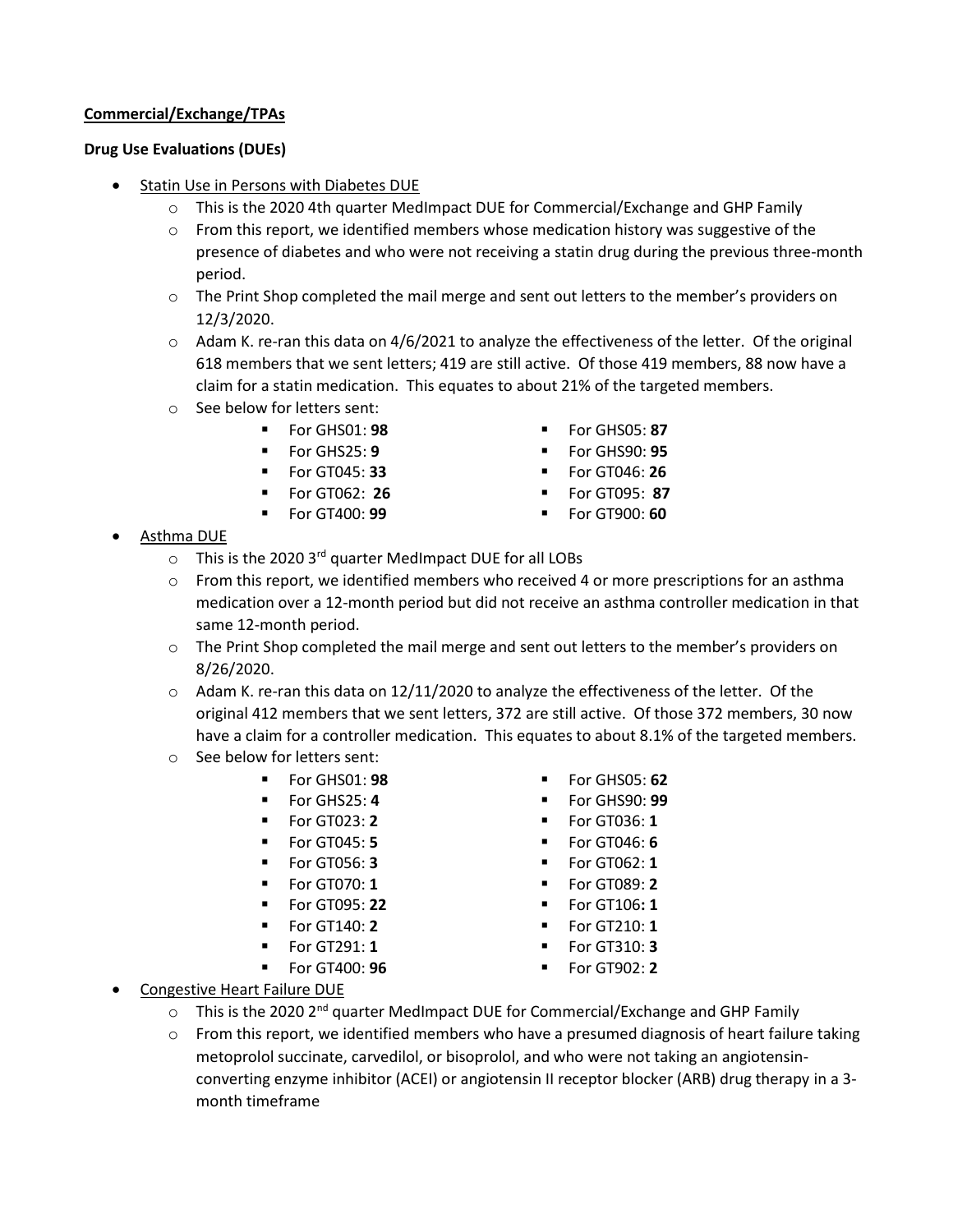**<u>Commercial/Exchange/TPAs</u>**

**Drug Use Evaluations (DUEs)**

- <u>Statin Use in Persons with Diabetes DUE</u>
  - This is the 2020 4th quarter MedImpact DUE for Commercial/Exchange and GHP Family
  - From this report, we identified members whose medication history was suggestive of the presence of diabetes and who were not receiving a statin drug during the previous three-month period.
  - The Print Shop completed the mail merge and sent out letters to the member's providers on 12/3/2020.
  - Adam K. re-ran this data on 4/6/2021 to analyze the effectiveness of the letter. Of the original 618 members that we sent letters; 419 are still active. Of those 419 members, 88 now have a claim for a statin medication. This equates to about 21% of the targeted members.
  - See below for letters sent:
    - For GHS01: **98**
    - For GHS05: **87**
    - For GHS25: **9**
    - For GHS90: **95**
    - For GT045: **33**
    - For GT046: **26**
    - For GT062: **26**
    - For GT095: **87**
    - For GT400: **99**
    - For GT900: **60**
- <u>Asthma DUE</u>
  - This is the 2020 3rd quarter MedImpact DUE for all LOBs
  - From this report, we identified members who received 4 or more prescriptions for an asthma medication over a 12-month period but did not receive an asthma controller medication in that same 12-month period.
  - The Print Shop completed the mail merge and sent out letters to the member's providers on 8/26/2020.
  - Adam K. re-ran this data on 12/11/2020 to analyze the effectiveness of the letter. Of the original 412 members that we sent letters, 372 are still active. Of those 372 members, 30 now have a claim for a controller medication. This equates to about 8.1% of the targeted members.
  - See below for letters sent:
    - For GHS01: **98**
    - For GHS05: **62**
    - For GHS25: **4**
    - For GHS90: **99**
    - For GT023: **2**
    - For GT036: **1**
    - For GT045: **5**
    - For GT046: **6**
    - For GT056: **3**
    - For GT062: **1**
    - For GT070: **1**
    - For GT089: **2**
    - For GT095: **22**
    - For GT106: **1**
    - For GT140: **2**
    - For GT210: **1**
    - For GT291: **1**
    - For GT310: **3**
    - For GT400: **96**
    - For GT902: **2**
- <u>Congestive Heart Failure DUE</u>
  - This is the 2020 2nd quarter MedImpact DUE for Commercial/Exchange and GHP Family
  - From this report, we identified members who have a presumed diagnosis of heart failure taking metoprolol succinate, carvedilol, or bisoprolol, and who were not taking an angiotensin-converting enzyme inhibitor (ACEI) or angiotensin II receptor blocker (ARB) drug therapy in a 3-month timeframe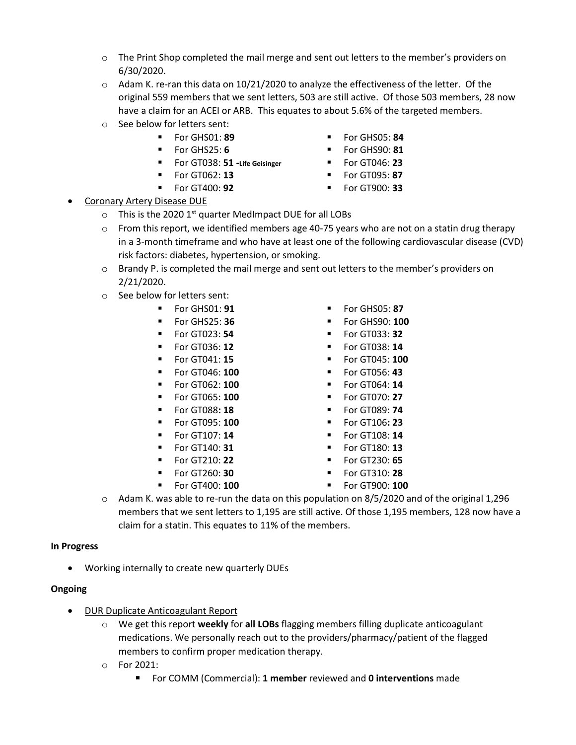- The Print Shop completed the mail merge and sent out letters to the member's providers on 6/30/2020.
- Adam K. re-ran this data on 10/21/2020 to analyze the effectiveness of the letter. Of the original 559 members that we sent letters, 503 are still active. Of those 503 members, 28 now have a claim for an ACEI or ARB. This equates to about 5.6% of the targeted members.
- See below for letters sent:
  - For GHS01: **89**
  - For GHS05: **84**
  - For GHS25: **6**
  - For GHS90: **81**
  - For GT038: **51 -Life Geisinger**
  - For GT046: **23**
  - For GT062: **13**
  - For GT095: **87**
  - For GT400: **92**
  - For GT900: **33**

- Coronary Artery Disease DUE
  - This is the 2020 1st quarter MedImpact DUE for all LOBs
  - From this report, we identified members age 40-75 years who are not on a statin drug therapy in a 3-month timeframe and who have at least one of the following cardiovascular disease (CVD) risk factors: diabetes, hypertension, or smoking.
  - Brandy P. is completed the mail merge and sent out letters to the member's providers on 2/21/2020.
  - See below for letters sent:
    - For GHS01: **91**
    - For GHS05: **87**
    - For GHS25: **36**
    - For GHS90: **100**
    - For GT023: **54**
    - For GT033: **32**
    - For GT036: **12**
    - For GT038: **14**
    - For GT041: **15**
    - For GT045: **100**
    - For GT046: **100**
    - For GT056: **43**
    - For GT062: **100**
    - For GT064: **14**
    - For GT065: **100**
    - For GT070: **27**
    - For GT088**: 18**
    - For GT089: **74**
    - For GT095: **100**
    - For GT106**: 23**
    - For GT107: **14**
    - For GT108: **14**
    - For GT140: **31**
    - For GT180: **13**
    - For GT210: **22**
    - For GT230: **65**
    - For GT260: **30**
    - For GT310: **28**
    - For GT400: **100**
    - For GT900: **100**
  - Adam K. was able to re-run the data on this population on 8/5/2020 and of the original 1,296 members that we sent letters to 1,195 are still active. Of those 1,195 members, 128 now have a claim for a statin. This equates to 11% of the members.

**In Progress**

- Working internally to create new quarterly DUEs

**Ongoing**

- DUR Duplicate Anticoagulant Report
  - We get this report **weekly** for **all LOBs** flagging members filling duplicate anticoagulant medications. We personally reach out to the providers/pharmacy/patient of the flagged members to confirm proper medication therapy.
  - For 2021:
    - For COMM (Commercial): **1 member** reviewed and **0 interventions** made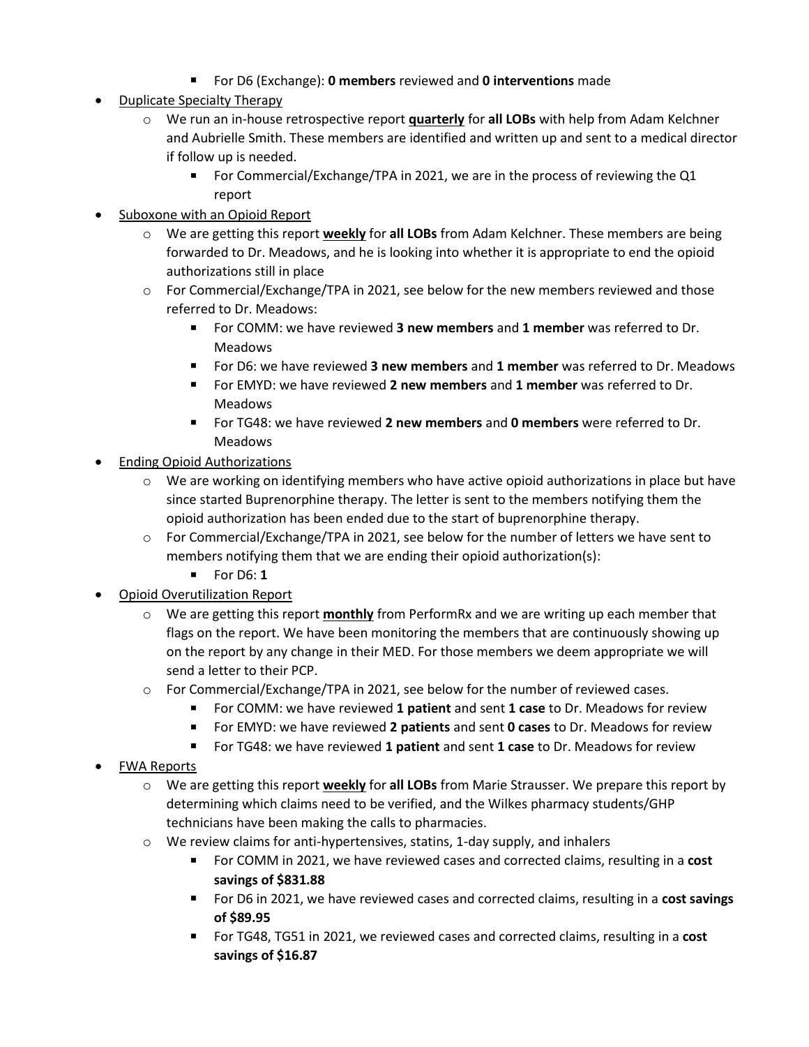- For D6 (Exchange): **0 members** reviewed and **0 interventions** made

- Duplicate Specialty Therapy
  - We run an in-house retrospective report **quarterly** for **all LOBs** with help from Adam Kelchner and Aubrielle Smith. These members are identified and written up and sent to a medical director if follow up is needed.
    - For Commercial/Exchange/TPA in 2021, we are in the process of reviewing the Q1 report
- Suboxone with an Opioid Report
  - We are getting this report **weekly** for **all LOBs** from Adam Kelchner. These members are being forwarded to Dr. Meadows, and he is looking into whether it is appropriate to end the opioid authorizations still in place
  - For Commercial/Exchange/TPA in 2021, see below for the new members reviewed and those referred to Dr. Meadows:
    - For COMM: we have reviewed **3 new members** and **1 member** was referred to Dr. Meadows
    - For D6: we have reviewed **3 new members** and **1 member** was referred to Dr. Meadows
    - For EMYD: we have reviewed **2 new members** and **1 member** was referred to Dr. Meadows
    - For TG48: we have reviewed **2 new members** and **0 members** were referred to Dr. Meadows
- Ending Opioid Authorizations
  - We are working on identifying members who have active opioid authorizations in place but have since started Buprenorphine therapy. The letter is sent to the members notifying them the opioid authorization has been ended due to the start of buprenorphine therapy.
  - For Commercial/Exchange/TPA in 2021, see below for the number of letters we have sent to members notifying them that we are ending their opioid authorization(s):
    - For D6: **1**
- Opioid Overutilization Report
  - We are getting this report **monthly** from PerformRx and we are writing up each member that flags on the report. We have been monitoring the members that are continuously showing up on the report by any change in their MED. For those members we deem appropriate we will send a letter to their PCP.
  - For Commercial/Exchange/TPA in 2021, see below for the number of reviewed cases.
    - For COMM: we have reviewed **1 patient** and sent **1 case** to Dr. Meadows for review
    - For EMYD: we have reviewed **2 patients** and sent **0 cases** to Dr. Meadows for review
    - For TG48: we have reviewed **1 patient** and sent **1 case** to Dr. Meadows for review
- FWA Reports
  - We are getting this report **weekly** for **all LOBs** from Marie Strausser. We prepare this report by determining which claims need to be verified, and the Wilkes pharmacy students/GHP technicians have been making the calls to pharmacies.
  - We review claims for anti-hypertensives, statins, 1-day supply, and inhalers
    - For COMM in 2021, we have reviewed cases and corrected claims, resulting in a **cost savings of $831.88**
    - For D6 in 2021, we have reviewed cases and corrected claims, resulting in a **cost savings of $89.95**
    - For TG48, TG51 in 2021, we reviewed cases and corrected claims, resulting in a **cost savings of $16.87**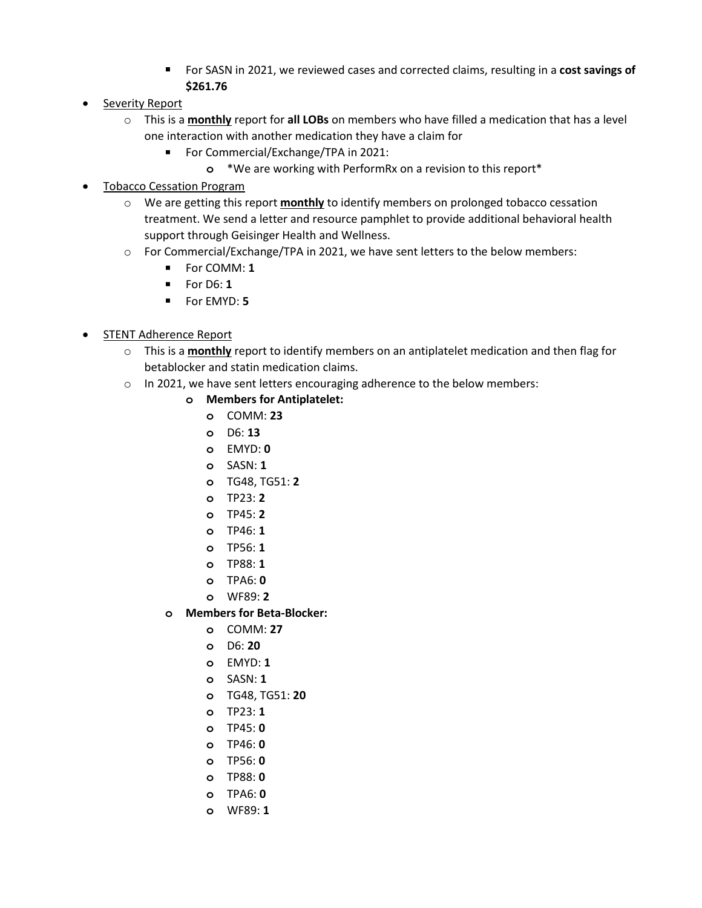- For SASN in 2021, we reviewed cases and corrected claims, resulting in a **cost savings of $261.76**

- Severity Report
  - This is a **monthly** report for **all LOBs** on members who have filled a medication that has a level one interaction with another medication they have a claim for
    - For Commercial/Exchange/TPA in 2021:
      - *We are working with PerformRx on a revision to this report*
- Tobacco Cessation Program
  - We are getting this report **monthly** to identify members on prolonged tobacco cessation treatment. We send a letter and resource pamphlet to provide additional behavioral health support through Geisinger Health and Wellness.
  - For Commercial/Exchange/TPA in 2021, we have sent letters to the below members:
    - For COMM: **1**
    - For D6: **1**
    - For EMYD: **5**

- STENT Adherence Report
  - This is a **monthly** report to identify members on an antiplatelet medication and then flag for betablocker and statin medication claims.
  - In 2021, we have sent letters encouraging adherence to the below members:
    - **Members for Antiplatelet:**
      - COMM: **23**
      - D6: **13**
      - EMYD: **0**
      - SASN: **1**
      - TG48, TG51: **2**
      - TP23: **2**
      - TP45: **2**
      - TP46: **1**
      - TP56: **1**
      - TP88: **1**
      - TPA6: **0**
      - WF89: **2**
    - **Members for Beta-Blocker:**
      - COMM: **27**
      - D6: **20**
      - EMYD: **1**
      - SASN: **1**
      - TG48, TG51: **20**
      - TP23: **1**
      - TP45: **0**
      - TP46: **0**
      - TP56: **0**
      - TP88: **0**
      - TPA6: **0**
      - WF89: **1**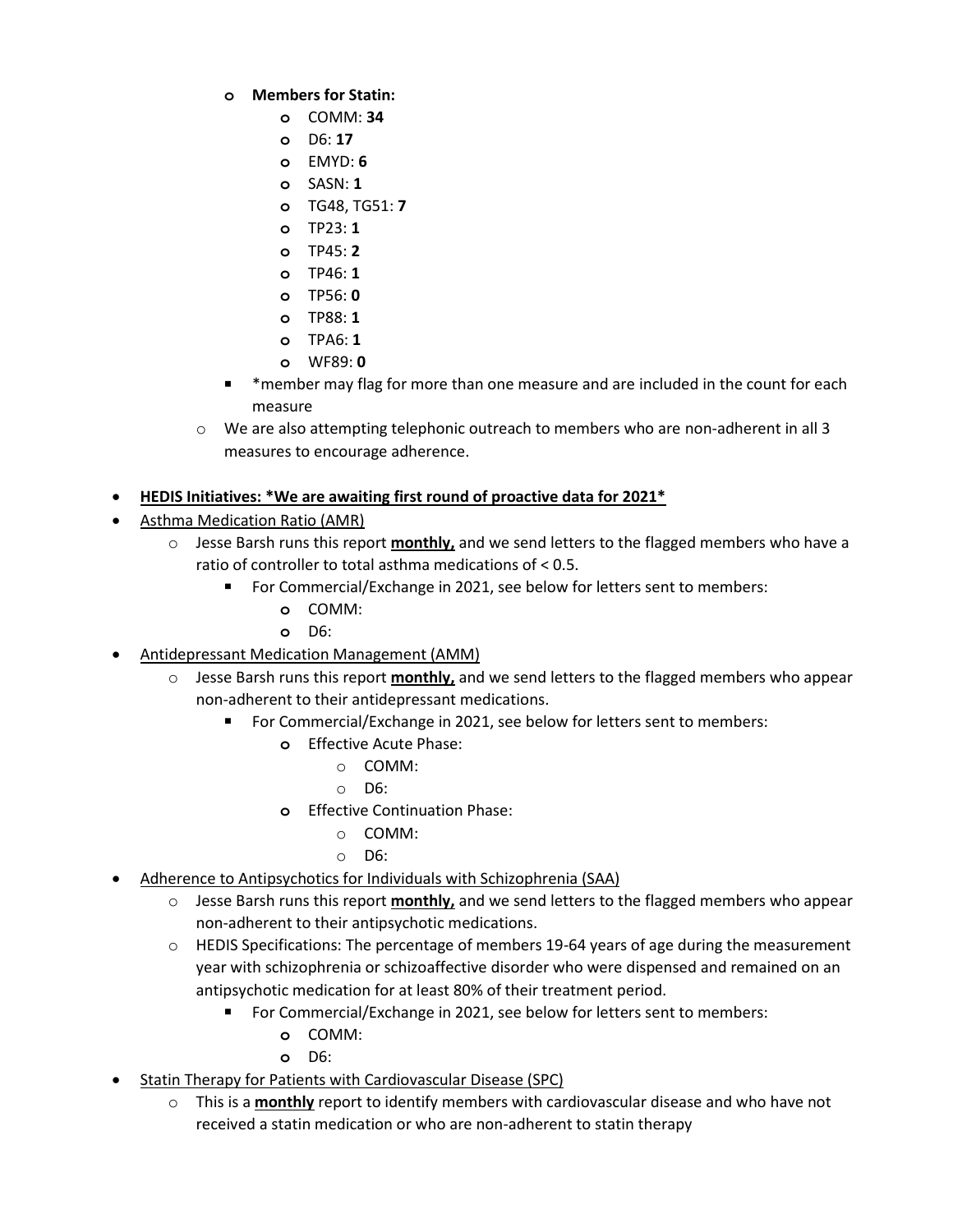- **Members for Statin:**
  - COMM: **34**
  - D6: **17**
  - EMYD: **6**
  - SASN: **1**
  - TG48, TG51: **7**
  - TP23: **1**
  - TP45: **2**
  - TP46: **1**
  - TP56: **0**
  - TP88: **1**
  - TPA6: **1**
  - WF89: **0**
  - *member may flag for more than one measure and are included in the count for each measure
- We are also attempting telephonic outreach to members who are non-adherent in all 3 measures to encourage adherence.

- <u>**HEDIS Initiatives: *We are awaiting first round of proactive data for 2021***</u>
- <u>Asthma Medication Ratio (AMR)</u>
  - Jesse Barsh runs this report <u>**monthly,**</u> and we send letters to the flagged members who have a ratio of controller to total asthma medications of < 0.5.
    - For Commercial/Exchange in 2021, see below for letters sent to members:
      - COMM:
      - D6:
- <u>Antidepressant Medication Management (AMM)</u>
  - Jesse Barsh runs this report <u>**monthly,**</u> and we send letters to the flagged members who appear non-adherent to their antidepressant medications.
    - For Commercial/Exchange in 2021, see below for letters sent to members:
      - Effective Acute Phase:
        - COMM:
        - D6:
      - Effective Continuation Phase:
        - COMM:
        - D6:
- <u>Adherence to Antipsychotics for Individuals with Schizophrenia (SAA)</u>
  - Jesse Barsh runs this report <u>**monthly,**</u> and we send letters to the flagged members who appear non-adherent to their antipsychotic medications.
  - HEDIS Specifications: The percentage of members 19-64 years of age during the measurement year with schizophrenia or schizoaffective disorder who were dispensed and remained on an antipsychotic medication for at least 80% of their treatment period.
    - For Commercial/Exchange in 2021, see below for letters sent to members:
      - COMM:
      - D6:
- <u>Statin Therapy for Patients with Cardiovascular Disease (SPC)</u>
  - This is a <u>**monthly**</u> report to identify members with cardiovascular disease and who have not received a statin medication or who are non-adherent to statin therapy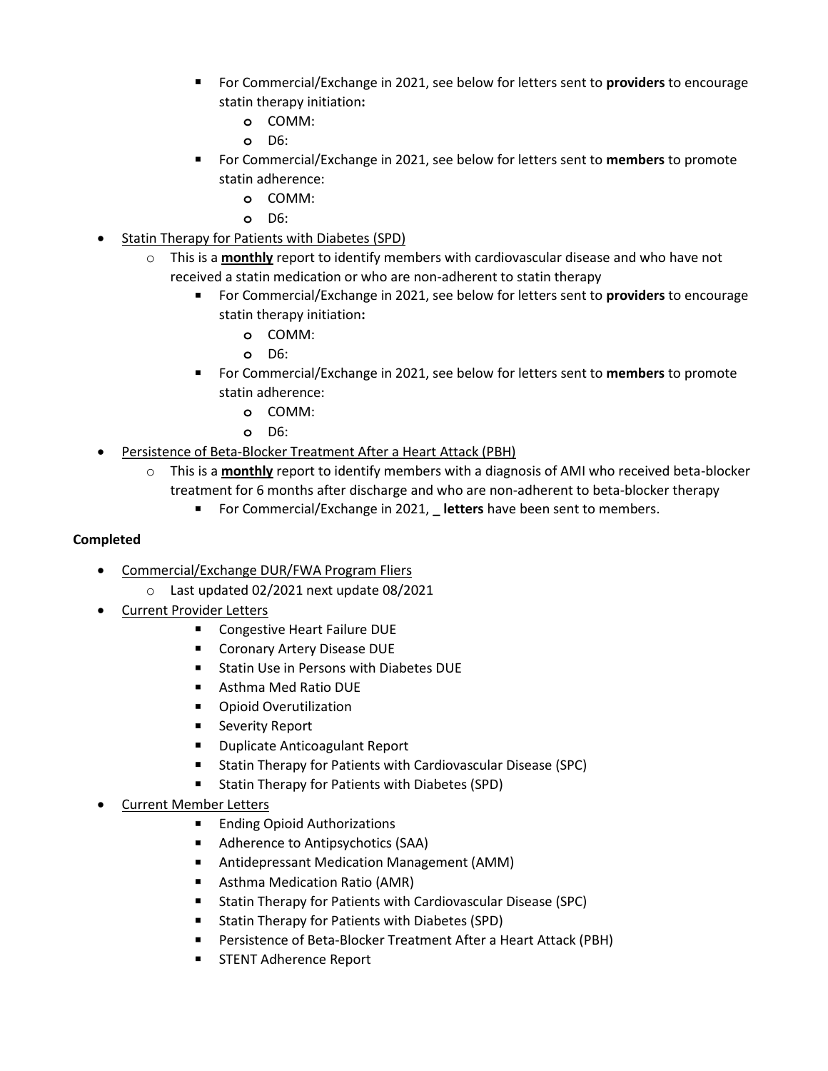- For Commercial/Exchange in 2021, see below for letters sent to **providers** to encourage statin therapy initiation**:**
      - COMM:
      - D6:
    - For Commercial/Exchange in 2021, see below for letters sent to **members** to promote statin adherence:
      - COMM:
      - D6:

- Statin Therapy for Patients with Diabetes (SPD)
  - This is a **monthly** report to identify members with cardiovascular disease and who have not received a statin medication or who are non-adherent to statin therapy
    - For Commercial/Exchange in 2021, see below for letters sent to **providers** to encourage statin therapy initiation**:**
      - COMM:
      - D6:
    - For Commercial/Exchange in 2021, see below for letters sent to **members** to promote statin adherence:
      - COMM:
      - D6:
- Persistence of Beta-Blocker Treatment After a Heart Attack (PBH)
  - This is a **monthly** report to identify members with a diagnosis of AMI who received beta-blocker treatment for 6 months after discharge and who are non-adherent to beta-blocker therapy
    - For Commercial/Exchange in 2021, **_ letters** have been sent to members.

**Completed**

- Commercial/Exchange DUR/FWA Program Fliers
  - Last updated 02/2021 next update 08/2021
- Current Provider Letters
  - Congestive Heart Failure DUE
  - Coronary Artery Disease DUE
  - Statin Use in Persons with Diabetes DUE
  - Asthma Med Ratio DUE
  - Opioid Overutilization
  - Severity Report
  - Duplicate Anticoagulant Report
  - Statin Therapy for Patients with Cardiovascular Disease (SPC)
  - Statin Therapy for Patients with Diabetes (SPD)
- Current Member Letters
  - Ending Opioid Authorizations
  - Adherence to Antipsychotics (SAA)
  - Antidepressant Medication Management (AMM)
  - Asthma Medication Ratio (AMR)
  - Statin Therapy for Patients with Cardiovascular Disease (SPC)
  - Statin Therapy for Patients with Diabetes (SPD)
  - Persistence of Beta-Blocker Treatment After a Heart Attack (PBH)
  - STENT Adherence Report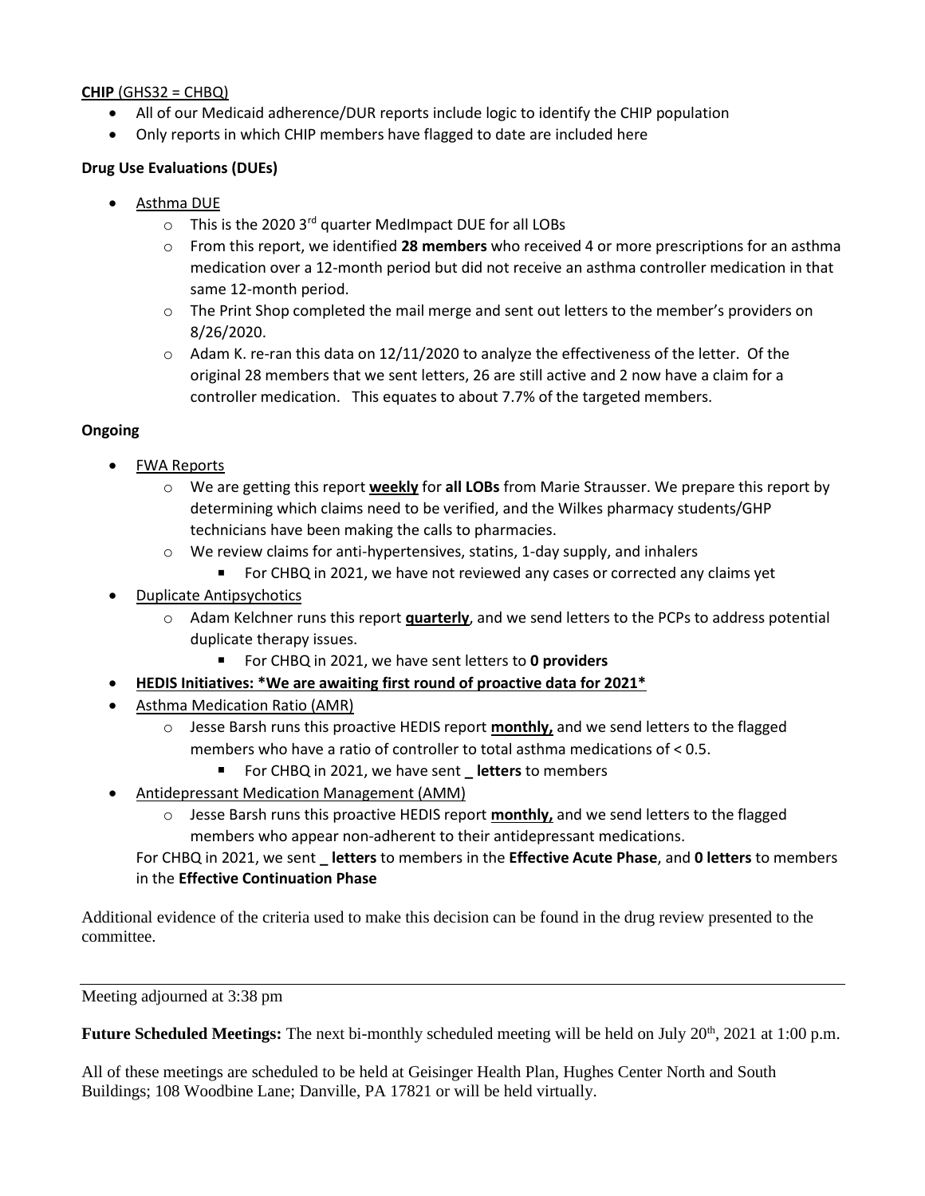**CHIP** (GHS32 = CHBQ)

- All of our Medicaid adherence/DUR reports include logic to identify the CHIP population
- Only reports in which CHIP members have flagged to date are included here

**Drug Use Evaluations (DUEs)**

- Asthma DUE
    - This is the 2020 3rd quarter MedImpact DUE for all LOBs
    - From this report, we identified **28 members** who received 4 or more prescriptions for an asthma medication over a 12-month period but did not receive an asthma controller medication in that same 12-month period.
    - The Print Shop completed the mail merge and sent out letters to the member's providers on 8/26/2020.
    - Adam K. re-ran this data on 12/11/2020 to analyze the effectiveness of the letter. Of the original 28 members that we sent letters, 26 are still active and 2 now have a claim for a controller medication. This equates to about 7.7% of the targeted members.

**Ongoing**

- FWA Reports
    - We are getting this report **weekly** for **all LOBs** from Marie Strausser. We prepare this report by determining which claims need to be verified, and the Wilkes pharmacy students/GHP technicians have been making the calls to pharmacies.
    - We review claims for anti-hypertensives, statins, 1-day supply, and inhalers
        - For CHBQ in 2021, we have not reviewed any cases or corrected any claims yet
- Duplicate Antipsychotics
    - Adam Kelchner runs this report **quarterly**, and we send letters to the PCPs to address potential duplicate therapy issues.
        - For CHBQ in 2021, we have sent letters to **0 providers**
- **HEDIS Initiatives: *We are awaiting first round of proactive data for 2021***
- Asthma Medication Ratio (AMR)
    - Jesse Barsh runs this proactive HEDIS report **monthly,** and we send letters to the flagged members who have a ratio of controller to total asthma medications of < 0.5.
        - For CHBQ in 2021, we have sent **_ letters** to members
- Antidepressant Medication Management (AMM)
    - Jesse Barsh runs this proactive HEDIS report **monthly,** and we send letters to the flagged members who appear non-adherent to their antidepressant medications.

    For CHBQ in 2021, we sent **_ letters** to members in the **Effective Acute Phase**, and **0 letters** to members in the **Effective Continuation Phase**

Additional evidence of the criteria used to make this decision can be found in the drug review presented to the committee.

---

Meeting adjourned at 3:38 pm

**Future Scheduled Meetings:** The next bi-monthly scheduled meeting will be held on July 20th, 2021 at 1:00 p.m.

All of these meetings are scheduled to be held at Geisinger Health Plan, Hughes Center North and South Buildings; 108 Woodbine Lane; Danville, PA 17821 or will be held virtually.